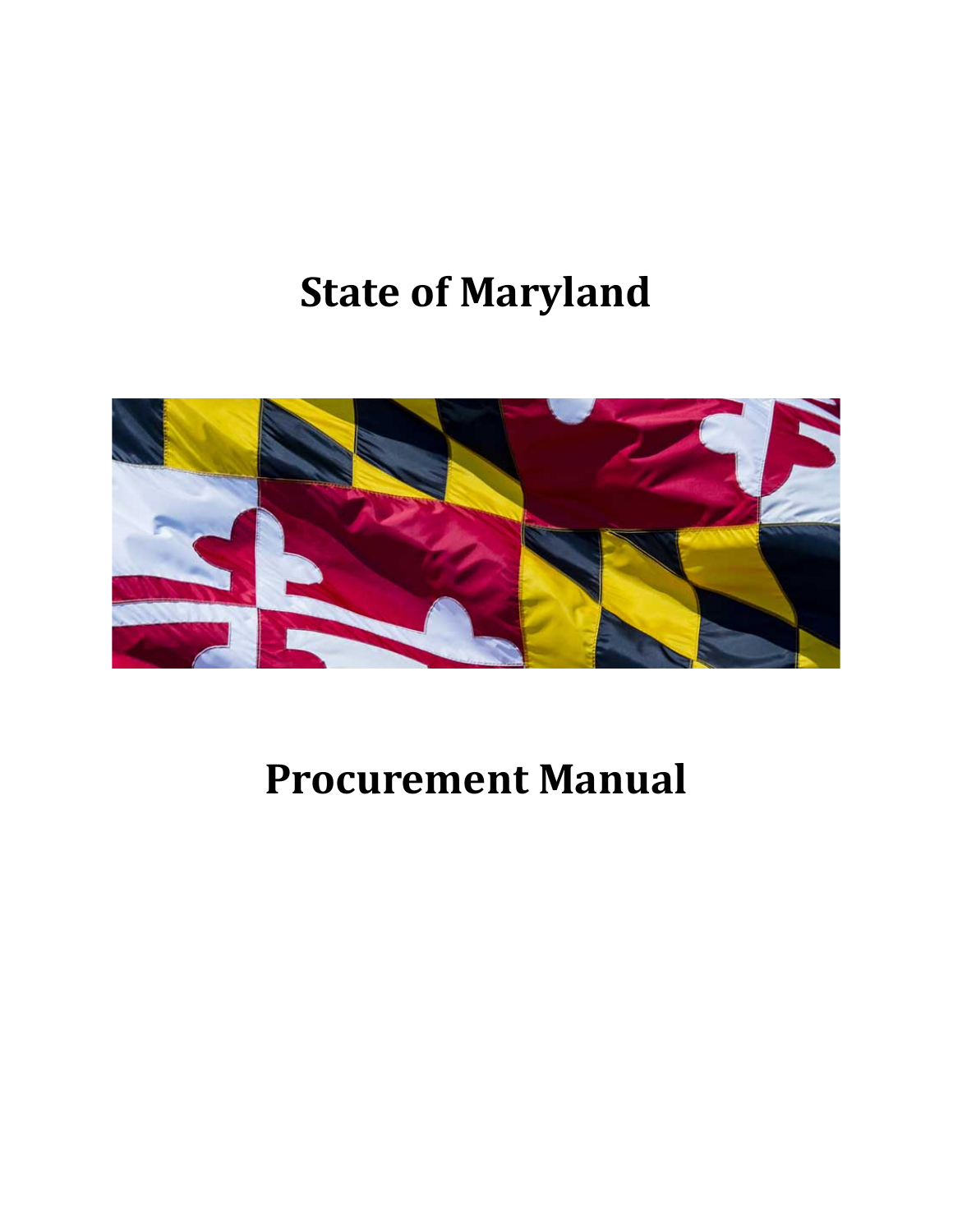# State of Maryland

# Procurement Manual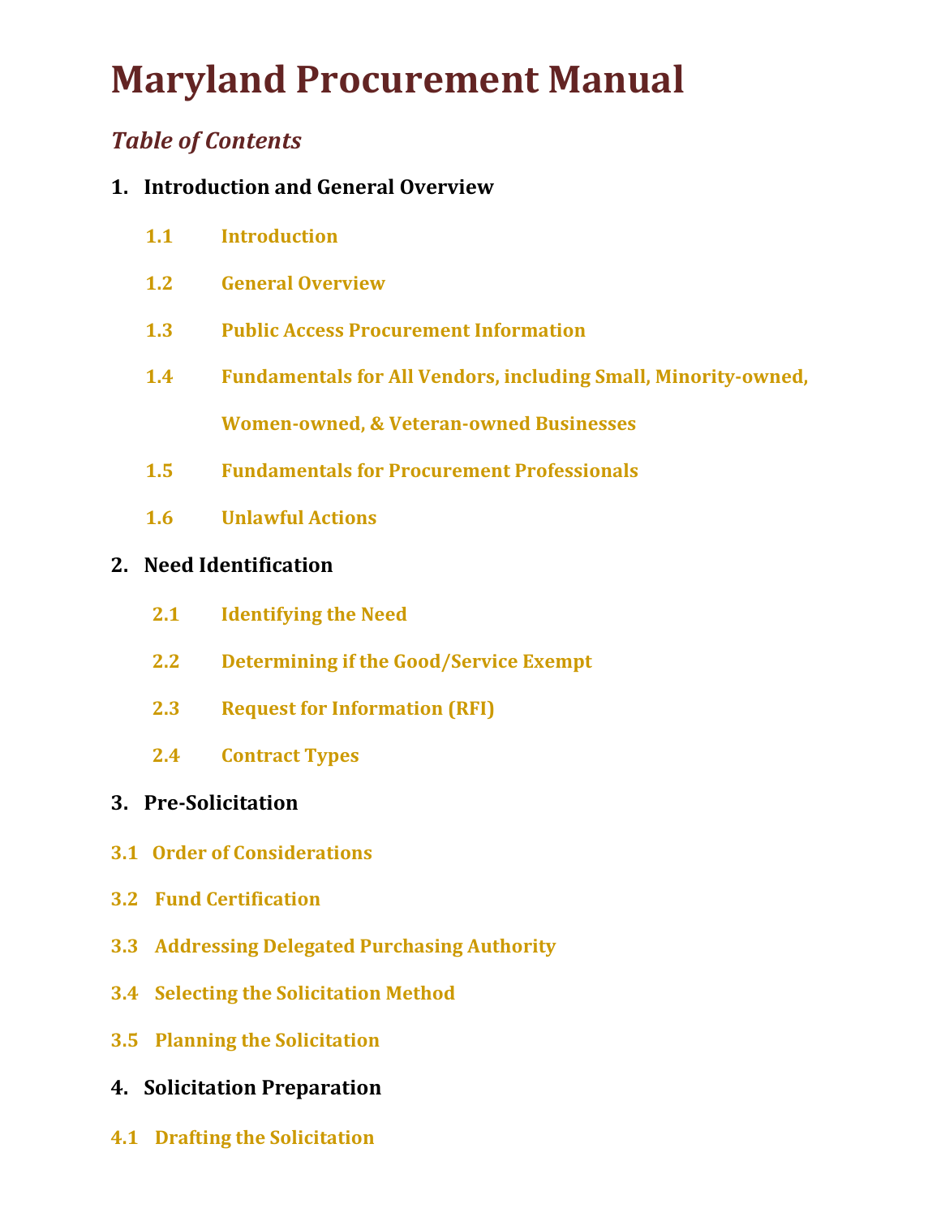# Maryland Procurement Manual

## *Table of Contents*

**1. Introduction and General Overview**

- **1.1 Introduction**
- **1.2 General Overview**
- **1.3 Public Access Procurement Information**
- **1.4 Fundamentals for All Vendors, including Small, Minority-owned, Women-owned, & Veteran-owned Businesses**
- **1.5 Fundamentals for Procurement Professionals**
- **1.6 Unlawful Actions**

**2. Need Identification**

- **2.1 Identifying the Need**
- **2.2 Determining if the Good/Service Exempt**
- **2.3 Request for Information (RFI)**
- **2.4 Contract Types**

**3. Pre-Solicitation**

- **3.1 Order of Considerations**
- **3.2 Fund Certification**
- **3.3 Addressing Delegated Purchasing Authority**
- **3.4 Selecting the Solicitation Method**
- **3.5 Planning the Solicitation**

**4. Solicitation Preparation**

- **4.1 Drafting the Solicitation**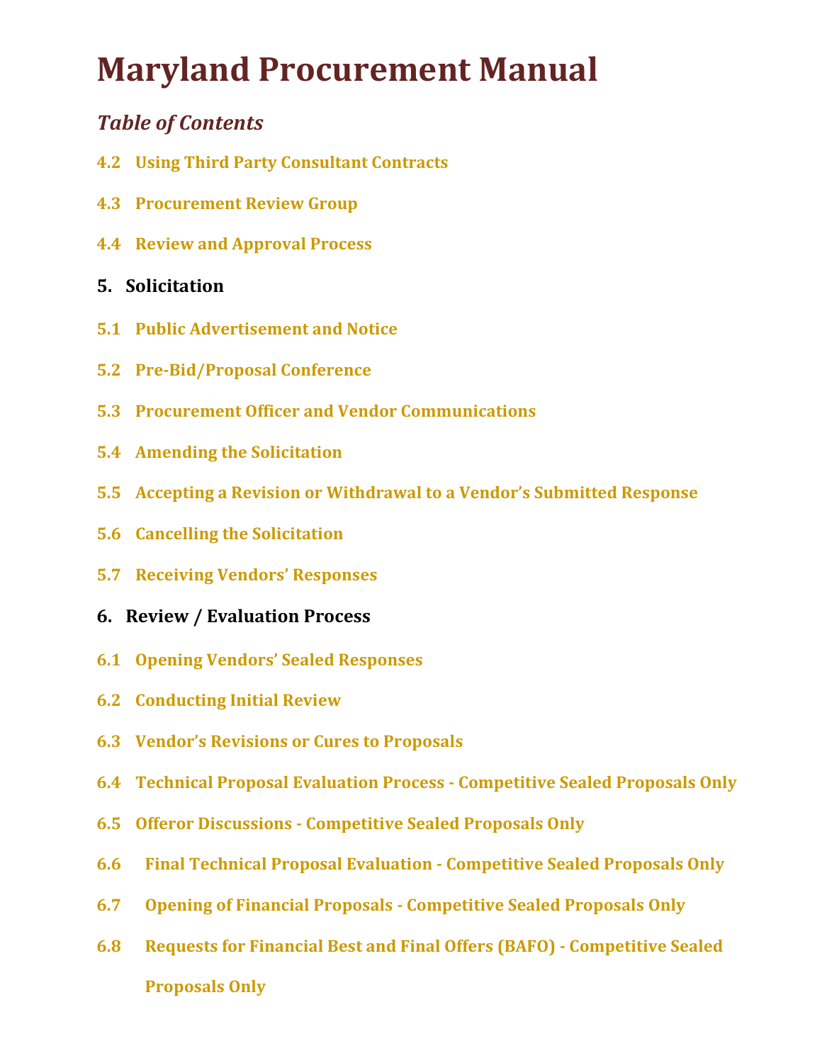# Maryland Procurement Manual

## *Table of Contents*

**4.2 Using Third Party Consultant Contracts**

**4.3 Procurement Review Group**

**4.4 Review and Approval Process**

**5. Solicitation**

**5.1 Public Advertisement and Notice**

**5.2 Pre-Bid/Proposal Conference**

**5.3 Procurement Officer and Vendor Communications**

**5.4 Amending the Solicitation**

**5.5 Accepting a Revision or Withdrawal to a Vendor's Submitted Response**

**5.6 Cancelling the Solicitation**

**5.7 Receiving Vendors' Responses**

**6. Review / Evaluation Process**

**6.1 Opening Vendors' Sealed Responses**

**6.2 Conducting Initial Review**

**6.3 Vendor's Revisions or Cures to Proposals**

**6.4 Technical Proposal Evaluation Process - Competitive Sealed Proposals Only**

**6.5 Offeror Discussions - Competitive Sealed Proposals Only**

**6.6 Final Technical Proposal Evaluation - Competitive Sealed Proposals Only**

**6.7 Opening of Financial Proposals - Competitive Sealed Proposals Only**

**6.8 Requests for Financial Best and Final Offers (BAFO) - Competitive Sealed Proposals Only**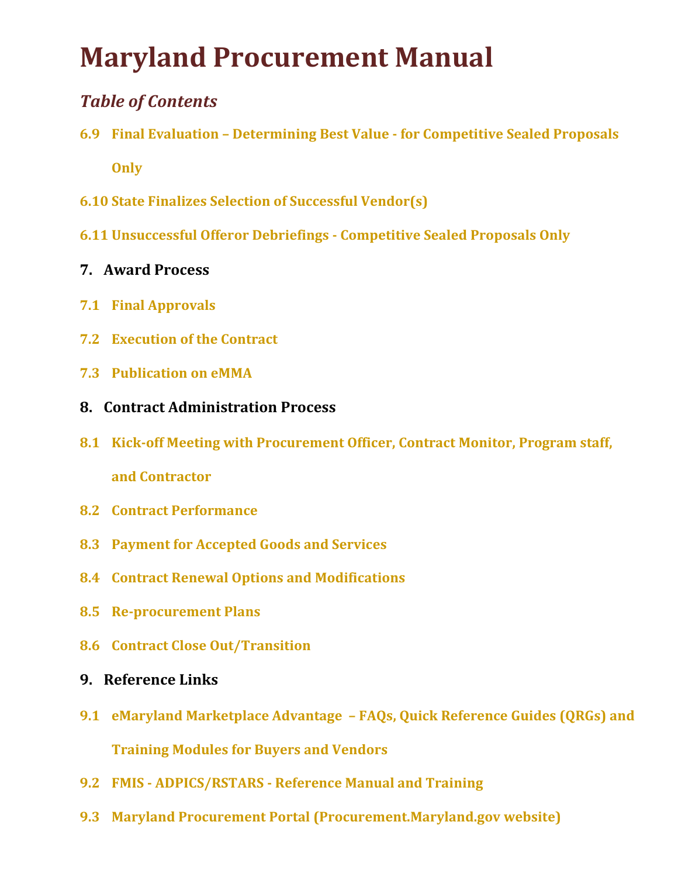# Maryland Procurement Manual

## *Table of Contents*

**6.9 Final Evaluation – Determining Best Value - for Competitive Sealed Proposals Only**

**6.10 State Finalizes Selection of Successful Vendor(s)**

**6.11 Unsuccessful Offeror Debriefings - Competitive Sealed Proposals Only**

**7. Award Process**

**7.1 Final Approvals**

**7.2 Execution of the Contract**

**7.3 Publication on eMMA**

**8. Contract Administration Process**

**8.1 Kick-off Meeting with Procurement Officer, Contract Monitor, Program staff, and Contractor**

**8.2 Contract Performance**

**8.3 Payment for Accepted Goods and Services**

**8.4 Contract Renewal Options and Modifications**

**8.5 Re-procurement Plans**

**8.6 Contract Close Out/Transition**

**9. Reference Links**

**9.1 eMaryland Marketplace Advantage – FAQs, Quick Reference Guides (QRGs) and Training Modules for Buyers and Vendors**

**9.2 FMIS - ADPICS/RSTARS - Reference Manual and Training**

**9.3 Maryland Procurement Portal (Procurement.Maryland.gov website)**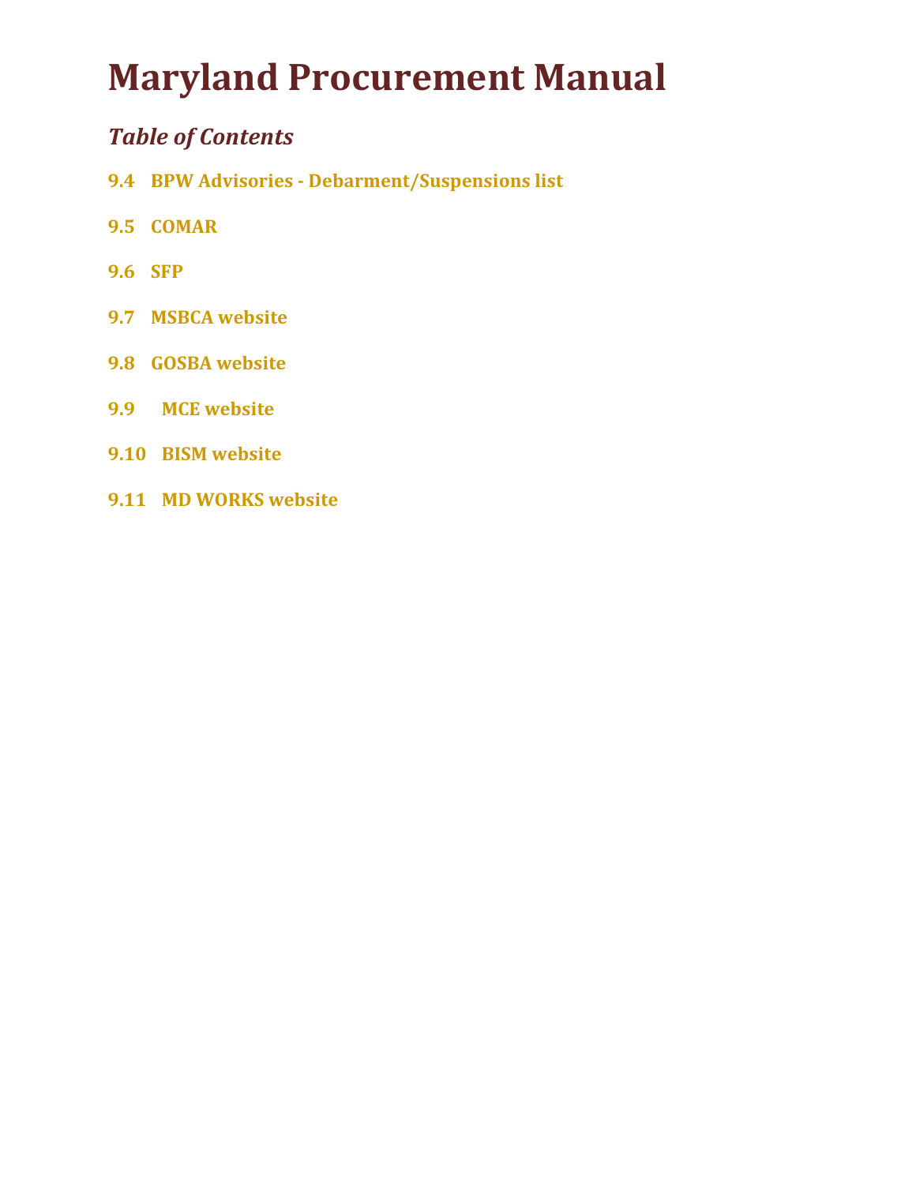# Maryland Procurement Manual

## *Table of Contents*

**9.4 BPW Advisories - Debarment/Suspensions list**

**9.5 COMAR**

**9.6 SFP**

**9.7 MSBCA website**

**9.8 GOSBA website**

**9.9 MCE website**

**9.10 BISM website**

**9.11 MD WORKS website**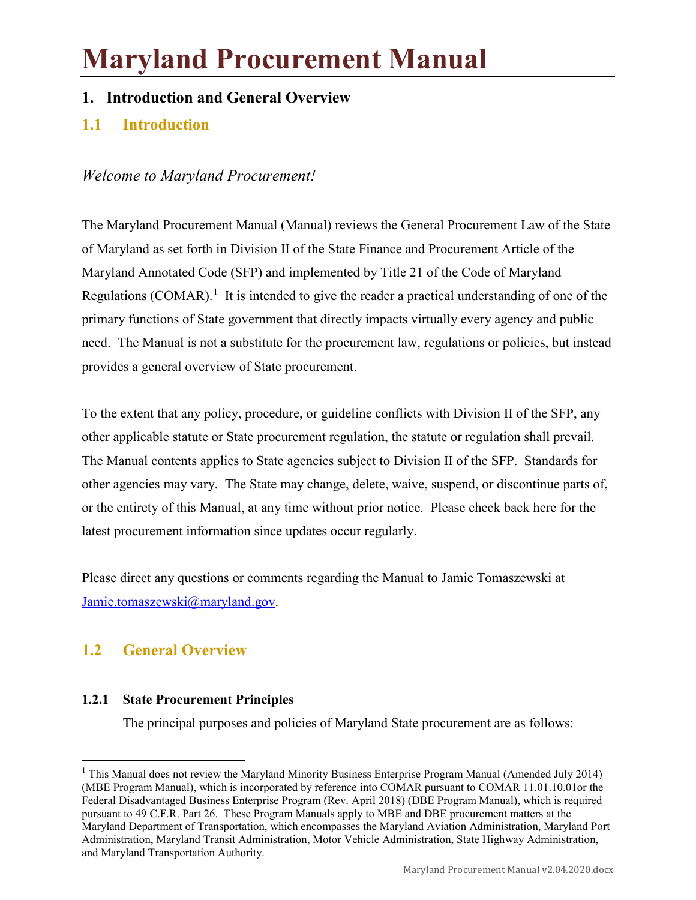# Maryland Procurement Manual

## 1. Introduction and General Overview

### 1.1 Introduction

*Welcome to Maryland Procurement!*

The Maryland Procurement Manual (Manual) reviews the General Procurement Law of the State of Maryland as set forth in Division II of the State Finance and Procurement Article of the Maryland Annotated Code (SFP) and implemented by Title 21 of the Code of Maryland Regulations (COMAR).[1] It is intended to give the reader a practical understanding of one of the primary functions of State government that directly impacts virtually every agency and public need. The Manual is not a substitute for the procurement law, regulations or policies, but instead provides a general overview of State procurement.

To the extent that any policy, procedure, or guideline conflicts with Division II of the SFP, any other applicable statute or State procurement regulation, the statute or regulation shall prevail. The Manual contents applies to State agencies subject to Division II of the SFP. Standards for other agencies may vary. The State may change, delete, waive, suspend, or discontinue parts of, or the entirety of this Manual, at any time without prior notice. Please check back here for the latest procurement information since updates occur regularly.

Please direct any questions or comments regarding the Manual to Jamie Tomaszewski at [Jamie.tomaszewski@maryland.gov](mailto:Jamie.tomaszewski@maryland.gov).

### 1.2 General Overview

#### 1.2.1 State Procurement Principles

The principal purposes and policies of Maryland State procurement are as follows:

---

[1] This Manual does not review the Maryland Minority Business Enterprise Program Manual (Amended July 2014) (MBE Program Manual), which is incorporated by reference into COMAR pursuant to COMAR 11.01.10.01or the Federal Disadvantaged Business Enterprise Program (Rev. April 2018) (DBE Program Manual), which is required pursuant to 49 C.F.R. Part 26. These Program Manuals apply to MBE and DBE procurement matters at the Maryland Department of Transportation, which encompasses the Maryland Aviation Administration, Maryland Port Administration, Maryland Transit Administration, Motor Vehicle Administration, State Highway Administration, and Maryland Transportation Authority.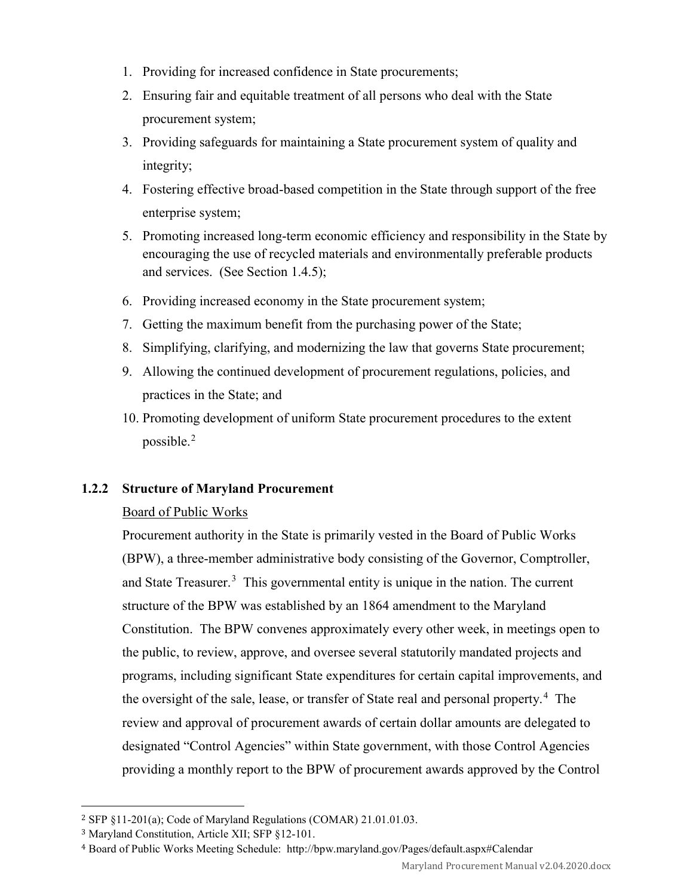1. Providing for increased confidence in State procurements;
2. Ensuring fair and equitable treatment of all persons who deal with the State procurement system;
3. Providing safeguards for maintaining a State procurement system of quality and integrity;
4. Fostering effective broad-based competition in the State through support of the free enterprise system;
5. Promoting increased long-term economic efficiency and responsibility in the State by encouraging the use of recycled materials and environmentally preferable products and services. (See Section 1.4.5);
6. Providing increased economy in the State procurement system;
7. Getting the maximum benefit from the purchasing power of the State;
8. Simplifying, clarifying, and modernizing the law that governs State procurement;
9. Allowing the continued development of procurement regulations, policies, and practices in the State; and
10. Promoting development of uniform State procurement procedures to the extent possible.[2]

### 1.2.2 Structure of Maryland Procurement

Board of Public Works

Procurement authority in the State is primarily vested in the Board of Public Works (BPW), a three-member administrative body consisting of the Governor, Comptroller, and State Treasurer.[3] This governmental entity is unique in the nation. The current structure of the BPW was established by an 1864 amendment to the Maryland Constitution. The BPW convenes approximately every other week, in meetings open to the public, to review, approve, and oversee several statutorily mandated projects and programs, including significant State expenditures for certain capital improvements, and the oversight of the sale, lease, or transfer of State real and personal property.[4] The review and approval of procurement awards of certain dollar amounts are delegated to designated "Control Agencies" within State government, with those Control Agencies providing a monthly report to the BPW of procurement awards approved by the Control

---

[2] SFP §11-201(a); Code of Maryland Regulations (COMAR) 21.01.01.03.

[3] Maryland Constitution, Article XII; SFP §12-101.

[4] Board of Public Works Meeting Schedule: http://bpw.maryland.gov/Pages/default.aspx#Calendar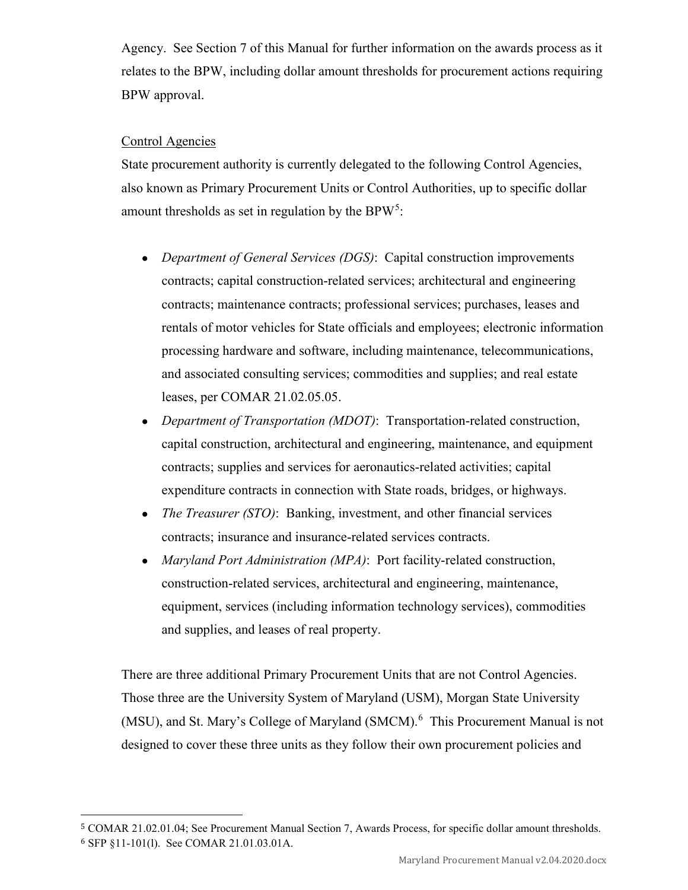Agency. See Section 7 of this Manual for further information on the awards process as it relates to the BPW, including dollar amount thresholds for procurement actions requiring BPW approval.

Control Agencies

State procurement authority is currently delegated to the following Control Agencies, also known as Primary Procurement Units or Control Authorities, up to specific dollar amount thresholds as set in regulation by the BPW[5]:

- *Department of General Services (DGS)*: Capital construction improvements contracts; capital construction-related services; architectural and engineering contracts; maintenance contracts; professional services; purchases, leases and rentals of motor vehicles for State officials and employees; electronic information processing hardware and software, including maintenance, telecommunications, and associated consulting services; commodities and supplies; and real estate leases, per COMAR 21.02.05.05.
- *Department of Transportation (MDOT)*: Transportation-related construction, capital construction, architectural and engineering, maintenance, and equipment contracts; supplies and services for aeronautics-related activities; capital expenditure contracts in connection with State roads, bridges, or highways.
- *The Treasurer (STO)*: Banking, investment, and other financial services contracts; insurance and insurance-related services contracts.
- *Maryland Port Administration (MPA)*: Port facility-related construction, construction-related services, architectural and engineering, maintenance, equipment, services (including information technology services), commodities and supplies, and leases of real property.

There are three additional Primary Procurement Units that are not Control Agencies. Those three are the University System of Maryland (USM), Morgan State University (MSU), and St. Mary's College of Maryland (SMCM).[6] This Procurement Manual is not designed to cover these three units as they follow their own procurement policies and

[5] COMAR 21.02.01.04; See Procurement Manual Section 7, Awards Process, for specific dollar amount thresholds.
[6] SFP §11-101(l). See COMAR 21.01.03.01A.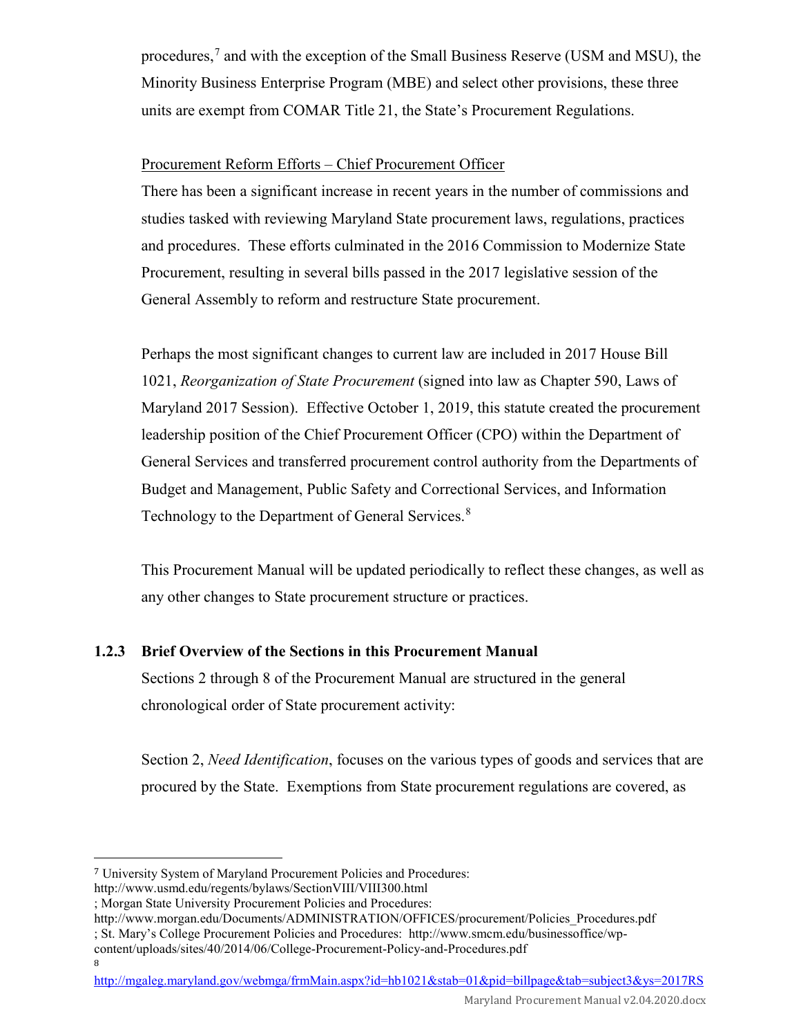procedures,[7] and with the exception of the Small Business Reserve (USM and MSU), the Minority Business Enterprise Program (MBE) and select other provisions, these three units are exempt from COMAR Title 21, the State's Procurement Regulations.

Procurement Reform Efforts – Chief Procurement Officer

There has been a significant increase in recent years in the number of commissions and studies tasked with reviewing Maryland State procurement laws, regulations, practices and procedures. These efforts culminated in the 2016 Commission to Modernize State Procurement, resulting in several bills passed in the 2017 legislative session of the General Assembly to reform and restructure State procurement.

Perhaps the most significant changes to current law are included in 2017 House Bill 1021, *Reorganization of State Procurement* (signed into law as Chapter 590, Laws of Maryland 2017 Session). Effective October 1, 2019, this statute created the procurement leadership position of the Chief Procurement Officer (CPO) within the Department of General Services and transferred procurement control authority from the Departments of Budget and Management, Public Safety and Correctional Services, and Information Technology to the Department of General Services.[8]

This Procurement Manual will be updated periodically to reflect these changes, as well as any other changes to State procurement structure or practices.

### 1.2.3 Brief Overview of the Sections in this Procurement Manual

Sections 2 through 8 of the Procurement Manual are structured in the general chronological order of State procurement activity:

Section 2, *Need Identification*, focuses on the various types of goods and services that are procured by the State. Exemptions from State procurement regulations are covered, as

---

[7] University System of Maryland Procurement Policies and Procedures: http://www.usmd.edu/regents/bylaws/SectionVIII/VIII300.html ; Morgan State University Procurement Policies and Procedures: http://www.morgan.edu/Documents/ADMINISTRATION/OFFICES/procurement/Policies_Procedures.pdf ; St. Mary's College Procurement Policies and Procedures: http://www.smcm.edu/businessoffice/wp-content/uploads/sites/40/2014/06/College-Procurement-Policy-and-Procedures.pdf

[8] http://mgaleg.maryland.gov/webmga/frmMain.aspx?id=hb1021&stab=01&pid=billpage&tab=subject3&ys=2017RS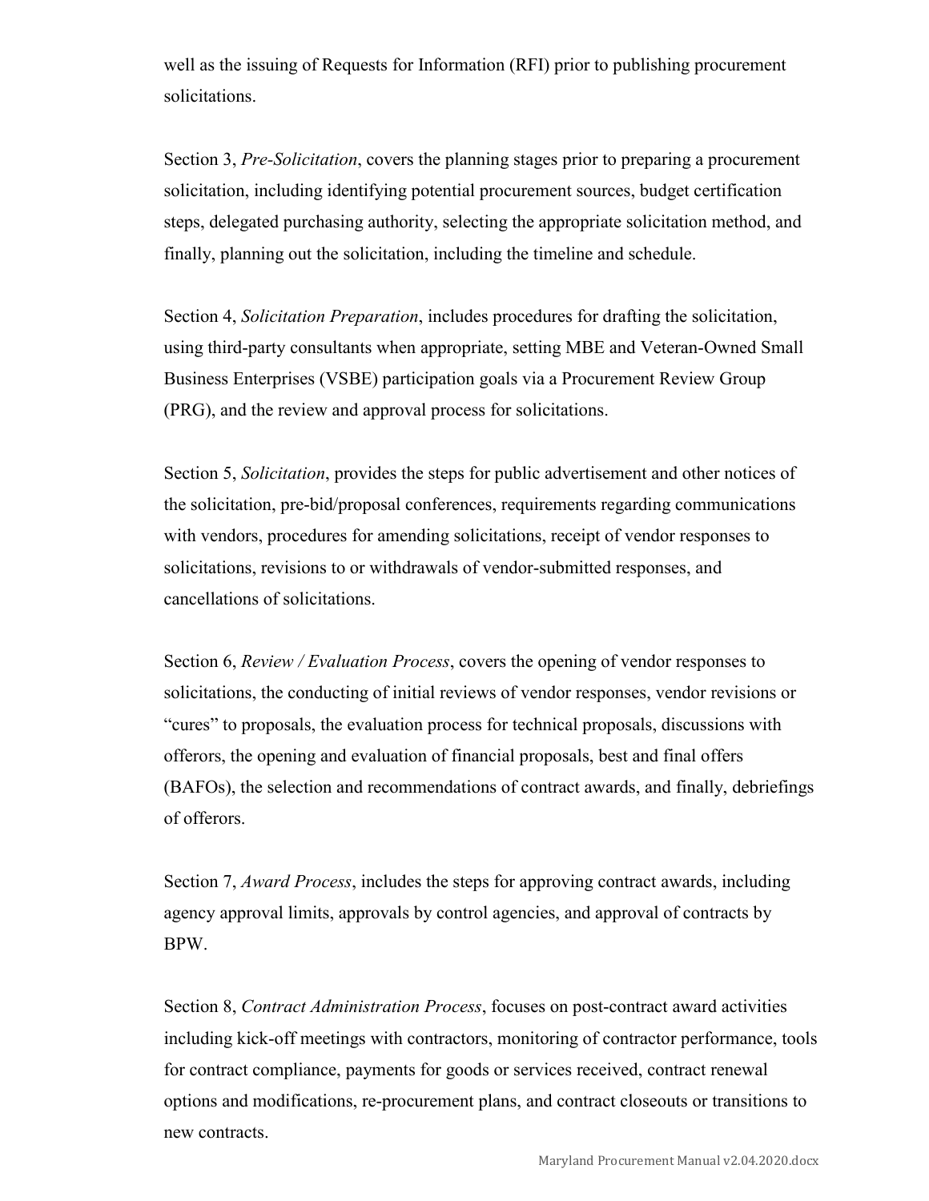well as the issuing of Requests for Information (RFI) prior to publishing procurement solicitations.

Section 3, *Pre-Solicitation*, covers the planning stages prior to preparing a procurement solicitation, including identifying potential procurement sources, budget certification steps, delegated purchasing authority, selecting the appropriate solicitation method, and finally, planning out the solicitation, including the timeline and schedule.

Section 4, *Solicitation Preparation*, includes procedures for drafting the solicitation, using third-party consultants when appropriate, setting MBE and Veteran-Owned Small Business Enterprises (VSBE) participation goals via a Procurement Review Group (PRG), and the review and approval process for solicitations.

Section 5, *Solicitation*, provides the steps for public advertisement and other notices of the solicitation, pre-bid/proposal conferences, requirements regarding communications with vendors, procedures for amending solicitations, receipt of vendor responses to solicitations, revisions to or withdrawals of vendor-submitted responses, and cancellations of solicitations.

Section 6, *Review / Evaluation Process*, covers the opening of vendor responses to solicitations, the conducting of initial reviews of vendor responses, vendor revisions or "cures" to proposals, the evaluation process for technical proposals, discussions with offerors, the opening and evaluation of financial proposals, best and final offers (BAFOs), the selection and recommendations of contract awards, and finally, debriefings of offerors.

Section 7, *Award Process*, includes the steps for approving contract awards, including agency approval limits, approvals by control agencies, and approval of contracts by BPW.

Section 8, *Contract Administration Process*, focuses on post-contract award activities including kick-off meetings with contractors, monitoring of contractor performance, tools for contract compliance, payments for goods or services received, contract renewal options and modifications, re-procurement plans, and contract closeouts or transitions to new contracts.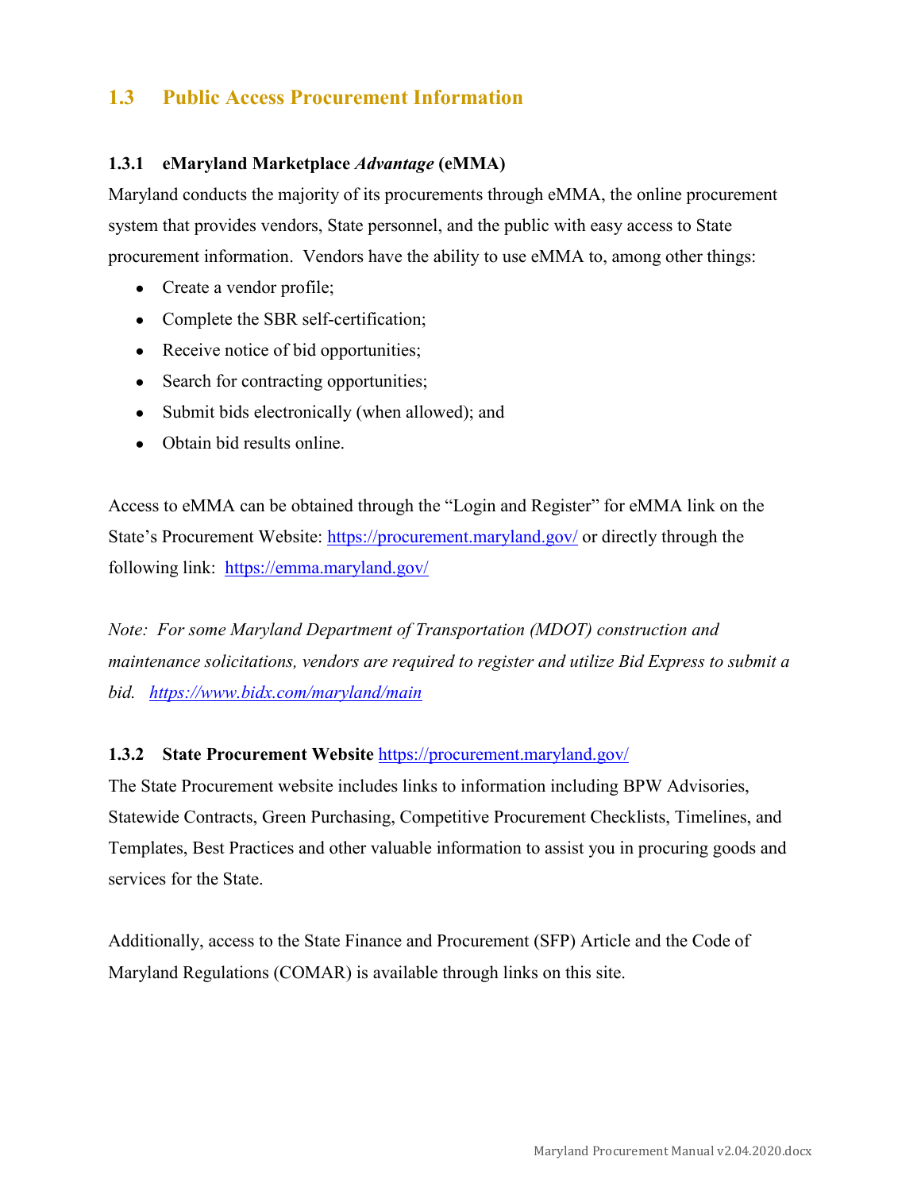## 1.3 Public Access Procurement Information

### 1.3.1 eMaryland Marketplace *Advantage* (eMMA)

Maryland conducts the majority of its procurements through eMMA, the online procurement system that provides vendors, State personnel, and the public with easy access to State procurement information. Vendors have the ability to use eMMA to, among other things:

- Create a vendor profile;
- Complete the SBR self-certification;
- Receive notice of bid opportunities;
- Search for contracting opportunities;
- Submit bids electronically (when allowed); and
- Obtain bid results online.

Access to eMMA can be obtained through the "Login and Register" for eMMA link on the State's Procurement Website: https://procurement.maryland.gov/ or directly through the following link: https://emma.maryland.gov/

*Note: For some Maryland Department of Transportation (MDOT) construction and maintenance solicitations, vendors are required to register and utilize Bid Express to submit a bid. https://www.bidx.com/maryland/main*

### 1.3.2 State Procurement Website https://procurement.maryland.gov/

The State Procurement website includes links to information including BPW Advisories, Statewide Contracts, Green Purchasing, Competitive Procurement Checklists, Timelines, and Templates, Best Practices and other valuable information to assist you in procuring goods and services for the State.

Additionally, access to the State Finance and Procurement (SFP) Article and the Code of Maryland Regulations (COMAR) is available through links on this site.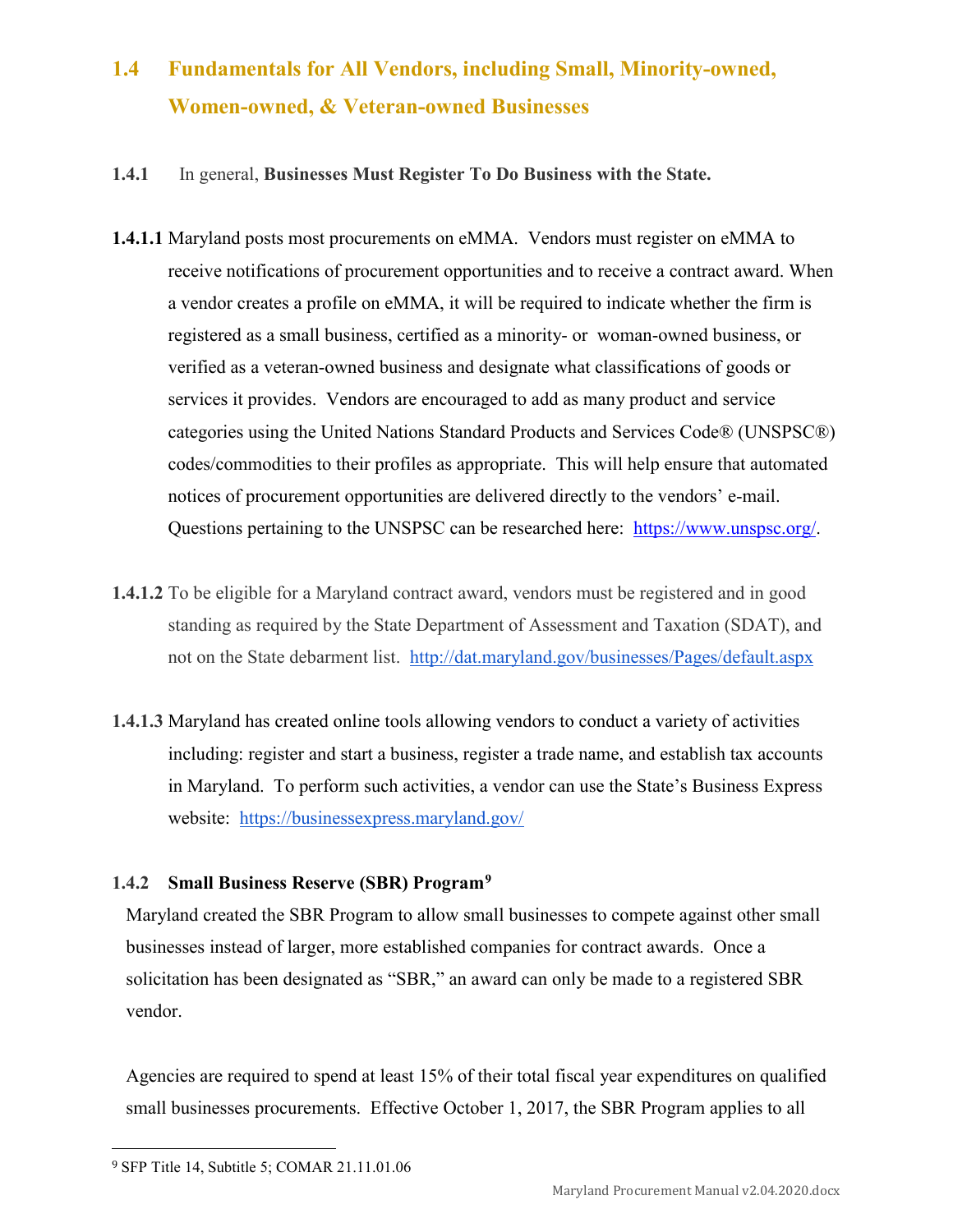## 1.4 Fundamentals for All Vendors, including Small, Minority-owned, Women-owned, & Veteran-owned Businesses

**1.4.1** In general, **Businesses Must Register To Do Business with the State.**

**1.4.1.1** Maryland posts most procurements on eMMA. Vendors must register on eMMA to receive notifications of procurement opportunities and to receive a contract award. When a vendor creates a profile on eMMA, it will be required to indicate whether the firm is registered as a small business, certified as a minority- or woman-owned business, or verified as a veteran-owned business and designate what classifications of goods or services it provides. Vendors are encouraged to add as many product and service categories using the United Nations Standard Products and Services Code® (UNSPSC®) codes/commodities to their profiles as appropriate. This will help ensure that automated notices of procurement opportunities are delivered directly to the vendors' e-mail. Questions pertaining to the UNSPSC can be researched here: https://www.unspsc.org/.

**1.4.1.2** To be eligible for a Maryland contract award, vendors must be registered and in good standing as required by the State Department of Assessment and Taxation (SDAT), and not on the State debarment list. http://dat.maryland.gov/businesses/Pages/default.aspx

**1.4.1.3** Maryland has created online tools allowing vendors to conduct a variety of activities including: register and start a business, register a trade name, and establish tax accounts in Maryland. To perform such activities, a vendor can use the State's Business Express website: https://businessexpress.maryland.gov/

### 1.4.2 Small Business Reserve (SBR) Program[9]

Maryland created the SBR Program to allow small businesses to compete against other small businesses instead of larger, more established companies for contract awards. Once a solicitation has been designated as "SBR," an award can only be made to a registered SBR vendor.

Agencies are required to spend at least 15% of their total fiscal year expenditures on qualified small businesses procurements. Effective October 1, 2017, the SBR Program applies to all

[9] SFP Title 14, Subtitle 5; COMAR 21.11.01.06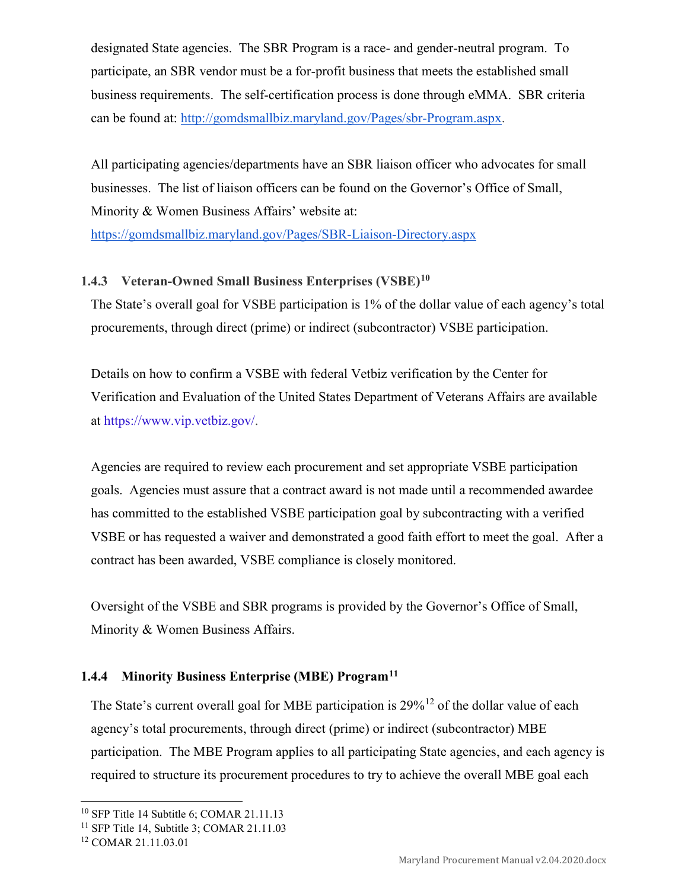designated State agencies. The SBR Program is a race- and gender-neutral program. To participate, an SBR vendor must be a for-profit business that meets the established small business requirements. The self-certification process is done through eMMA. SBR criteria can be found at: http://gomdsmallbiz.maryland.gov/Pages/sbr-Program.aspx.

All participating agencies/departments have an SBR liaison officer who advocates for small businesses. The list of liaison officers can be found on the Governor's Office of Small, Minority & Women Business Affairs' website at: https://gomdsmallbiz.maryland.gov/Pages/SBR-Liaison-Directory.aspx

### 1.4.3 Veteran-Owned Small Business Enterprises (VSBE)[10]

The State's overall goal for VSBE participation is 1% of the dollar value of each agency's total procurements, through direct (prime) or indirect (subcontractor) VSBE participation.

Details on how to confirm a VSBE with federal Vetbiz verification by the Center for Verification and Evaluation of the United States Department of Veterans Affairs are available at https://www.vip.vetbiz.gov/.

Agencies are required to review each procurement and set appropriate VSBE participation goals. Agencies must assure that a contract award is not made until a recommended awardee has committed to the established VSBE participation goal by subcontracting with a verified VSBE or has requested a waiver and demonstrated a good faith effort to meet the goal. After a contract has been awarded, VSBE compliance is closely monitored.

Oversight of the VSBE and SBR programs is provided by the Governor's Office of Small, Minority & Women Business Affairs.

### 1.4.4 Minority Business Enterprise (MBE) Program[11]

The State's current overall goal for MBE participation is 29%[12] of the dollar value of each agency's total procurements, through direct (prime) or indirect (subcontractor) MBE participation. The MBE Program applies to all participating State agencies, and each agency is required to structure its procurement procedures to try to achieve the overall MBE goal each

---

[10] SFP Title 14 Subtitle 6; COMAR 21.11.13

[11] SFP Title 14, Subtitle 3; COMAR 21.11.03

[12] COMAR 21.11.03.01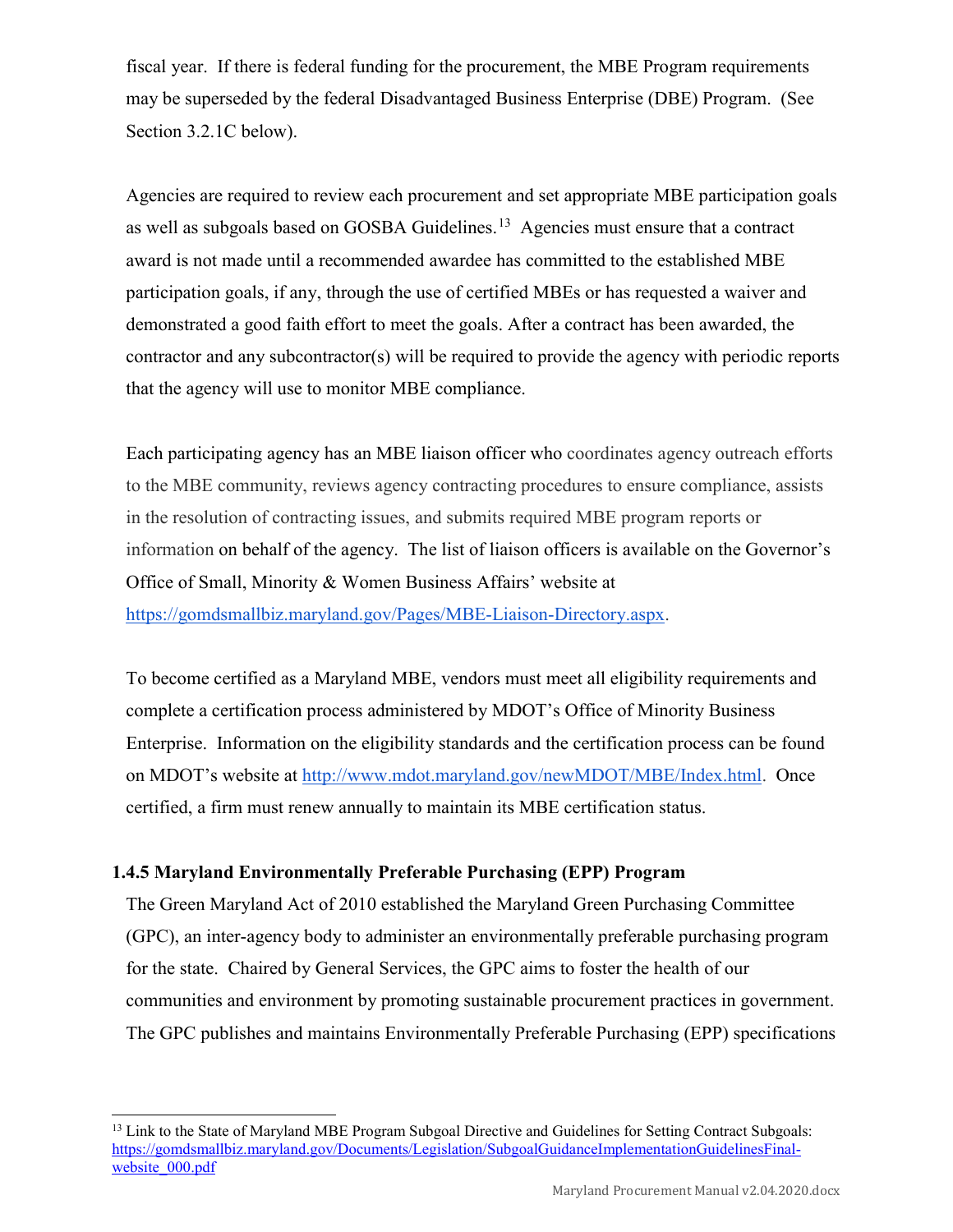fiscal year. If there is federal funding for the procurement, the MBE Program requirements may be superseded by the federal Disadvantaged Business Enterprise (DBE) Program. (See Section 3.2.1C below).

Agencies are required to review each procurement and set appropriate MBE participation goals as well as subgoals based on GOSBA Guidelines.[13] Agencies must ensure that a contract award is not made until a recommended awardee has committed to the established MBE participation goals, if any, through the use of certified MBEs or has requested a waiver and demonstrated a good faith effort to meet the goals. After a contract has been awarded, the contractor and any subcontractor(s) will be required to provide the agency with periodic reports that the agency will use to monitor MBE compliance.

Each participating agency has an MBE liaison officer who coordinates agency outreach efforts to the MBE community, reviews agency contracting procedures to ensure compliance, assists in the resolution of contracting issues, and submits required MBE program reports or information on behalf of the agency. The list of liaison officers is available on the Governor's Office of Small, Minority & Women Business Affairs' website at https://gomdsmallbiz.maryland.gov/Pages/MBE-Liaison-Directory.aspx.

To become certified as a Maryland MBE, vendors must meet all eligibility requirements and complete a certification process administered by MDOT's Office of Minority Business Enterprise. Information on the eligibility standards and the certification process can be found on MDOT's website at http://www.mdot.maryland.gov/newMDOT/MBE/Index.html. Once certified, a firm must renew annually to maintain its MBE certification status.

### 1.4.5 Maryland Environmentally Preferable Purchasing (EPP) Program

The Green Maryland Act of 2010 established the Maryland Green Purchasing Committee (GPC), an inter-agency body to administer an environmentally preferable purchasing program for the state. Chaired by General Services, the GPC aims to foster the health of our communities and environment by promoting sustainable procurement practices in government. The GPC publishes and maintains Environmentally Preferable Purchasing (EPP) specifications

---

[13] Link to the State of Maryland MBE Program Subgoal Directive and Guidelines for Setting Contract Subgoals: https://gomdsmallbiz.maryland.gov/Documents/Legislation/SubgoalGuidanceImplementationGuidelinesFinal-website_000.pdf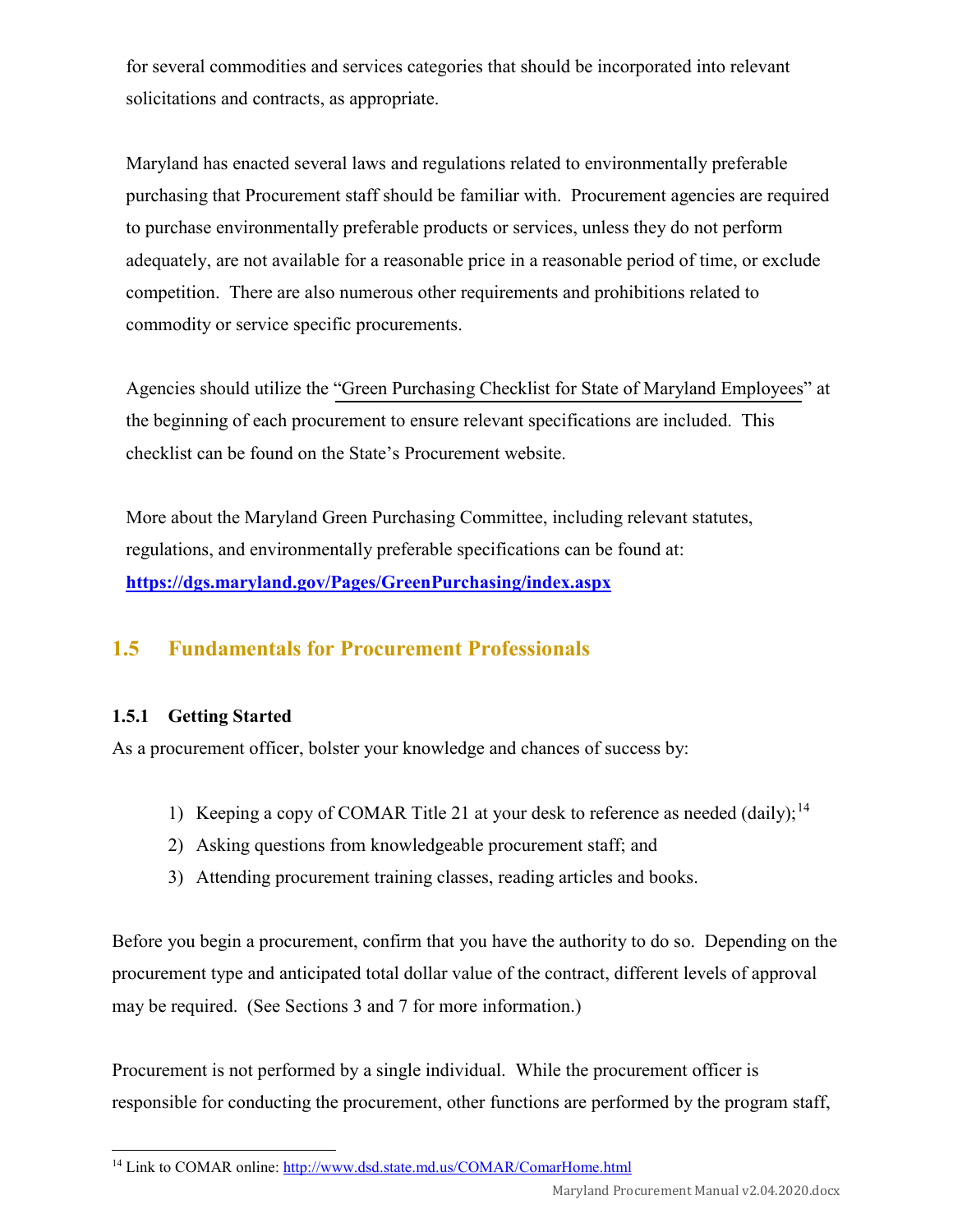for several commodities and services categories that should be incorporated into relevant solicitations and contracts, as appropriate.

Maryland has enacted several laws and regulations related to environmentally preferable purchasing that Procurement staff should be familiar with. Procurement agencies are required to purchase environmentally preferable products or services, unless they do not perform adequately, are not available for a reasonable price in a reasonable period of time, or exclude competition. There are also numerous other requirements and prohibitions related to commodity or service specific procurements.

Agencies should utilize the "Green Purchasing Checklist for State of Maryland Employees" at the beginning of each procurement to ensure relevant specifications are included. This checklist can be found on the State's Procurement website.

More about the Maryland Green Purchasing Committee, including relevant statutes, regulations, and environmentally preferable specifications can be found at: **https://dgs.maryland.gov/Pages/GreenPurchasing/index.aspx**

## 1.5 Fundamentals for Procurement Professionals

### 1.5.1 Getting Started

As a procurement officer, bolster your knowledge and chances of success by:

1) Keeping a copy of COMAR Title 21 at your desk to reference as needed (daily);[14]
2) Asking questions from knowledgeable procurement staff; and
3) Attending procurement training classes, reading articles and books.

Before you begin a procurement, confirm that you have the authority to do so. Depending on the procurement type and anticipated total dollar value of the contract, different levels of approval may be required. (See Sections 3 and 7 for more information.)

Procurement is not performed by a single individual. While the procurement officer is responsible for conducting the procurement, other functions are performed by the program staff,

[14] Link to COMAR online: http://www.dsd.state.md.us/COMAR/ComarHome.html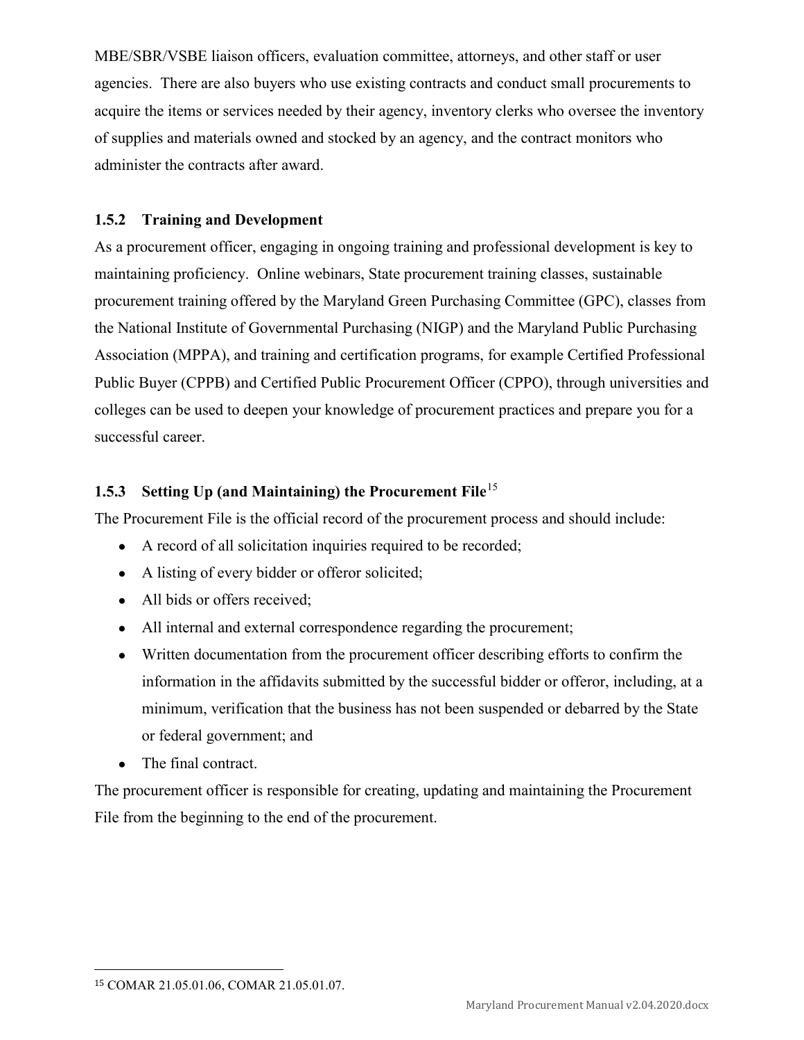MBE/SBR/VSBE liaison officers, evaluation committee, attorneys, and other staff or user agencies. There are also buyers who use existing contracts and conduct small procurements to acquire the items or services needed by their agency, inventory clerks who oversee the inventory of supplies and materials owned and stocked by an agency, and the contract monitors who administer the contracts after award.

### 1.5.2 Training and Development

As a procurement officer, engaging in ongoing training and professional development is key to maintaining proficiency. Online webinars, State procurement training classes, sustainable procurement training offered by the Maryland Green Purchasing Committee (GPC), classes from the National Institute of Governmental Purchasing (NIGP) and the Maryland Public Purchasing Association (MPPA), and training and certification programs, for example Certified Professional Public Buyer (CPPB) and Certified Public Procurement Officer (CPPO), through universities and colleges can be used to deepen your knowledge of procurement practices and prepare you for a successful career.

### 1.5.3 Setting Up (and Maintaining) the Procurement File[15]

The Procurement File is the official record of the procurement process and should include:

- A record of all solicitation inquiries required to be recorded;
- A listing of every bidder or offeror solicited;
- All bids or offers received;
- All internal and external correspondence regarding the procurement;
- Written documentation from the procurement officer describing efforts to confirm the information in the affidavits submitted by the successful bidder or offeror, including, at a minimum, verification that the business has not been suspended or debarred by the State or federal government; and
- The final contract.

The procurement officer is responsible for creating, updating and maintaining the Procurement File from the beginning to the end of the procurement.

[15] COMAR 21.05.01.06, COMAR 21.05.01.07.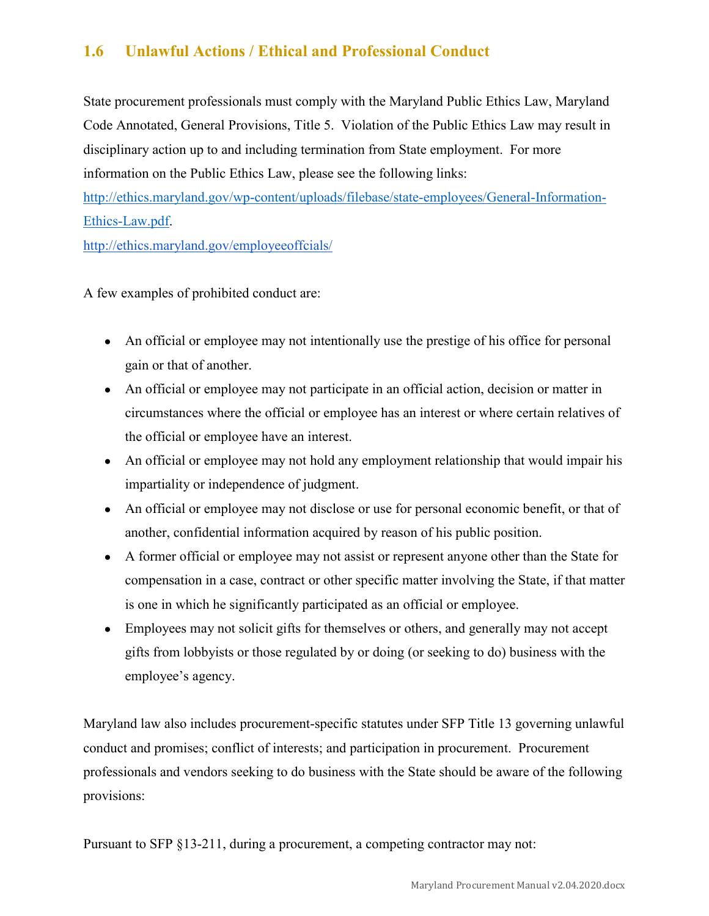## 1.6 Unlawful Actions / Ethical and Professional Conduct

State procurement professionals must comply with the Maryland Public Ethics Law, Maryland Code Annotated, General Provisions, Title 5. Violation of the Public Ethics Law may result in disciplinary action up to and including termination from State employment. For more information on the Public Ethics Law, please see the following links:
[http://ethics.maryland.gov/wp-content/uploads/filebase/state-employees/General-Information-Ethics-Law.pdf](http://ethics.maryland.gov/wp-content/uploads/filebase/state-employees/General-Information-Ethics-Law.pdf).
[http://ethics.maryland.gov/employeeoffcials/](http://ethics.maryland.gov/employeeoffcials/)

A few examples of prohibited conduct are:

- An official or employee may not intentionally use the prestige of his office for personal gain or that of another.
- An official or employee may not participate in an official action, decision or matter in circumstances where the official or employee has an interest or where certain relatives of the official or employee have an interest.
- An official or employee may not hold any employment relationship that would impair his impartiality or independence of judgment.
- An official or employee may not disclose or use for personal economic benefit, or that of another, confidential information acquired by reason of his public position.
- A former official or employee may not assist or represent anyone other than the State for compensation in a case, contract or other specific matter involving the State, if that matter is one in which he significantly participated as an official or employee.
- Employees may not solicit gifts for themselves or others, and generally may not accept gifts from lobbyists or those regulated by or doing (or seeking to do) business with the employee's agency.

Maryland law also includes procurement-specific statutes under SFP Title 13 governing unlawful conduct and promises; conflict of interests; and participation in procurement. Procurement professionals and vendors seeking to do business with the State should be aware of the following provisions:

Pursuant to SFP §13-211, during a procurement, a competing contractor may not: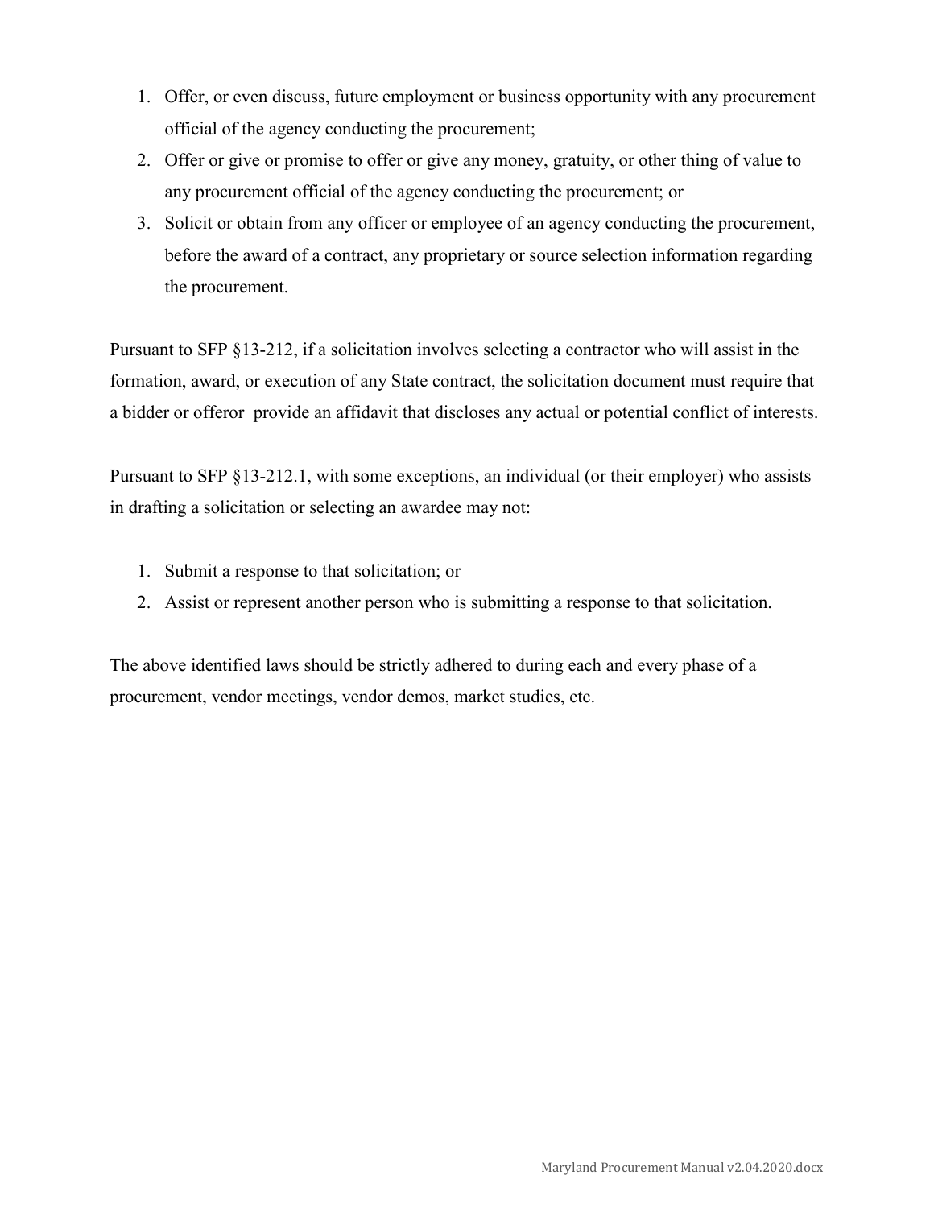1. Offer, or even discuss, future employment or business opportunity with any procurement official of the agency conducting the procurement;
2. Offer or give or promise to offer or give any money, gratuity, or other thing of value to any procurement official of the agency conducting the procurement; or
3. Solicit or obtain from any officer or employee of an agency conducting the procurement, before the award of a contract, any proprietary or source selection information regarding the procurement.

Pursuant to SFP §13-212, if a solicitation involves selecting a contractor who will assist in the formation, award, or execution of any State contract, the solicitation document must require that a bidder or offeror provide an affidavit that discloses any actual or potential conflict of interests.

Pursuant to SFP §13-212.1, with some exceptions, an individual (or their employer) who assists in drafting a solicitation or selecting an awardee may not:

1. Submit a response to that solicitation; or
2. Assist or represent another person who is submitting a response to that solicitation.

The above identified laws should be strictly adhered to during each and every phase of a procurement, vendor meetings, vendor demos, market studies, etc.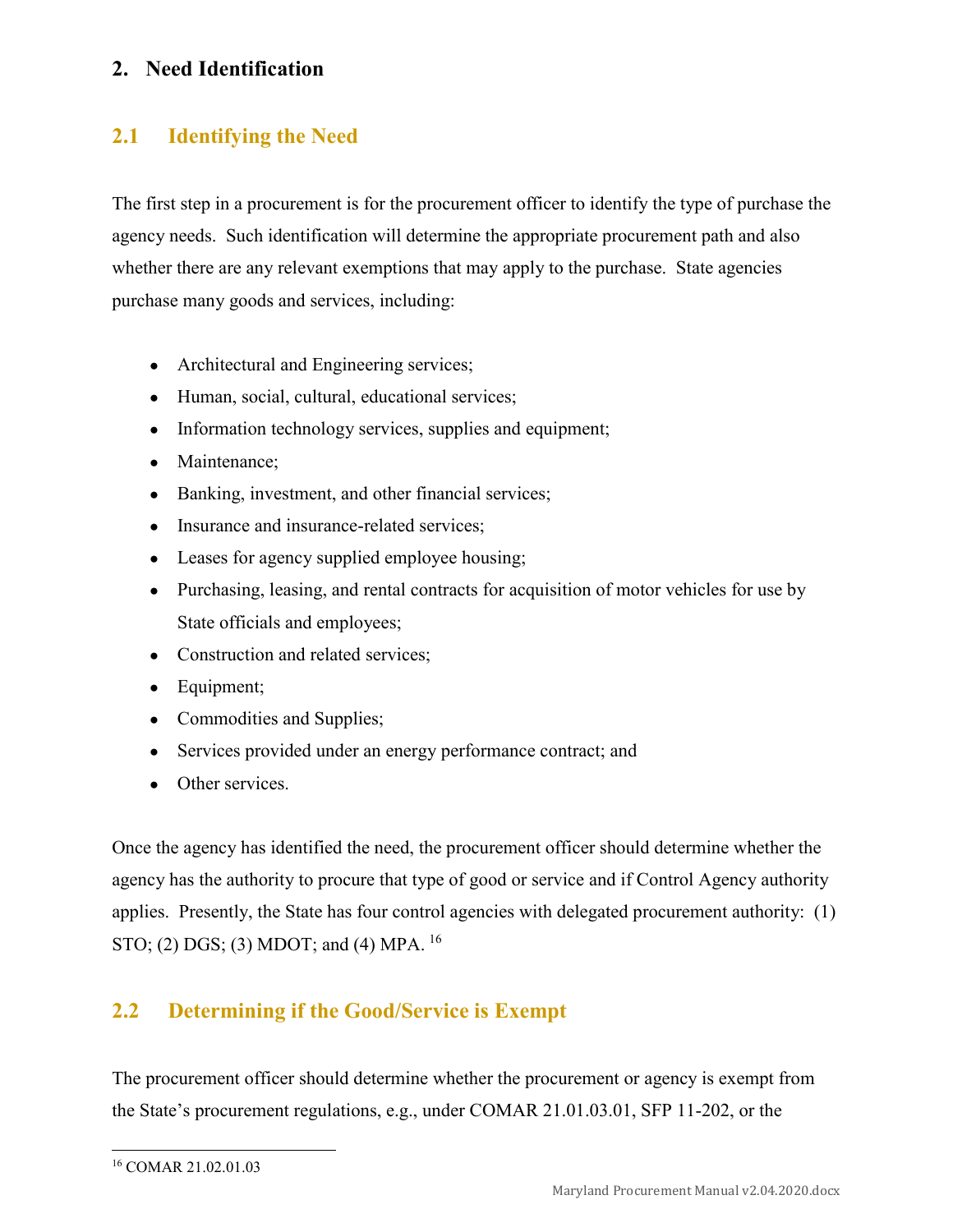## 2. Need Identification

### 2.1 Identifying the Need

The first step in a procurement is for the procurement officer to identify the type of purchase the agency needs. Such identification will determine the appropriate procurement path and also whether there are any relevant exemptions that may apply to the purchase. State agencies purchase many goods and services, including:

- Architectural and Engineering services;
- Human, social, cultural, educational services;
- Information technology services, supplies and equipment;
- Maintenance;
- Banking, investment, and other financial services;
- Insurance and insurance-related services;
- Leases for agency supplied employee housing;
- Purchasing, leasing, and rental contracts for acquisition of motor vehicles for use by State officials and employees;
- Construction and related services;
- Equipment;
- Commodities and Supplies;
- Services provided under an energy performance contract; and
- Other services.

Once the agency has identified the need, the procurement officer should determine whether the agency has the authority to procure that type of good or service and if Control Agency authority applies. Presently, the State has four control agencies with delegated procurement authority: (1) STO; (2) DGS; (3) MDOT; and (4) MPA. [16]

### 2.2 Determining if the Good/Service is Exempt

The procurement officer should determine whether the procurement or agency is exempt from the State's procurement regulations, e.g., under COMAR 21.01.03.01, SFP 11-202, or the

[16] COMAR 21.02.01.03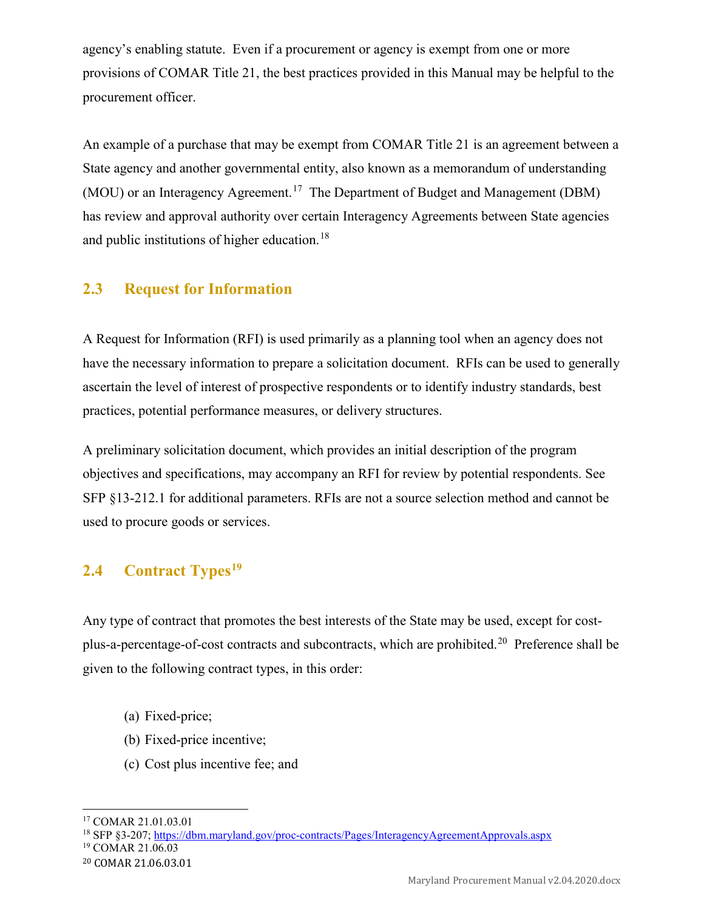agency's enabling statute. Even if a procurement or agency is exempt from one or more provisions of COMAR Title 21, the best practices provided in this Manual may be helpful to the procurement officer.

An example of a purchase that may be exempt from COMAR Title 21 is an agreement between a State agency and another governmental entity, also known as a memorandum of understanding (MOU) or an Interagency Agreement.[17] The Department of Budget and Management (DBM) has review and approval authority over certain Interagency Agreements between State agencies and public institutions of higher education.[18]

## 2.3 Request for Information

A Request for Information (RFI) is used primarily as a planning tool when an agency does not have the necessary information to prepare a solicitation document. RFIs can be used to generally ascertain the level of interest of prospective respondents or to identify industry standards, best practices, potential performance measures, or delivery structures.

A preliminary solicitation document, which provides an initial description of the program objectives and specifications, may accompany an RFI for review by potential respondents. See SFP §13-212.1 for additional parameters. RFIs are not a source selection method and cannot be used to procure goods or services.

## 2.4 Contract Types[19]

Any type of contract that promotes the best interests of the State may be used, except for cost-plus-a-percentage-of-cost contracts and subcontracts, which are prohibited.[20] Preference shall be given to the following contract types, in this order:

(a) Fixed-price;
(b) Fixed-price incentive;
(c) Cost plus incentive fee; and

---

[17] COMAR 21.01.03.01
[18] SFP §3-207; https://dbm.maryland.gov/proc-contracts/Pages/InteragencyAgreementApprovals.aspx
[19] COMAR 21.06.03
[20] COMAR 21.06.03.01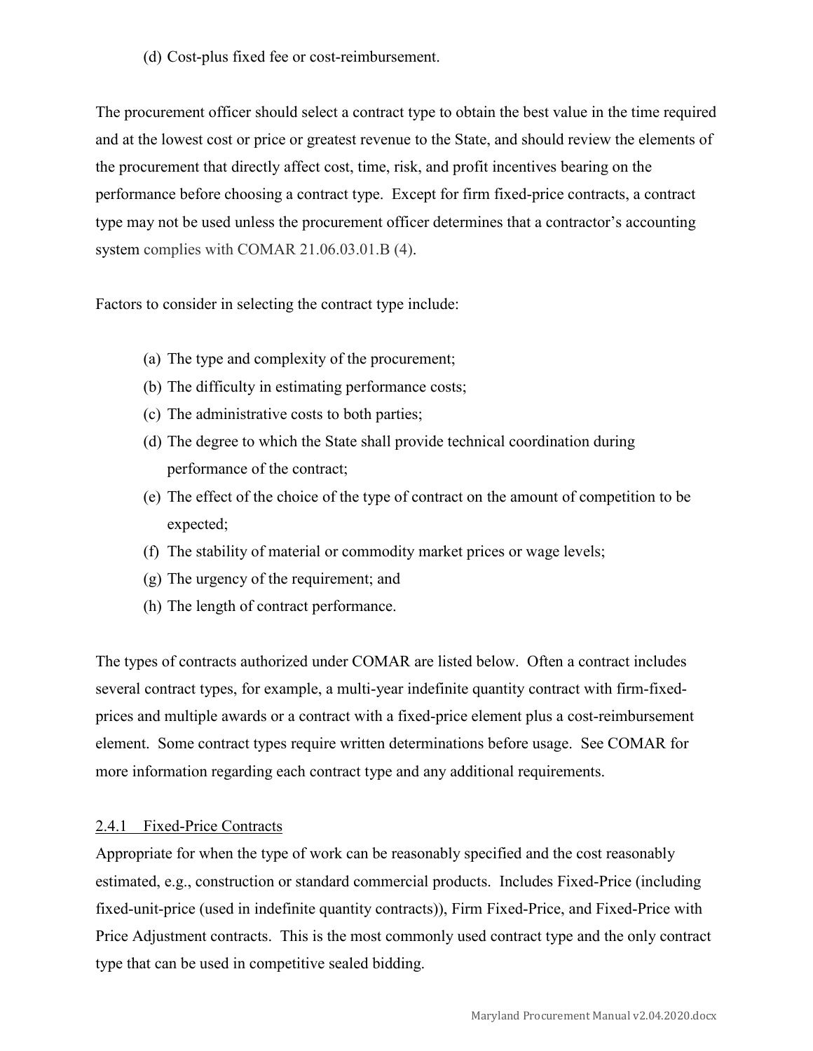(d) Cost-plus fixed fee or cost-reimbursement.

The procurement officer should select a contract type to obtain the best value in the time required and at the lowest cost or price or greatest revenue to the State, and should review the elements of the procurement that directly affect cost, time, risk, and profit incentives bearing on the performance before choosing a contract type. Except for firm fixed-price contracts, a contract type may not be used unless the procurement officer determines that a contractor's accounting system complies with COMAR 21.06.03.01.B (4).

Factors to consider in selecting the contract type include:

(a) The type and complexity of the procurement;
(b) The difficulty in estimating performance costs;
(c) The administrative costs to both parties;
(d) The degree to which the State shall provide technical coordination during performance of the contract;
(e) The effect of the choice of the type of contract on the amount of competition to be expected;
(f) The stability of material or commodity market prices or wage levels;
(g) The urgency of the requirement; and
(h) The length of contract performance.

The types of contracts authorized under COMAR are listed below. Often a contract includes several contract types, for example, a multi-year indefinite quantity contract with firm-fixed-prices and multiple awards or a contract with a fixed-price element plus a cost-reimbursement element. Some contract types require written determinations before usage. See COMAR for more information regarding each contract type and any additional requirements.

### 2.4.1 Fixed-Price Contracts

Appropriate for when the type of work can be reasonably specified and the cost reasonably estimated, e.g., construction or standard commercial products. Includes Fixed-Price (including fixed-unit-price (used in indefinite quantity contracts)), Firm Fixed-Price, and Fixed-Price with Price Adjustment contracts. This is the most commonly used contract type and the only contract type that can be used in competitive sealed bidding.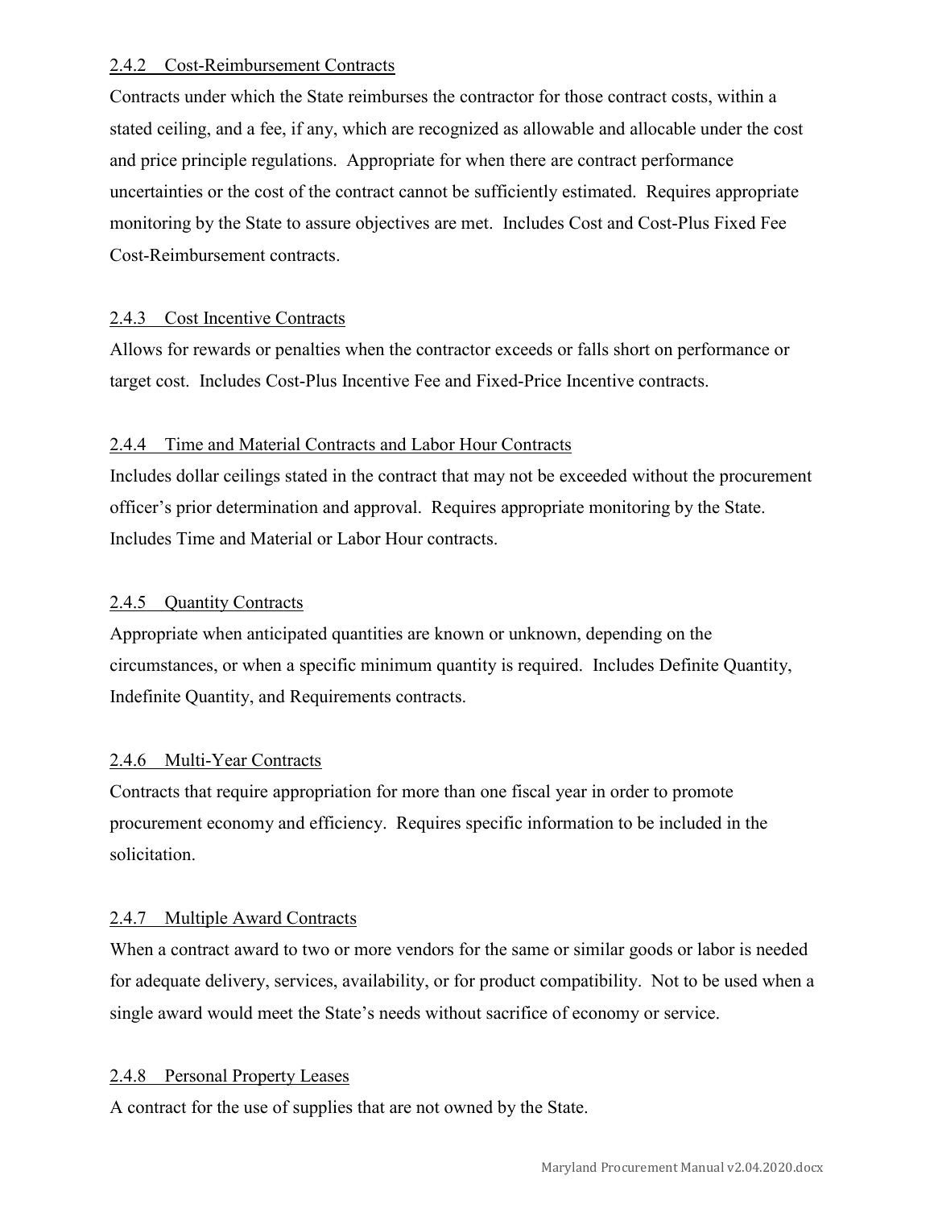### 2.4.2 Cost-Reimbursement Contracts

Contracts under which the State reimburses the contractor for those contract costs, within a stated ceiling, and a fee, if any, which are recognized as allowable and allocable under the cost and price principle regulations. Appropriate for when there are contract performance uncertainties or the cost of the contract cannot be sufficiently estimated. Requires appropriate monitoring by the State to assure objectives are met. Includes Cost and Cost-Plus Fixed Fee Cost-Reimbursement contracts.

### 2.4.3 Cost Incentive Contracts

Allows for rewards or penalties when the contractor exceeds or falls short on performance or target cost. Includes Cost-Plus Incentive Fee and Fixed-Price Incentive contracts.

### 2.4.4 Time and Material Contracts and Labor Hour Contracts

Includes dollar ceilings stated in the contract that may not be exceeded without the procurement officer's prior determination and approval. Requires appropriate monitoring by the State. Includes Time and Material or Labor Hour contracts.

### 2.4.5 Quantity Contracts

Appropriate when anticipated quantities are known or unknown, depending on the circumstances, or when a specific minimum quantity is required. Includes Definite Quantity, Indefinite Quantity, and Requirements contracts.

### 2.4.6 Multi-Year Contracts

Contracts that require appropriation for more than one fiscal year in order to promote procurement economy and efficiency. Requires specific information to be included in the solicitation.

### 2.4.7 Multiple Award Contracts

When a contract award to two or more vendors for the same or similar goods or labor is needed for adequate delivery, services, availability, or for product compatibility. Not to be used when a single award would meet the State's needs without sacrifice of economy or service.

### 2.4.8 Personal Property Leases

A contract for the use of supplies that are not owned by the State.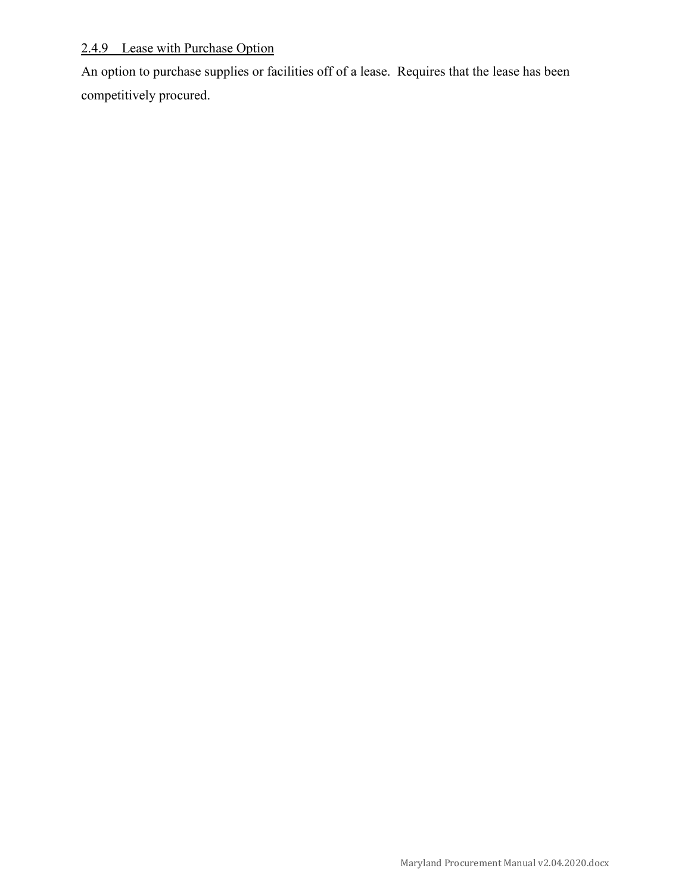### 2.4.9 Lease with Purchase Option

An option to purchase supplies or facilities off of a lease. Requires that the lease has been competitively procured.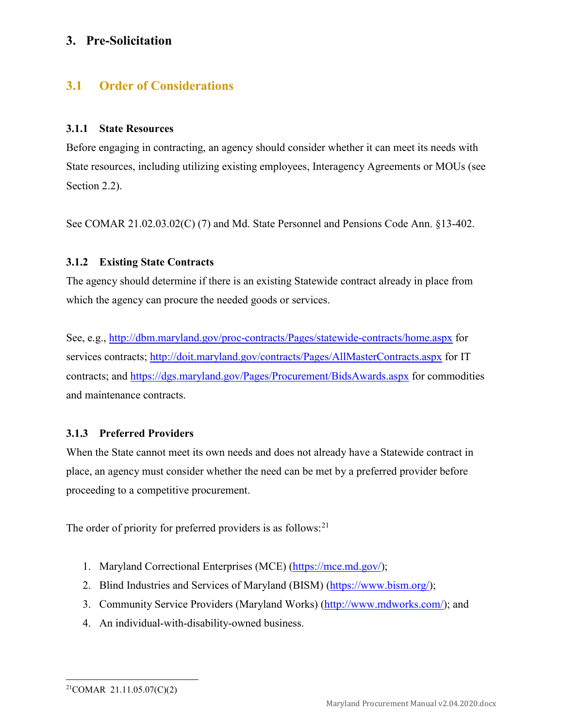# 3. Pre-Solicitation

## 3.1 Order of Considerations

### 3.1.1 State Resources

Before engaging in contracting, an agency should consider whether it can meet its needs with State resources, including utilizing existing employees, Interagency Agreements or MOUs (see Section 2.2).

See COMAR 21.02.03.02(C) (7) and Md. State Personnel and Pensions Code Ann. §13-402.

### 3.1.2 Existing State Contracts

The agency should determine if there is an existing Statewide contract already in place from which the agency can procure the needed goods or services.

See, e.g., http://dbm.maryland.gov/proc-contracts/Pages/statewide-contracts/home.aspx for services contracts; http://doit.maryland.gov/contracts/Pages/AllMasterContracts.aspx for IT contracts; and https://dgs.maryland.gov/Pages/Procurement/BidsAwards.aspx for commodities and maintenance contracts.

### 3.1.3 Preferred Providers

When the State cannot meet its own needs and does not already have a Statewide contract in place, an agency must consider whether the need can be met by a preferred provider before proceeding to a competitive procurement.

The order of priority for preferred providers is as follows:[21]

1. Maryland Correctional Enterprises (MCE) (https://mce.md.gov/);
2. Blind Industries and Services of Maryland (BISM) (https://www.bism.org/);
3. Community Service Providers (Maryland Works) (http://www.mdworks.com/); and
4. An individual-with-disability-owned business.

[21] COMAR 21.11.05.07(C)(2)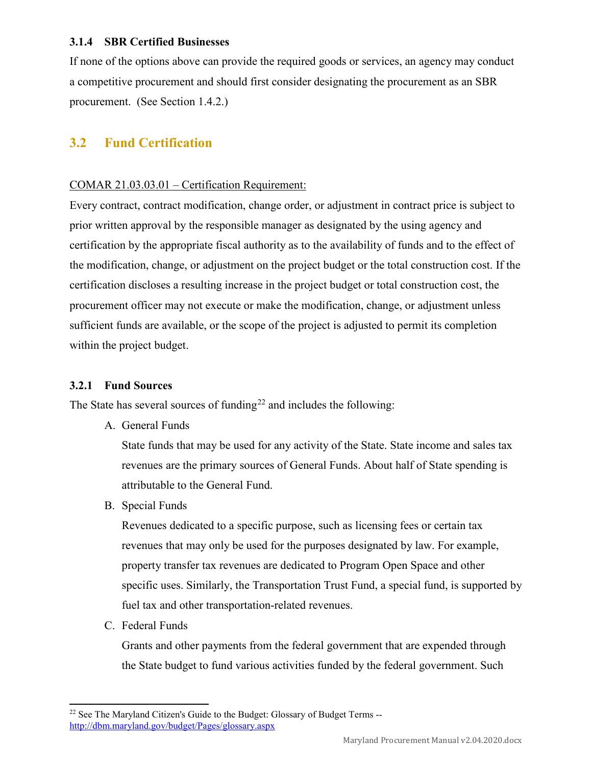### 3.1.4 SBR Certified Businesses

If none of the options above can provide the required goods or services, an agency may conduct a competitive procurement and should first consider designating the procurement as an SBR procurement. (See Section 1.4.2.)

## 3.2 Fund Certification

COMAR 21.03.03.01 – Certification Requirement:

Every contract, contract modification, change order, or adjustment in contract price is subject to prior written approval by the responsible manager as designated by the using agency and certification by the appropriate fiscal authority as to the availability of funds and to the effect of the modification, change, or adjustment on the project budget or the total construction cost. If the certification discloses a resulting increase in the project budget or total construction cost, the procurement officer may not execute or make the modification, change, or adjustment unless sufficient funds are available, or the scope of the project is adjusted to permit its completion within the project budget.

### 3.2.1 Fund Sources

The State has several sources of funding[22] and includes the following:

A. General Funds

   State funds that may be used for any activity of the State. State income and sales tax revenues are the primary sources of General Funds. About half of State spending is attributable to the General Fund.

B. Special Funds

   Revenues dedicated to a specific purpose, such as licensing fees or certain tax revenues that may only be used for the purposes designated by law. For example, property transfer tax revenues are dedicated to Program Open Space and other specific uses. Similarly, the Transportation Trust Fund, a special fund, is supported by fuel tax and other transportation-related revenues.

C. Federal Funds

   Grants and other payments from the federal government that are expended through the State budget to fund various activities funded by the federal government. Such

[22] See The Maryland Citizen's Guide to the Budget: Glossary of Budget Terms -- http://dbm.maryland.gov/budget/Pages/glossary.aspx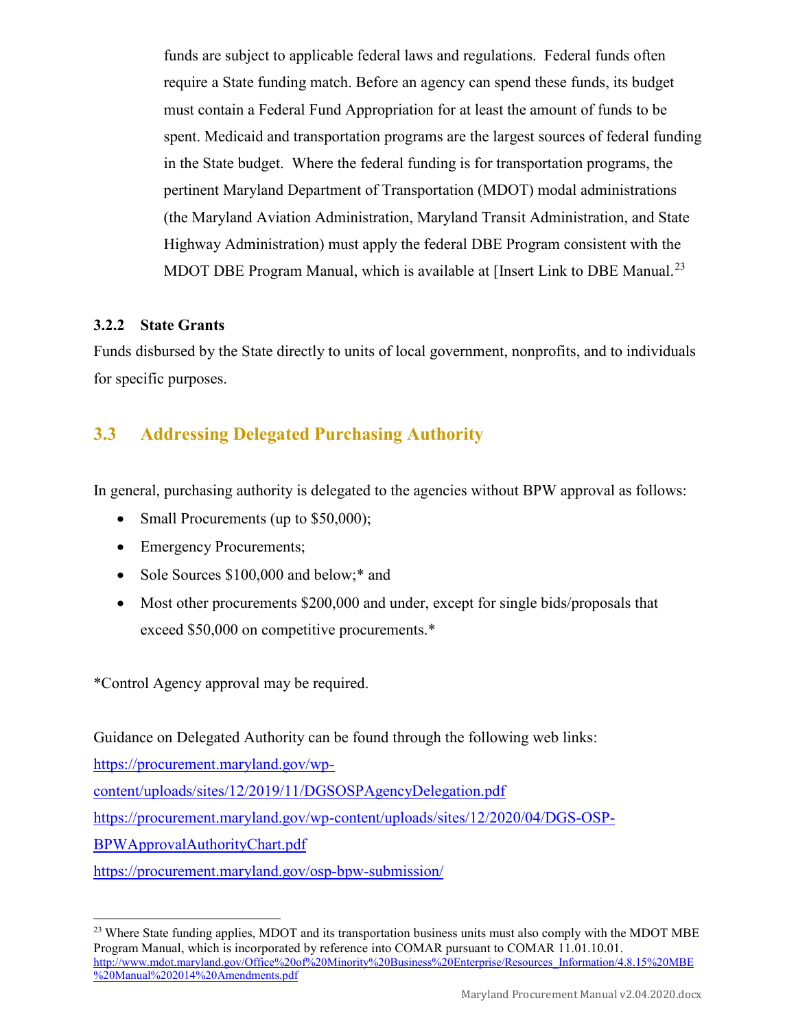funds are subject to applicable federal laws and regulations. Federal funds often require a State funding match. Before an agency can spend these funds, its budget must contain a Federal Fund Appropriation for at least the amount of funds to be spent. Medicaid and transportation programs are the largest sources of federal funding in the State budget. Where the federal funding is for transportation programs, the pertinent Maryland Department of Transportation (MDOT) modal administrations (the Maryland Aviation Administration, Maryland Transit Administration, and State Highway Administration) must apply the federal DBE Program consistent with the MDOT DBE Program Manual, which is available at [Insert Link to DBE Manual.[23]

### 3.2.2 State Grants

Funds disbursed by the State directly to units of local government, nonprofits, and to individuals for specific purposes.

## 3.3 Addressing Delegated Purchasing Authority

In general, purchasing authority is delegated to the agencies without BPW approval as follows:

- Small Procurements (up to $50,000);
- Emergency Procurements;
- Sole Sources $100,000 and below;* and
- Most other procurements $200,000 and under, except for single bids/proposals that exceed $50,000 on competitive procurements.*

*Control Agency approval may be required.

Guidance on Delegated Authority can be found through the following web links:
https://procurement.maryland.gov/wp-content/uploads/sites/12/2019/11/DGSOSPAgencyDelegation.pdf
https://procurement.maryland.gov/wp-content/uploads/sites/12/2020/04/DGS-OSP-BPWApprovalAuthorityChart.pdf
https://procurement.maryland.gov/osp-bpw-submission/

---

[23] Where State funding applies, MDOT and its transportation business units must also comply with the MDOT MBE Program Manual, which is incorporated by reference into COMAR pursuant to COMAR 11.01.10.01. http://www.mdot.maryland.gov/Office%20of%20Minority%20Business%20Enterprise/Resources_Information/4.8.15%20MBE%20Manual%202014%20Amendments.pdf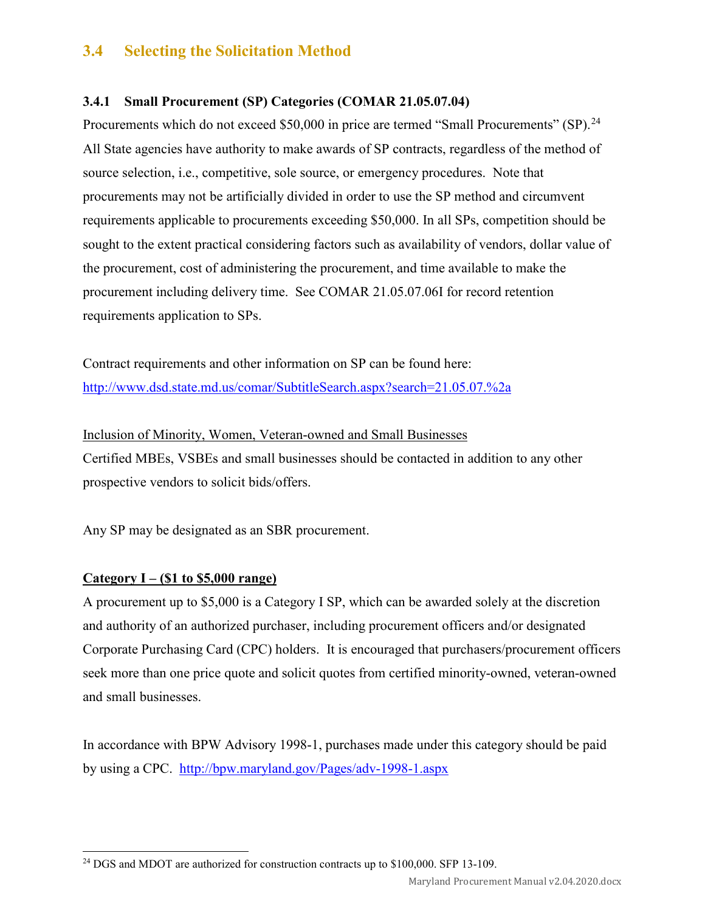## 3.4 Selecting the Solicitation Method

### 3.4.1 Small Procurement (SP) Categories (COMAR 21.05.07.04)

Procurements which do not exceed $50,000 in price are termed "Small Procurements" (SP).[24] All State agencies have authority to make awards of SP contracts, regardless of the method of source selection, i.e., competitive, sole source, or emergency procedures. Note that procurements may not be artificially divided in order to use the SP method and circumvent requirements applicable to procurements exceeding $50,000. In all SPs, competition should be sought to the extent practical considering factors such as availability of vendors, dollar value of the procurement, cost of administering the procurement, and time available to make the procurement including delivery time. See COMAR 21.05.07.06I for record retention requirements application to SPs.

Contract requirements and other information on SP can be found here: http://www.dsd.state.md.us/comar/SubtitleSearch.aspx?search=21.05.07.%2a

Inclusion of Minority, Women, Veteran-owned and Small Businesses

Certified MBEs, VSBEs and small businesses should be contacted in addition to any other prospective vendors to solicit bids/offers.

Any SP may be designated as an SBR procurement.

**Category I – ($1 to $5,000 range)**

A procurement up to $5,000 is a Category I SP, which can be awarded solely at the discretion and authority of an authorized purchaser, including procurement officers and/or designated Corporate Purchasing Card (CPC) holders. It is encouraged that purchasers/procurement officers seek more than one price quote and solicit quotes from certified minority-owned, veteran-owned and small businesses.

In accordance with BPW Advisory 1998-1, purchases made under this category should be paid by using a CPC. http://bpw.maryland.gov/Pages/adv-1998-1.aspx

---

[24] DGS and MDOT are authorized for construction contracts up to $100,000. SFP 13-109.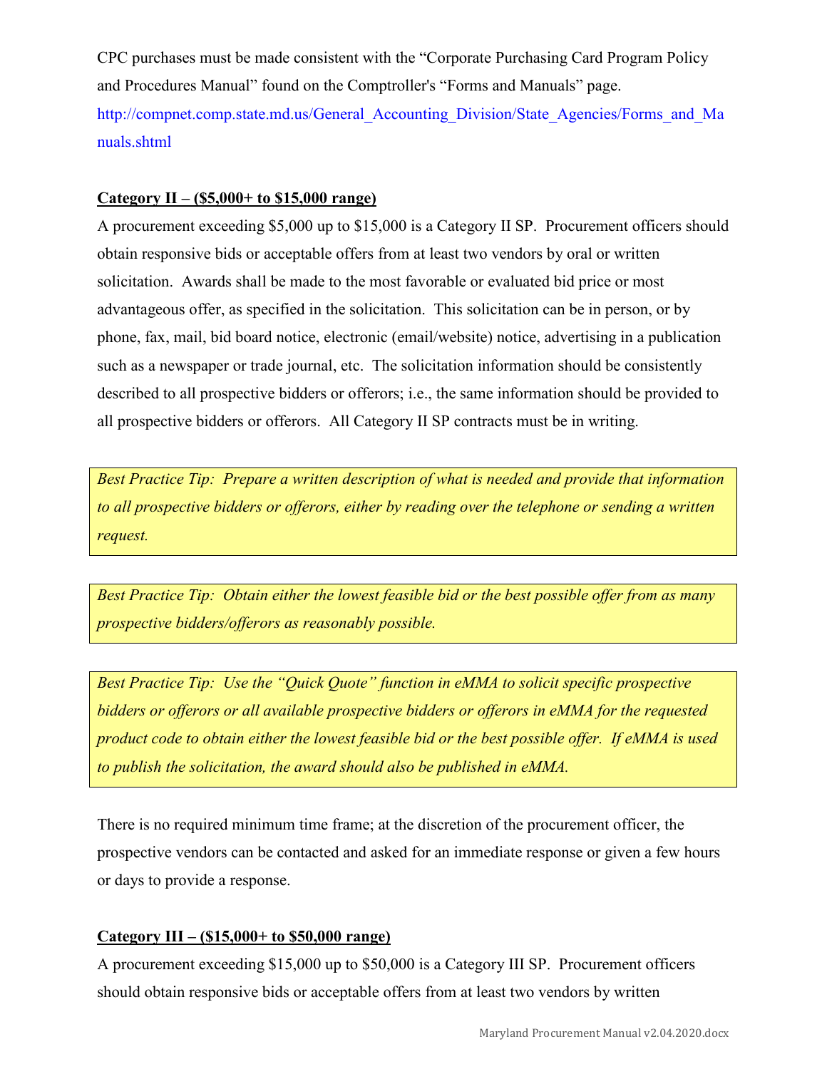CPC purchases must be made consistent with the "Corporate Purchasing Card Program Policy and Procedures Manual" found on the Comptroller's "Forms and Manuals" page. http://compnet.comp.state.md.us/General_Accounting_Division/State_Agencies/Forms_and_Manuals.shtml

**Category II – ($5,000+ to $15,000 range)**

A procurement exceeding $5,000 up to $15,000 is a Category II SP. Procurement officers should obtain responsive bids or acceptable offers from at least two vendors by oral or written solicitation. Awards shall be made to the most favorable or evaluated bid price or most advantageous offer, as specified in the solicitation. This solicitation can be in person, or by phone, fax, mail, bid board notice, electronic (email/website) notice, advertising in a publication such as a newspaper or trade journal, etc. The solicitation information should be consistently described to all prospective bidders or offerors; i.e., the same information should be provided to all prospective bidders or offerors. All Category II SP contracts must be in writing.

*Best Practice Tip: Prepare a written description of what is needed and provide that information to all prospective bidders or offerors, either by reading over the telephone or sending a written request.*

*Best Practice Tip: Obtain either the lowest feasible bid or the best possible offer from as many prospective bidders/offerors as reasonably possible.*

*Best Practice Tip: Use the "Quick Quote" function in eMMA to solicit specific prospective bidders or offerors or all available prospective bidders or offerors in eMMA for the requested product code to obtain either the lowest feasible bid or the best possible offer. If eMMA is used to publish the solicitation, the award should also be published in eMMA.*

There is no required minimum time frame; at the discretion of the procurement officer, the prospective vendors can be contacted and asked for an immediate response or given a few hours or days to provide a response.

**Category III – ($15,000+ to $50,000 range)**

A procurement exceeding $15,000 up to $50,000 is a Category III SP. Procurement officers should obtain responsive bids or acceptable offers from at least two vendors by written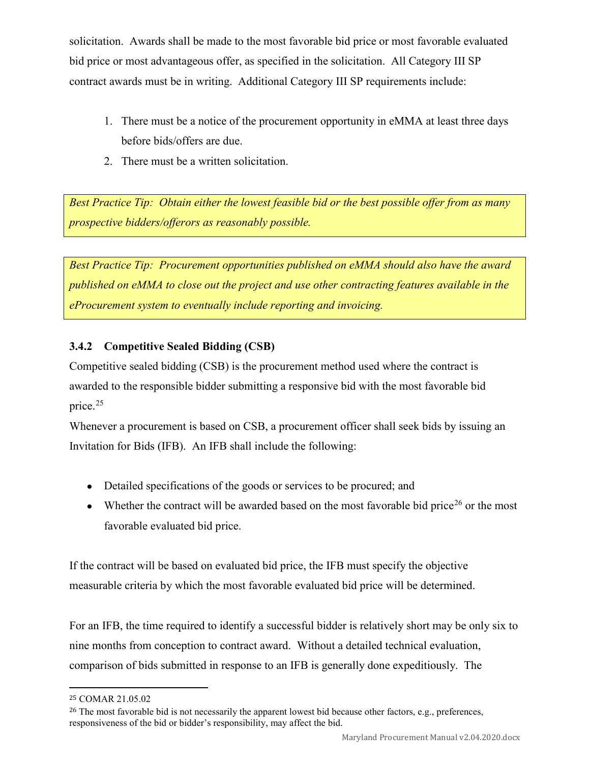solicitation. Awards shall be made to the most favorable bid price or most favorable evaluated bid price or most advantageous offer, as specified in the solicitation. All Category III SP contract awards must be in writing. Additional Category III SP requirements include:

1. There must be a notice of the procurement opportunity in eMMA at least three days before bids/offers are due.
2. There must be a written solicitation.

> *Best Practice Tip: Obtain either the lowest feasible bid or the best possible offer from as many prospective bidders/offerors as reasonably possible.*

> *Best Practice Tip: Procurement opportunities published on eMMA should also have the award published on eMMA to close out the project and use other contracting features available in the eProcurement system to eventually include reporting and invoicing.*

### 3.4.2 Competitive Sealed Bidding (CSB)

Competitive sealed bidding (CSB) is the procurement method used where the contract is awarded to the responsible bidder submitting a responsive bid with the most favorable bid price.[25]

Whenever a procurement is based on CSB, a procurement officer shall seek bids by issuing an Invitation for Bids (IFB). An IFB shall include the following:

- Detailed specifications of the goods or services to be procured; and
- Whether the contract will be awarded based on the most favorable bid price[26] or the most favorable evaluated bid price.

If the contract will be based on evaluated bid price, the IFB must specify the objective measurable criteria by which the most favorable evaluated bid price will be determined.

For an IFB, the time required to identify a successful bidder is relatively short may be only six to nine months from conception to contract award. Without a detailed technical evaluation, comparison of bids submitted in response to an IFB is generally done expeditiously. The

---

[25] COMAR 21.05.02

[26] The most favorable bid is not necessarily the apparent lowest bid because other factors, e.g., preferences, responsiveness of the bid or bidder's responsibility, may affect the bid.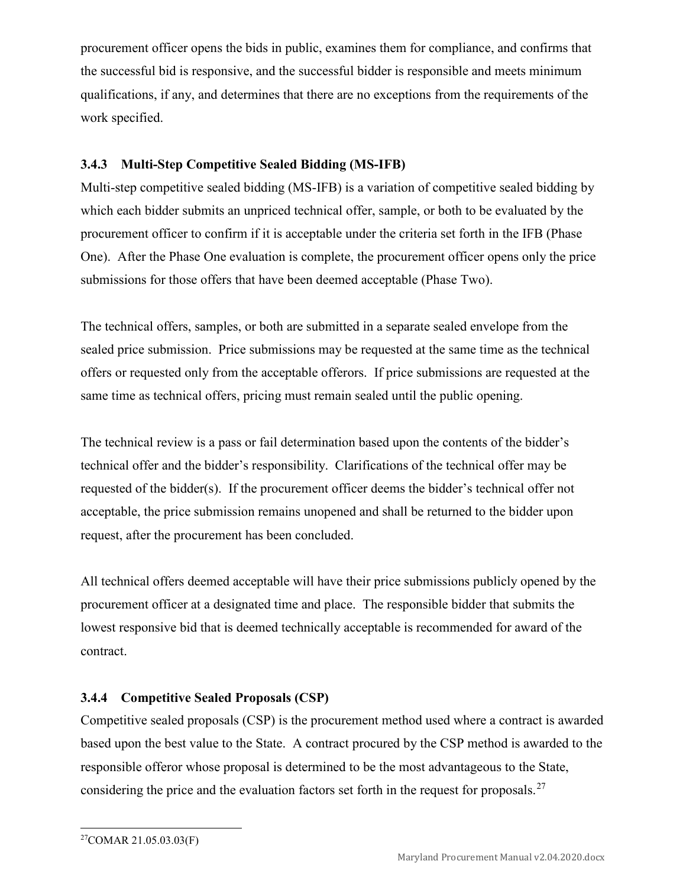procurement officer opens the bids in public, examines them for compliance, and confirms that the successful bid is responsive, and the successful bidder is responsible and meets minimum qualifications, if any, and determines that there are no exceptions from the requirements of the work specified.

### 3.4.3 Multi-Step Competitive Sealed Bidding (MS-IFB)

Multi-step competitive sealed bidding (MS-IFB) is a variation of competitive sealed bidding by which each bidder submits an unpriced technical offer, sample, or both to be evaluated by the procurement officer to confirm if it is acceptable under the criteria set forth in the IFB (Phase One). After the Phase One evaluation is complete, the procurement officer opens only the price submissions for those offers that have been deemed acceptable (Phase Two).

The technical offers, samples, or both are submitted in a separate sealed envelope from the sealed price submission. Price submissions may be requested at the same time as the technical offers or requested only from the acceptable offerors. If price submissions are requested at the same time as technical offers, pricing must remain sealed until the public opening.

The technical review is a pass or fail determination based upon the contents of the bidder's technical offer and the bidder's responsibility. Clarifications of the technical offer may be requested of the bidder(s). If the procurement officer deems the bidder's technical offer not acceptable, the price submission remains unopened and shall be returned to the bidder upon request, after the procurement has been concluded.

All technical offers deemed acceptable will have their price submissions publicly opened by the procurement officer at a designated time and place. The responsible bidder that submits the lowest responsive bid that is deemed technically acceptable is recommended for award of the contract.

### 3.4.4 Competitive Sealed Proposals (CSP)

Competitive sealed proposals (CSP) is the procurement method used where a contract is awarded based upon the best value to the State. A contract procured by the CSP method is awarded to the responsible offeror whose proposal is determined to be the most advantageous to the State, considering the price and the evaluation factors set forth in the request for proposals.[27]

[27] COMAR 21.05.03.03(F)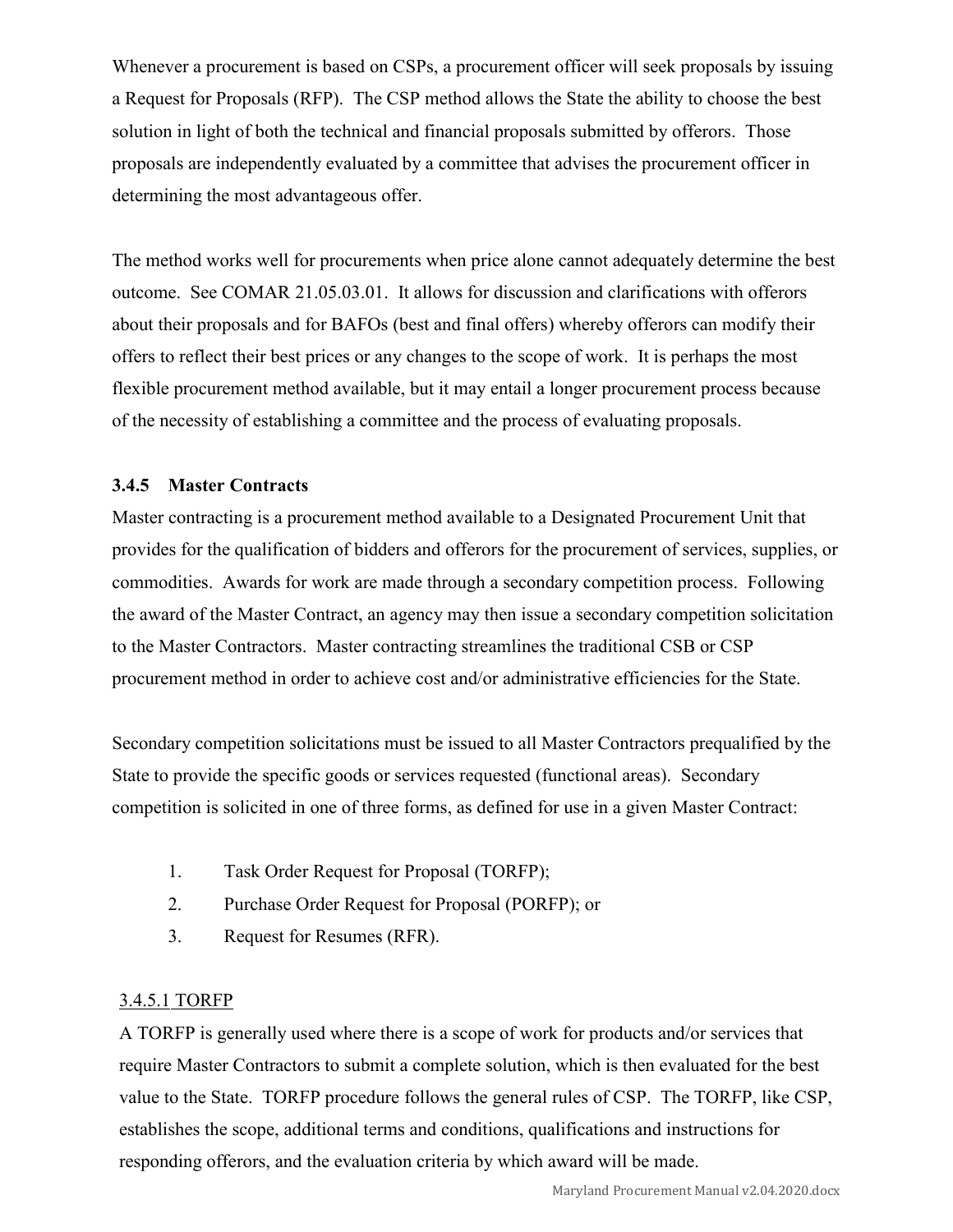Whenever a procurement is based on CSPs, a procurement officer will seek proposals by issuing a Request for Proposals (RFP). The CSP method allows the State the ability to choose the best solution in light of both the technical and financial proposals submitted by offerors. Those proposals are independently evaluated by a committee that advises the procurement officer in determining the most advantageous offer.

The method works well for procurements when price alone cannot adequately determine the best outcome. See COMAR 21.05.03.01. It allows for discussion and clarifications with offerors about their proposals and for BAFOs (best and final offers) whereby offerors can modify their offers to reflect their best prices or any changes to the scope of work. It is perhaps the most flexible procurement method available, but it may entail a longer procurement process because of the necessity of establishing a committee and the process of evaluating proposals.

### 3.4.5 Master Contracts

Master contracting is a procurement method available to a Designated Procurement Unit that provides for the qualification of bidders and offerors for the procurement of services, supplies, or commodities. Awards for work are made through a secondary competition process. Following the award of the Master Contract, an agency may then issue a secondary competition solicitation to the Master Contractors. Master contracting streamlines the traditional CSB or CSP procurement method in order to achieve cost and/or administrative efficiencies for the State.

Secondary competition solicitations must be issued to all Master Contractors prequalified by the State to provide the specific goods or services requested (functional areas). Secondary competition is solicited in one of three forms, as defined for use in a given Master Contract:

1. Task Order Request for Proposal (TORFP);
2. Purchase Order Request for Proposal (PORFP); or
3. Request for Resumes (RFR).

#### 3.4.5.1 TORFP

A TORFP is generally used where there is a scope of work for products and/or services that require Master Contractors to submit a complete solution, which is then evaluated for the best value to the State. TORFP procedure follows the general rules of CSP. The TORFP, like CSP, establishes the scope, additional terms and conditions, qualifications and instructions for responding offerors, and the evaluation criteria by which award will be made.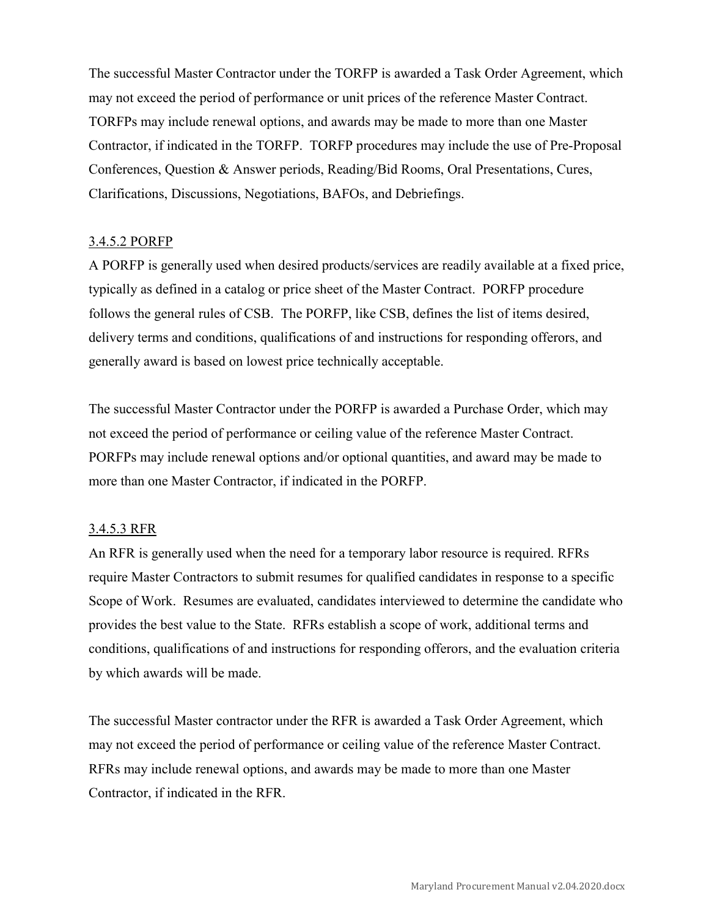The successful Master Contractor under the TORFP is awarded a Task Order Agreement, which may not exceed the period of performance or unit prices of the reference Master Contract. TORFPs may include renewal options, and awards may be made to more than one Master Contractor, if indicated in the TORFP. TORFP procedures may include the use of Pre-Proposal Conferences, Question & Answer periods, Reading/Bid Rooms, Oral Presentations, Cures, Clarifications, Discussions, Negotiations, BAFOs, and Debriefings.

#### 3.4.5.2 PORFP

A PORFP is generally used when desired products/services are readily available at a fixed price, typically as defined in a catalog or price sheet of the Master Contract. PORFP procedure follows the general rules of CSB. The PORFP, like CSB, defines the list of items desired, delivery terms and conditions, qualifications of and instructions for responding offerors, and generally award is based on lowest price technically acceptable.

The successful Master Contractor under the PORFP is awarded a Purchase Order, which may not exceed the period of performance or ceiling value of the reference Master Contract. PORFPs may include renewal options and/or optional quantities, and award may be made to more than one Master Contractor, if indicated in the PORFP.

#### 3.4.5.3 RFR

An RFR is generally used when the need for a temporary labor resource is required. RFRs require Master Contractors to submit resumes for qualified candidates in response to a specific Scope of Work. Resumes are evaluated, candidates interviewed to determine the candidate who provides the best value to the State. RFRs establish a scope of work, additional terms and conditions, qualifications of and instructions for responding offerors, and the evaluation criteria by which awards will be made.

The successful Master contractor under the RFR is awarded a Task Order Agreement, which may not exceed the period of performance or ceiling value of the reference Master Contract. RFRs may include renewal options, and awards may be made to more than one Master Contractor, if indicated in the RFR.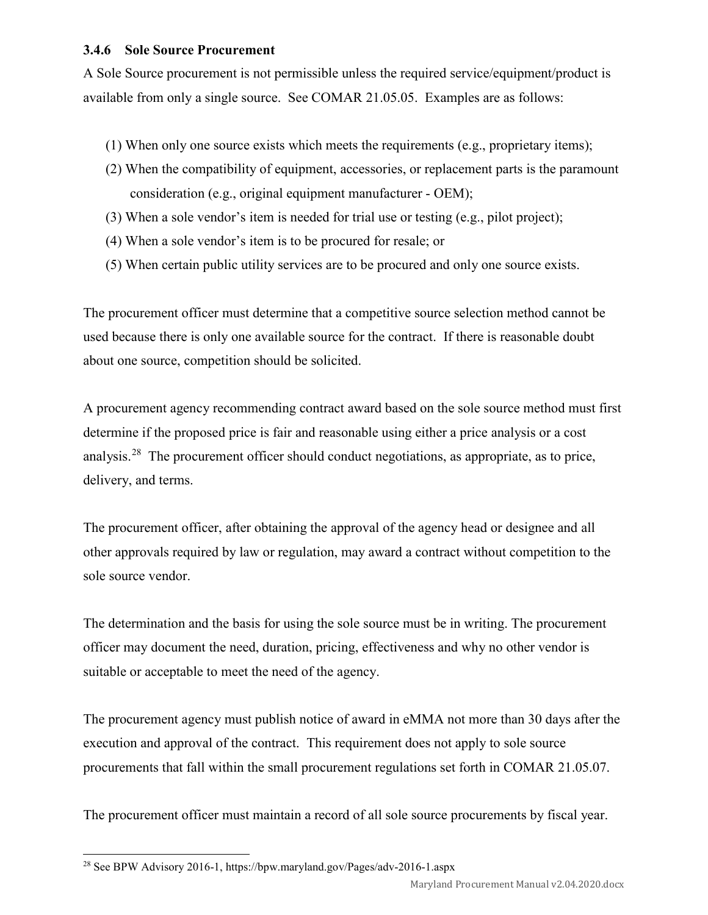### 3.4.6 Sole Source Procurement

A Sole Source procurement is not permissible unless the required service/equipment/product is available from only a single source. See COMAR 21.05.05. Examples are as follows:

(1) When only one source exists which meets the requirements (e.g., proprietary items);

(2) When the compatibility of equipment, accessories, or replacement parts is the paramount consideration (e.g., original equipment manufacturer - OEM);

(3) When a sole vendor's item is needed for trial use or testing (e.g., pilot project);

(4) When a sole vendor's item is to be procured for resale; or

(5) When certain public utility services are to be procured and only one source exists.

The procurement officer must determine that a competitive source selection method cannot be used because there is only one available source for the contract. If there is reasonable doubt about one source, competition should be solicited.

A procurement agency recommending contract award based on the sole source method must first determine if the proposed price is fair and reasonable using either a price analysis or a cost analysis.[28] The procurement officer should conduct negotiations, as appropriate, as to price, delivery, and terms.

The procurement officer, after obtaining the approval of the agency head or designee and all other approvals required by law or regulation, may award a contract without competition to the sole source vendor.

The determination and the basis for using the sole source must be in writing. The procurement officer may document the need, duration, pricing, effectiveness and why no other vendor is suitable or acceptable to meet the need of the agency.

The procurement agency must publish notice of award in eMMA not more than 30 days after the execution and approval of the contract. This requirement does not apply to sole source procurements that fall within the small procurement regulations set forth in COMAR 21.05.07.

The procurement officer must maintain a record of all sole source procurements by fiscal year.

---

[28] See BPW Advisory 2016-1, https://bpw.maryland.gov/Pages/adv-2016-1.aspx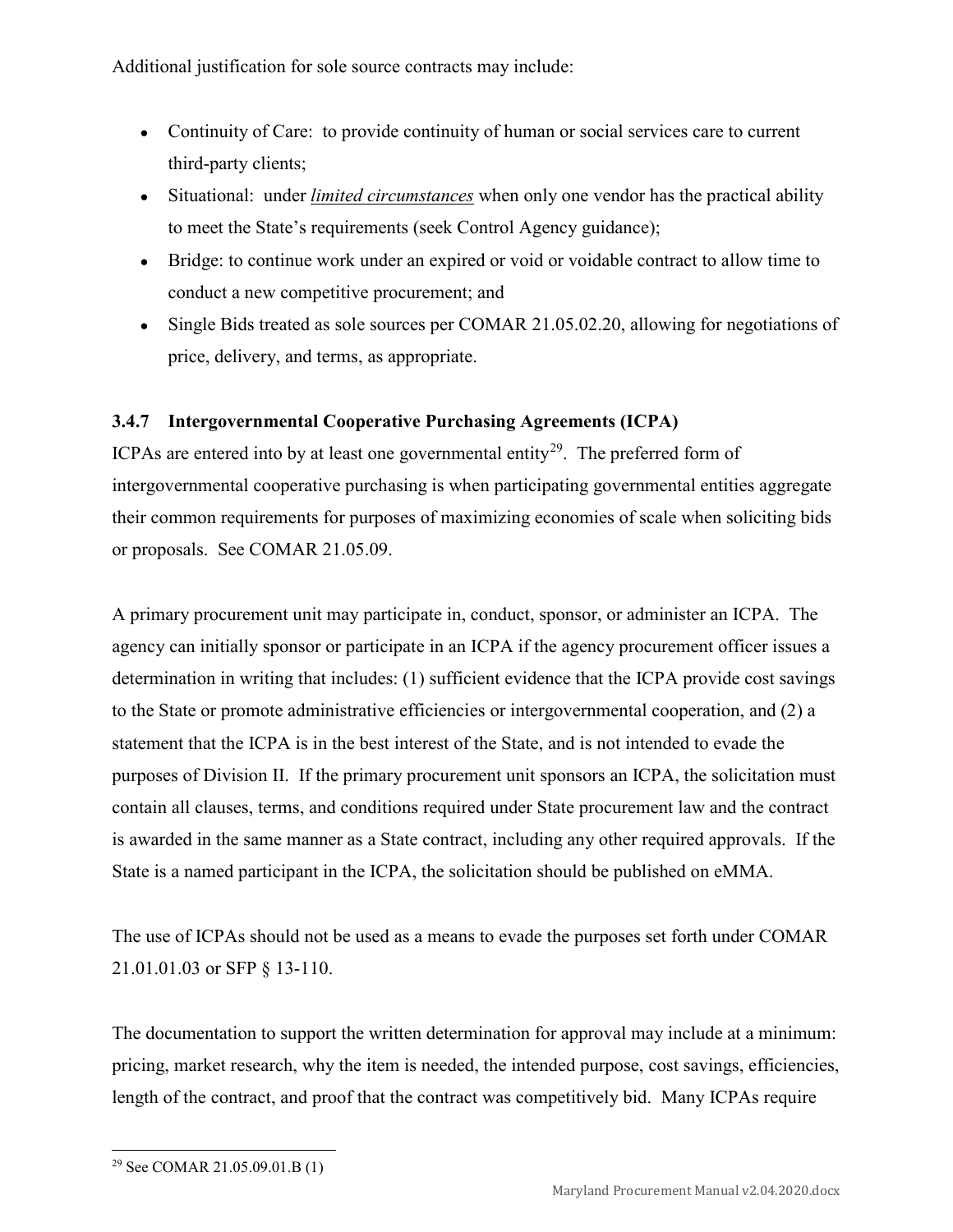Additional justification for sole source contracts may include:

- Continuity of Care: to provide continuity of human or social services care to current third-party clients;
- Situational: under ***limited circumstances*** when only one vendor has the practical ability to meet the State's requirements (seek Control Agency guidance);
- Bridge: to continue work under an expired or void or voidable contract to allow time to conduct a new competitive procurement; and
- Single Bids treated as sole sources per COMAR 21.05.02.20, allowing for negotiations of price, delivery, and terms, as appropriate.

### 3.4.7 Intergovernmental Cooperative Purchasing Agreements (ICPA)

ICPAs are entered into by at least one governmental entity[29]. The preferred form of intergovernmental cooperative purchasing is when participating governmental entities aggregate their common requirements for purposes of maximizing economies of scale when soliciting bids or proposals. See COMAR 21.05.09.

A primary procurement unit may participate in, conduct, sponsor, or administer an ICPA. The agency can initially sponsor or participate in an ICPA if the agency procurement officer issues a determination in writing that includes: (1) sufficient evidence that the ICPA provide cost savings to the State or promote administrative efficiencies or intergovernmental cooperation, and (2) a statement that the ICPA is in the best interest of the State, and is not intended to evade the purposes of Division II. If the primary procurement unit sponsors an ICPA, the solicitation must contain all clauses, terms, and conditions required under State procurement law and the contract is awarded in the same manner as a State contract, including any other required approvals. If the State is a named participant in the ICPA, the solicitation should be published on eMMA.

The use of ICPAs should not be used as a means to evade the purposes set forth under COMAR 21.01.01.03 or SFP § 13-110.

The documentation to support the written determination for approval may include at a minimum: pricing, market research, why the item is needed, the intended purpose, cost savings, efficiencies, length of the contract, and proof that the contract was competitively bid. Many ICPAs require

---

[29] See COMAR 21.05.09.01.B (1)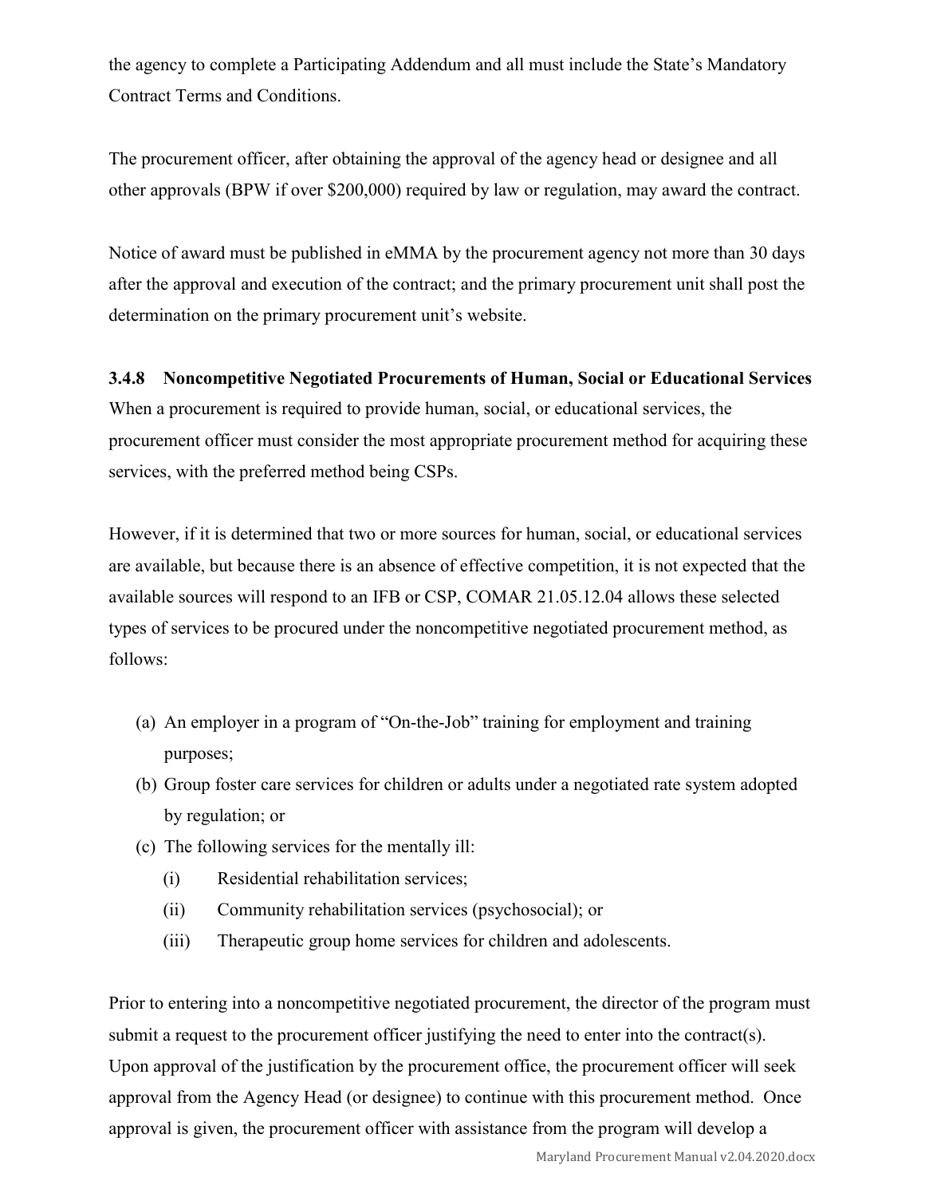the agency to complete a Participating Addendum and all must include the State's Mandatory Contract Terms and Conditions.

The procurement officer, after obtaining the approval of the agency head or designee and all other approvals (BPW if over $200,000) required by law or regulation, may award the contract.

Notice of award must be published in eMMA by the procurement agency not more than 30 days after the approval and execution of the contract; and the primary procurement unit shall post the determination on the primary procurement unit's website.

### 3.4.8 Noncompetitive Negotiated Procurements of Human, Social or Educational Services

When a procurement is required to provide human, social, or educational services, the procurement officer must consider the most appropriate procurement method for acquiring these services, with the preferred method being CSPs.

However, if it is determined that two or more sources for human, social, or educational services are available, but because there is an absence of effective competition, it is not expected that the available sources will respond to an IFB or CSP, COMAR 21.05.12.04 allows these selected types of services to be procured under the noncompetitive negotiated procurement method, as follows:

- (a) An employer in a program of "On-the-Job" training for employment and training purposes;
- (b) Group foster care services for children or adults under a negotiated rate system adopted by regulation; or
- (c) The following services for the mentally ill:
  - (i) Residential rehabilitation services;
  - (ii) Community rehabilitation services (psychosocial); or
  - (iii) Therapeutic group home services for children and adolescents.

Prior to entering into a noncompetitive negotiated procurement, the director of the program must submit a request to the procurement officer justifying the need to enter into the contract(s). Upon approval of the justification by the procurement office, the procurement officer will seek approval from the Agency Head (or designee) to continue with this procurement method. Once approval is given, the procurement officer with assistance from the program will develop a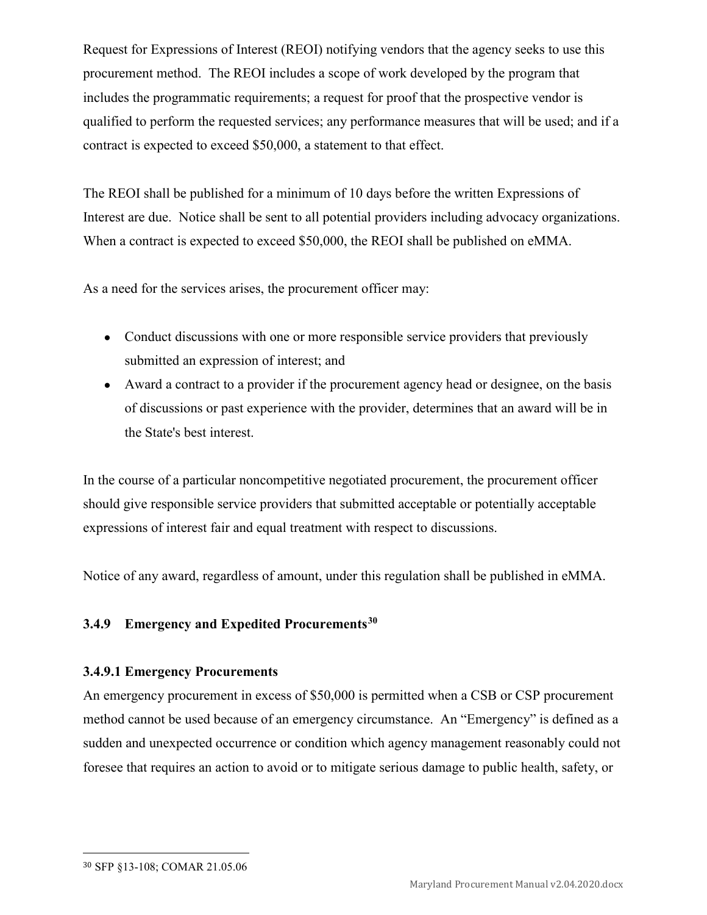Request for Expressions of Interest (REOI) notifying vendors that the agency seeks to use this procurement method. The REOI includes a scope of work developed by the program that includes the programmatic requirements; a request for proof that the prospective vendor is qualified to perform the requested services; any performance measures that will be used; and if a contract is expected to exceed $50,000, a statement to that effect.

The REOI shall be published for a minimum of 10 days before the written Expressions of Interest are due. Notice shall be sent to all potential providers including advocacy organizations. When a contract is expected to exceed $50,000, the REOI shall be published on eMMA.

As a need for the services arises, the procurement officer may:

- Conduct discussions with one or more responsible service providers that previously submitted an expression of interest; and
- Award a contract to a provider if the procurement agency head or designee, on the basis of discussions or past experience with the provider, determines that an award will be in the State's best interest.

In the course of a particular noncompetitive negotiated procurement, the procurement officer should give responsible service providers that submitted acceptable or potentially acceptable expressions of interest fair and equal treatment with respect to discussions.

Notice of any award, regardless of amount, under this regulation shall be published in eMMA.

### 3.4.9 Emergency and Expedited Procurements[30]

#### 3.4.9.1 Emergency Procurements

An emergency procurement in excess of $50,000 is permitted when a CSB or CSP procurement method cannot be used because of an emergency circumstance. An "Emergency" is defined as a sudden and unexpected occurrence or condition which agency management reasonably could not foresee that requires an action to avoid or to mitigate serious damage to public health, safety, or

[30] SFP §13-108; COMAR 21.05.06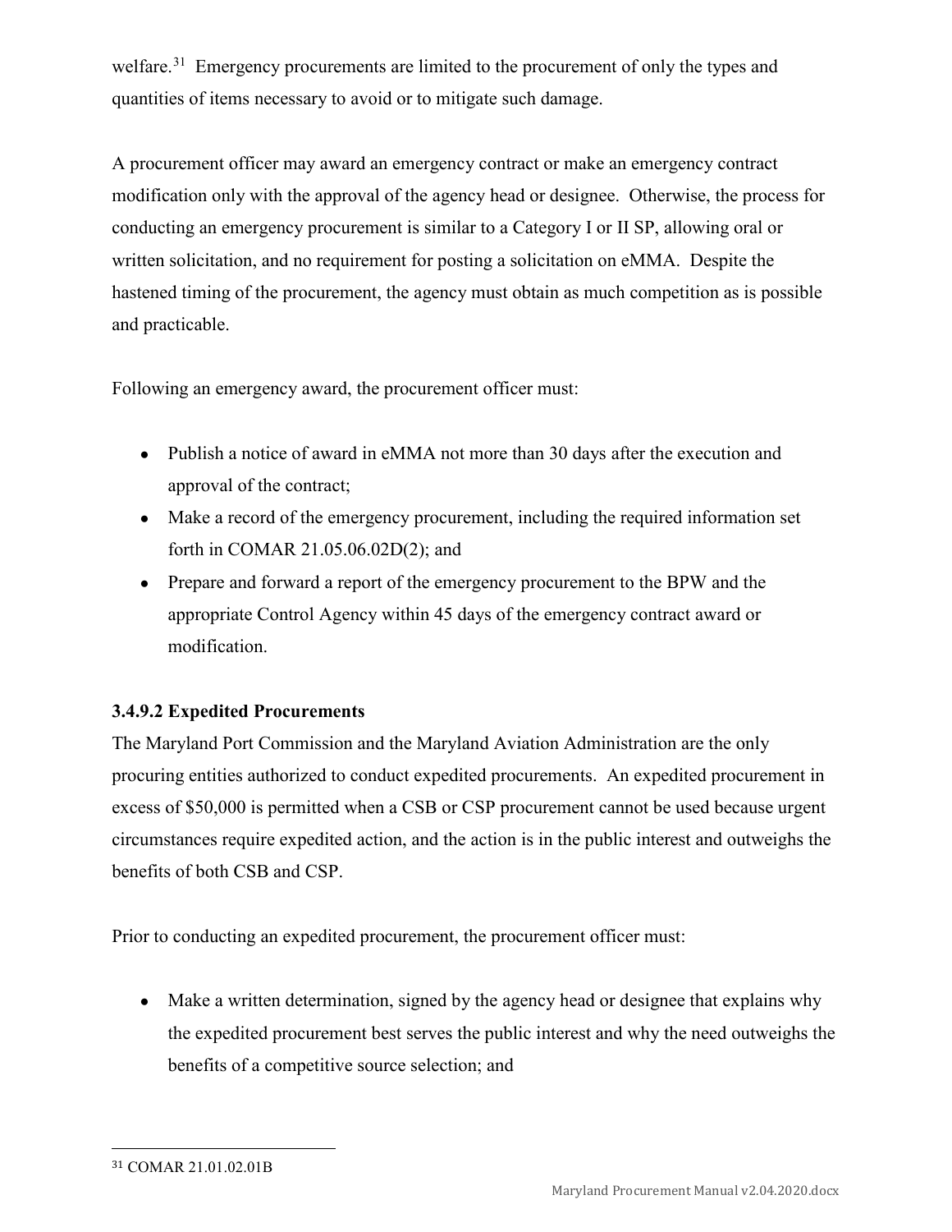welfare.[31] Emergency procurements are limited to the procurement of only the types and quantities of items necessary to avoid or to mitigate such damage.

A procurement officer may award an emergency contract or make an emergency contract modification only with the approval of the agency head or designee. Otherwise, the process for conducting an emergency procurement is similar to a Category I or II SP, allowing oral or written solicitation, and no requirement for posting a solicitation on eMMA. Despite the hastened timing of the procurement, the agency must obtain as much competition as is possible and practicable.

Following an emergency award, the procurement officer must:

- Publish a notice of award in eMMA not more than 30 days after the execution and approval of the contract;
- Make a record of the emergency procurement, including the required information set forth in COMAR 21.05.06.02D(2); and
- Prepare and forward a report of the emergency procurement to the BPW and the appropriate Control Agency within 45 days of the emergency contract award or modification.

### 3.4.9.2 Expedited Procurements

The Maryland Port Commission and the Maryland Aviation Administration are the only procuring entities authorized to conduct expedited procurements. An expedited procurement in excess of $50,000 is permitted when a CSB or CSP procurement cannot be used because urgent circumstances require expedited action, and the action is in the public interest and outweighs the benefits of both CSB and CSP.

Prior to conducting an expedited procurement, the procurement officer must:

- Make a written determination, signed by the agency head or designee that explains why the expedited procurement best serves the public interest and why the need outweighs the benefits of a competitive source selection; and

---

[31] COMAR 21.01.02.01B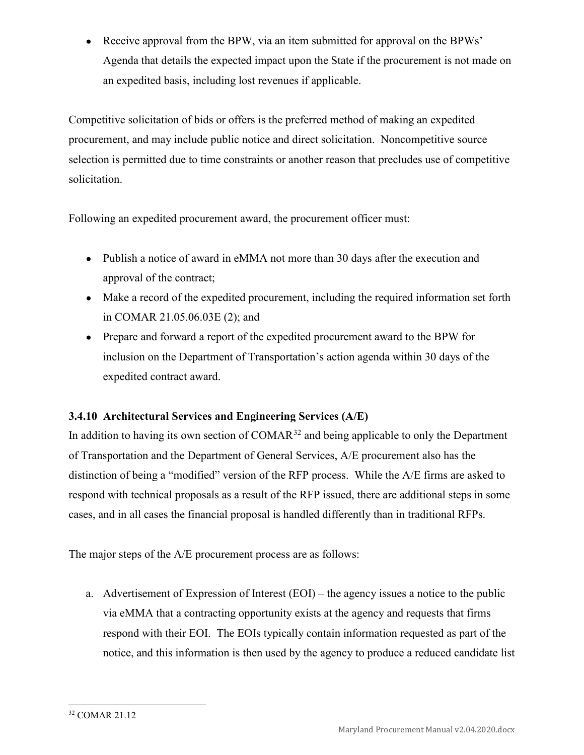- Receive approval from the BPW, via an item submitted for approval on the BPWs' Agenda that details the expected impact upon the State if the procurement is not made on an expedited basis, including lost revenues if applicable.

Competitive solicitation of bids or offers is the preferred method of making an expedited procurement, and may include public notice and direct solicitation. Noncompetitive source selection is permitted due to time constraints or another reason that precludes use of competitive solicitation.

Following an expedited procurement award, the procurement officer must:

- Publish a notice of award in eMMA not more than 30 days after the execution and approval of the contract;
- Make a record of the expedited procurement, including the required information set forth in COMAR 21.05.06.03E (2); and
- Prepare and forward a report of the expedited procurement award to the BPW for inclusion on the Department of Transportation's action agenda within 30 days of the expedited contract award.

### 3.4.10 Architectural Services and Engineering Services (A/E)

In addition to having its own section of COMAR[32] and being applicable to only the Department of Transportation and the Department of General Services, A/E procurement also has the distinction of being a "modified" version of the RFP process. While the A/E firms are asked to respond with technical proposals as a result of the RFP issued, there are additional steps in some cases, and in all cases the financial proposal is handled differently than in traditional RFPs.

The major steps of the A/E procurement process are as follows:

a. Advertisement of Expression of Interest (EOI) – the agency issues a notice to the public via eMMA that a contracting opportunity exists at the agency and requests that firms respond with their EOI. The EOIs typically contain information requested as part of the notice, and this information is then used by the agency to produce a reduced candidate list

[32] COMAR 21.12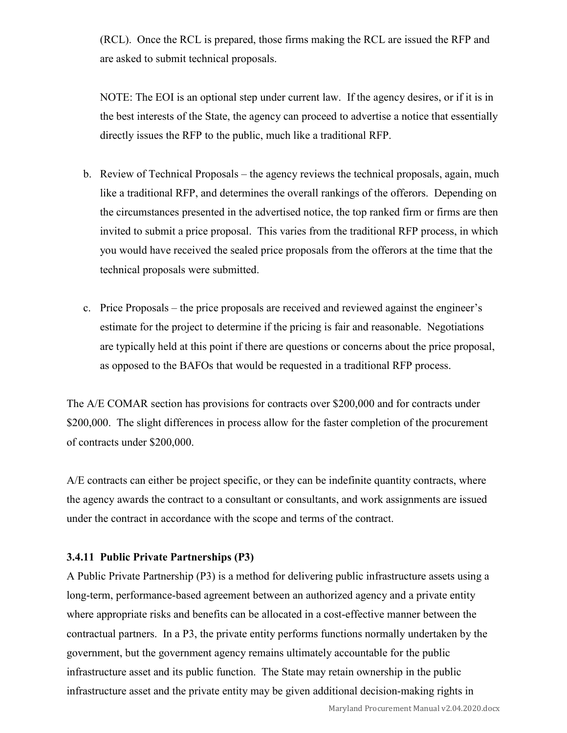(RCL). Once the RCL is prepared, those firms making the RCL are issued the RFP and are asked to submit technical proposals.

NOTE: The EOI is an optional step under current law. If the agency desires, or if it is in the best interests of the State, the agency can proceed to advertise a notice that essentially directly issues the RFP to the public, much like a traditional RFP.

b. Review of Technical Proposals – the agency reviews the technical proposals, again, much like a traditional RFP, and determines the overall rankings of the offerors. Depending on the circumstances presented in the advertised notice, the top ranked firm or firms are then invited to submit a price proposal. This varies from the traditional RFP process, in which you would have received the sealed price proposals from the offerors at the time that the technical proposals were submitted.

c. Price Proposals – the price proposals are received and reviewed against the engineer's estimate for the project to determine if the pricing is fair and reasonable. Negotiations are typically held at this point if there are questions or concerns about the price proposal, as opposed to the BAFOs that would be requested in a traditional RFP process.

The A/E COMAR section has provisions for contracts over $200,000 and for contracts under $200,000. The slight differences in process allow for the faster completion of the procurement of contracts under $200,000.

A/E contracts can either be project specific, or they can be indefinite quantity contracts, where the agency awards the contract to a consultant or consultants, and work assignments are issued under the contract in accordance with the scope and terms of the contract.

### 3.4.11 Public Private Partnerships (P3)

A Public Private Partnership (P3) is a method for delivering public infrastructure assets using a long-term, performance-based agreement between an authorized agency and a private entity where appropriate risks and benefits can be allocated in a cost-effective manner between the contractual partners. In a P3, the private entity performs functions normally undertaken by the government, but the government agency remains ultimately accountable for the public infrastructure asset and its public function. The State may retain ownership in the public infrastructure asset and the private entity may be given additional decision-making rights in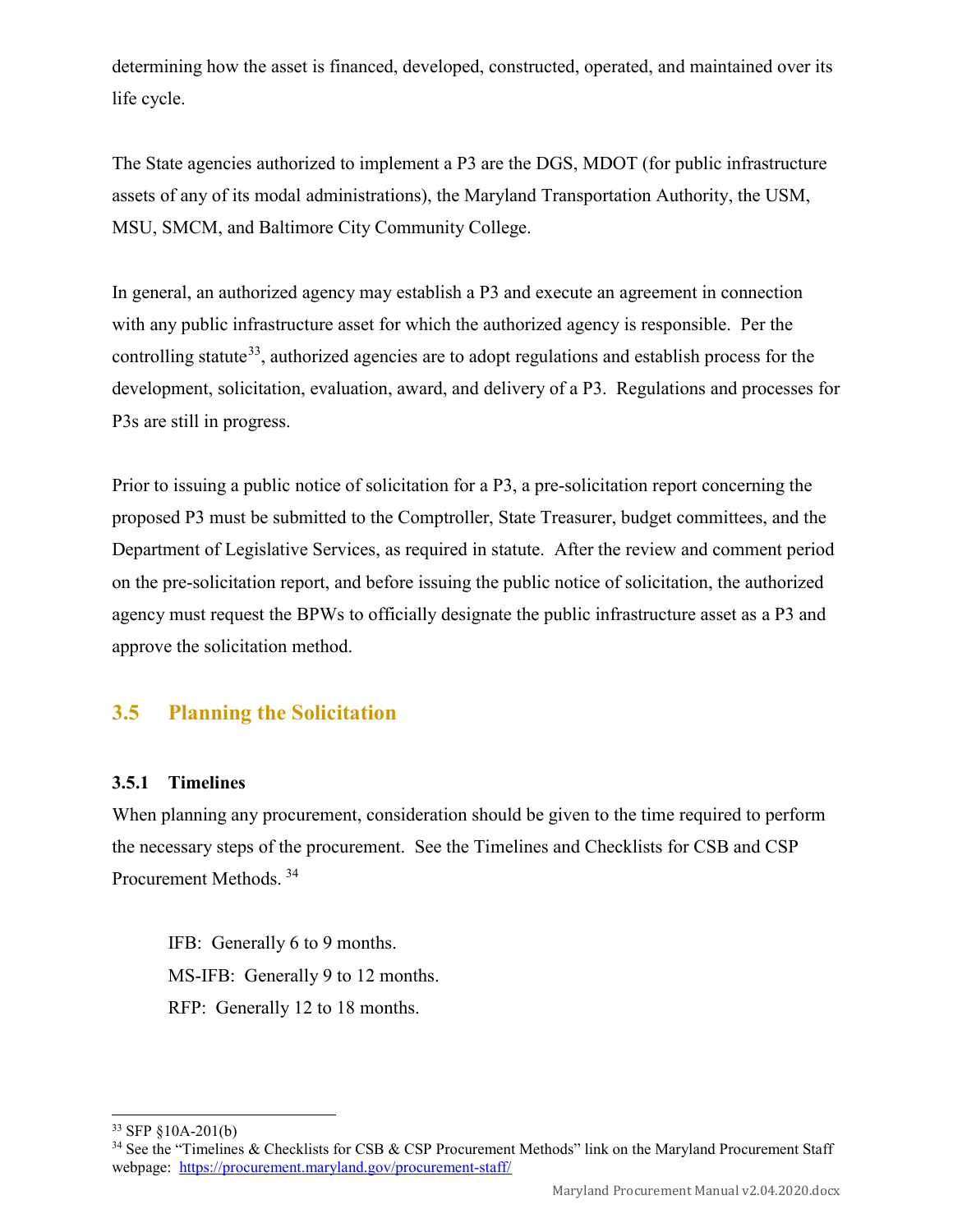determining how the asset is financed, developed, constructed, operated, and maintained over its life cycle.

The State agencies authorized to implement a P3 are the DGS, MDOT (for public infrastructure assets of any of its modal administrations), the Maryland Transportation Authority, the USM, MSU, SMCM, and Baltimore City Community College.

In general, an authorized agency may establish a P3 and execute an agreement in connection with any public infrastructure asset for which the authorized agency is responsible. Per the controlling statute[33], authorized agencies are to adopt regulations and establish process for the development, solicitation, evaluation, award, and delivery of a P3. Regulations and processes for P3s are still in progress.

Prior to issuing a public notice of solicitation for a P3, a pre-solicitation report concerning the proposed P3 must be submitted to the Comptroller, State Treasurer, budget committees, and the Department of Legislative Services, as required in statute. After the review and comment period on the pre-solicitation report, and before issuing the public notice of solicitation, the authorized agency must request the BPWs to officially designate the public infrastructure asset as a P3 and approve the solicitation method.

## 3.5 Planning the Solicitation

### 3.5.1 Timelines

When planning any procurement, consideration should be given to the time required to perform the necessary steps of the procurement. See the Timelines and Checklists for CSB and CSP Procurement Methods.[34]

IFB: Generally 6 to 9 months.
MS-IFB: Generally 9 to 12 months.
RFP: Generally 12 to 18 months.

---

[33] SFP §10A-201(b)

[34] See the "Timelines & Checklists for CSB & CSP Procurement Methods" link on the Maryland Procurement Staff webpage: https://procurement.maryland.gov/procurement-staff/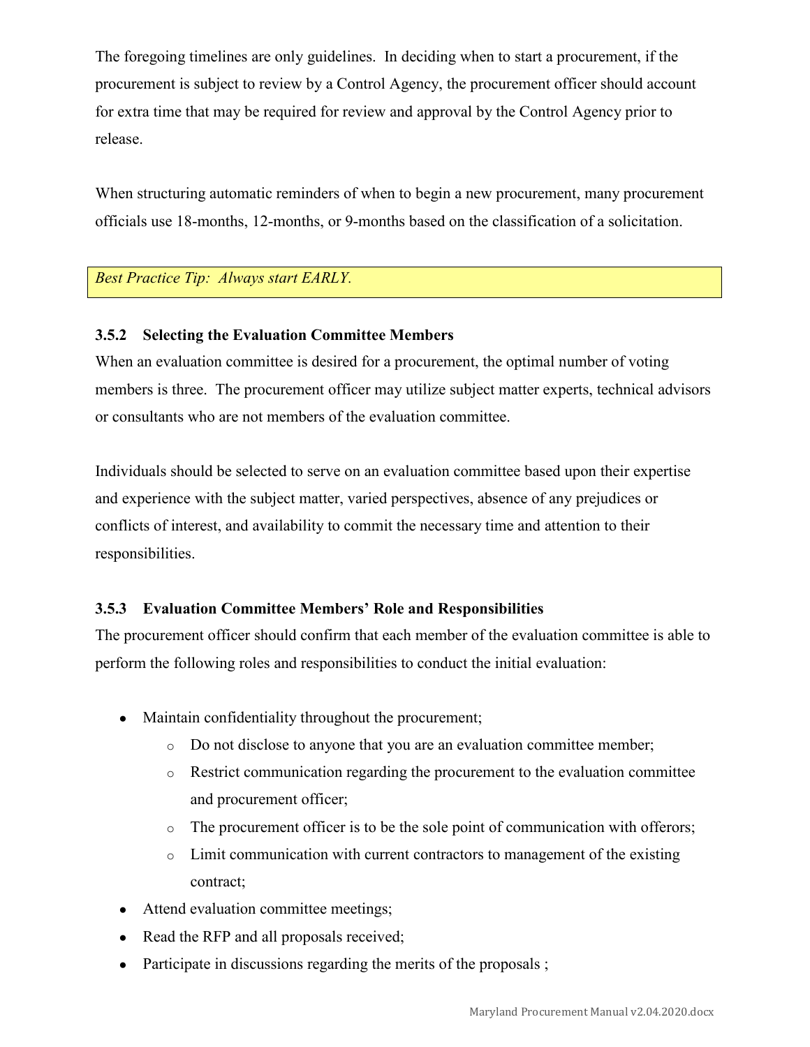The foregoing timelines are only guidelines. In deciding when to start a procurement, if the procurement is subject to review by a Control Agency, the procurement officer should account for extra time that may be required for review and approval by the Control Agency prior to release.

When structuring automatic reminders of when to begin a new procurement, many procurement officials use 18-months, 12-months, or 9-months based on the classification of a solicitation.

> *Best Practice Tip: Always start EARLY.*

### 3.5.2 Selecting the Evaluation Committee Members

When an evaluation committee is desired for a procurement, the optimal number of voting members is three. The procurement officer may utilize subject matter experts, technical advisors or consultants who are not members of the evaluation committee.

Individuals should be selected to serve on an evaluation committee based upon their expertise and experience with the subject matter, varied perspectives, absence of any prejudices or conflicts of interest, and availability to commit the necessary time and attention to their responsibilities.

### 3.5.3 Evaluation Committee Members' Role and Responsibilities

The procurement officer should confirm that each member of the evaluation committee is able to perform the following roles and responsibilities to conduct the initial evaluation:

- Maintain confidentiality throughout the procurement;
  - Do not disclose to anyone that you are an evaluation committee member;
  - Restrict communication regarding the procurement to the evaluation committee and procurement officer;
  - The procurement officer is to be the sole point of communication with offerors;
  - Limit communication with current contractors to management of the existing contract;
- Attend evaluation committee meetings;
- Read the RFP and all proposals received;
- Participate in discussions regarding the merits of the proposals ;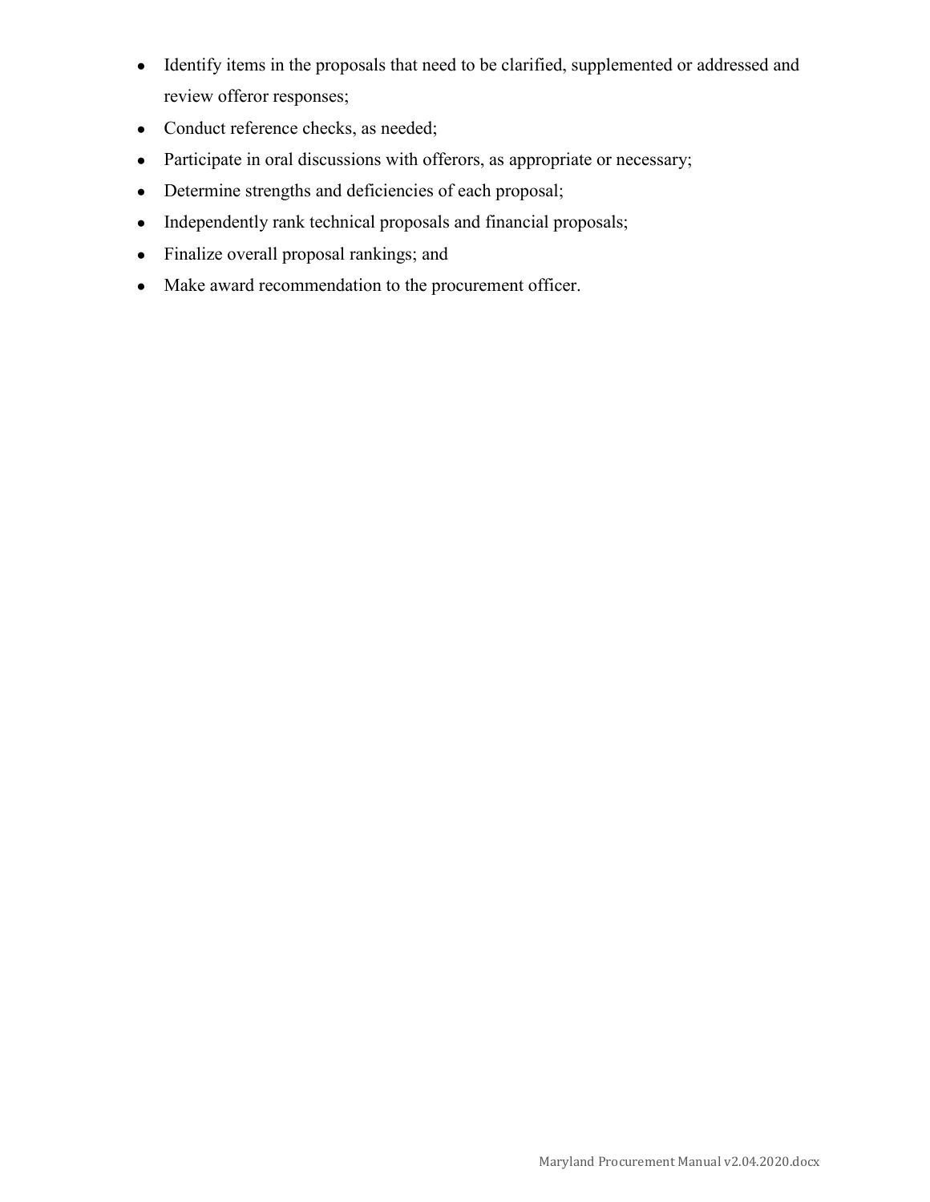- Identify items in the proposals that need to be clarified, supplemented or addressed and review offeror responses;
- Conduct reference checks, as needed;
- Participate in oral discussions with offerors, as appropriate or necessary;
- Determine strengths and deficiencies of each proposal;
- Independently rank technical proposals and financial proposals;
- Finalize overall proposal rankings; and
- Make award recommendation to the procurement officer.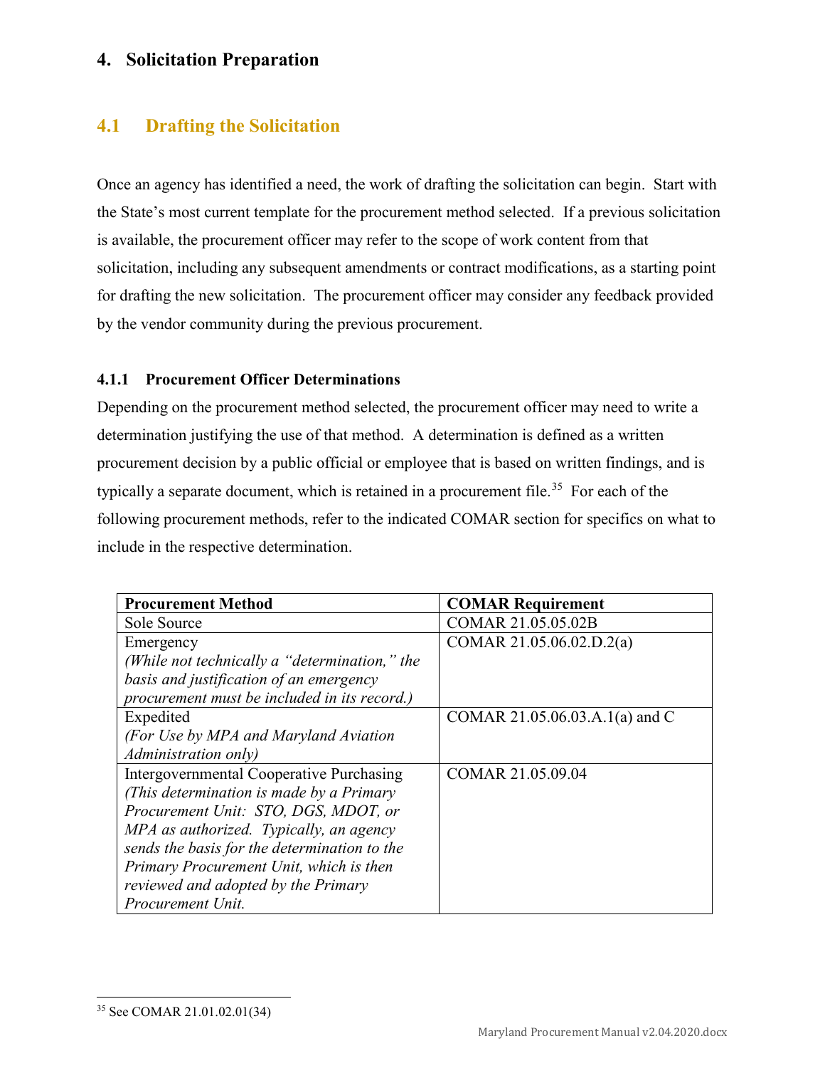# 4. Solicitation Preparation

## 4.1 Drafting the Solicitation

Once an agency has identified a need, the work of drafting the solicitation can begin. Start with the State's most current template for the procurement method selected. If a previous solicitation is available, the procurement officer may refer to the scope of work content from that solicitation, including any subsequent amendments or contract modifications, as a starting point for drafting the new solicitation. The procurement officer may consider any feedback provided by the vendor community during the previous procurement.

### 4.1.1 Procurement Officer Determinations

Depending on the procurement method selected, the procurement officer may need to write a determination justifying the use of that method. A determination is defined as a written procurement decision by a public official or employee that is based on written findings, and is typically a separate document, which is retained in a procurement file.[35] For each of the following procurement methods, refer to the indicated COMAR section for specifics on what to include in the respective determination.

| Procurement Method | COMAR Requirement |
|---|---|
| Sole Source | COMAR 21.05.05.02B |
| Emergency *(While not technically a "determination," the basis and justification of an emergency procurement must be included in its record.)* | COMAR 21.05.06.02.D.2(a) |
| Expedited *(For Use by MPA and Maryland Aviation Administration only)* | COMAR 21.05.06.03.A.1(a) and C |
| Intergovernmental Cooperative Purchasing *(This determination is made by a Primary Procurement Unit: STO, DGS, MDOT, or MPA as authorized. Typically, an agency sends the basis for the determination to the Primary Procurement Unit, which is then reviewed and adopted by the Primary Procurement Unit.* | COMAR 21.05.09.04 |

[35] See COMAR 21.01.02.01(34)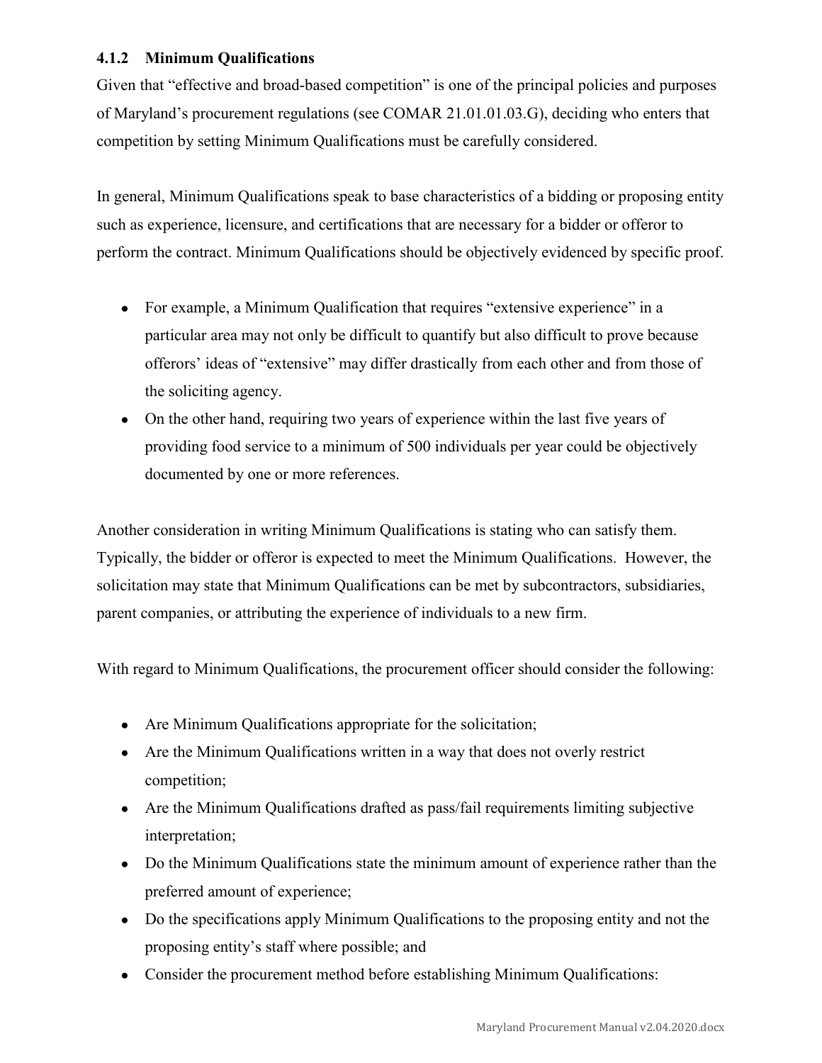### 4.1.2 Minimum Qualifications

Given that "effective and broad-based competition" is one of the principal policies and purposes of Maryland's procurement regulations (see COMAR 21.01.01.03.G), deciding who enters that competition by setting Minimum Qualifications must be carefully considered.

In general, Minimum Qualifications speak to base characteristics of a bidding or proposing entity such as experience, licensure, and certifications that are necessary for a bidder or offeror to perform the contract. Minimum Qualifications should be objectively evidenced by specific proof.

- For example, a Minimum Qualification that requires "extensive experience" in a particular area may not only be difficult to quantify but also difficult to prove because offerors' ideas of "extensive" may differ drastically from each other and from those of the soliciting agency.
- On the other hand, requiring two years of experience within the last five years of providing food service to a minimum of 500 individuals per year could be objectively documented by one or more references.

Another consideration in writing Minimum Qualifications is stating who can satisfy them. Typically, the bidder or offeror is expected to meet the Minimum Qualifications. However, the solicitation may state that Minimum Qualifications can be met by subcontractors, subsidiaries, parent companies, or attributing the experience of individuals to a new firm.

With regard to Minimum Qualifications, the procurement officer should consider the following:

- Are Minimum Qualifications appropriate for the solicitation;
- Are the Minimum Qualifications written in a way that does not overly restrict competition;
- Are the Minimum Qualifications drafted as pass/fail requirements limiting subjective interpretation;
- Do the Minimum Qualifications state the minimum amount of experience rather than the preferred amount of experience;
- Do the specifications apply Minimum Qualifications to the proposing entity and not the proposing entity's staff where possible; and
- Consider the procurement method before establishing Minimum Qualifications: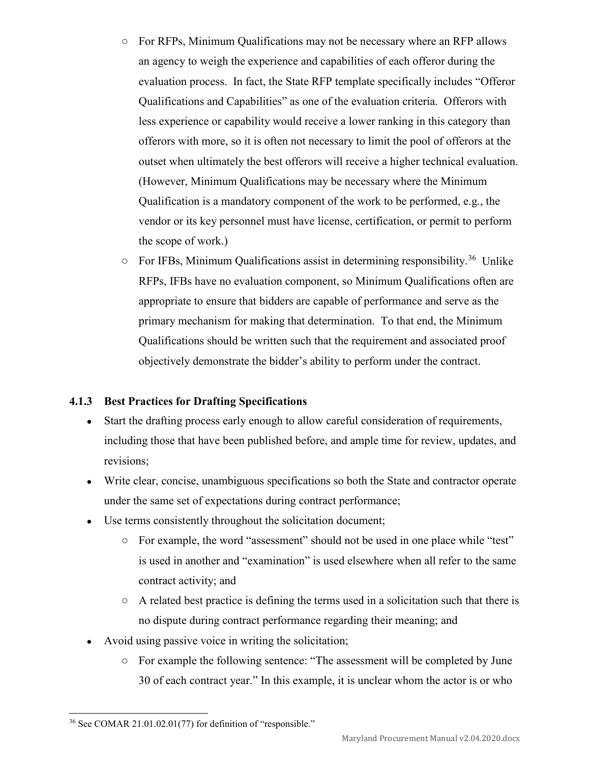- For RFPs, Minimum Qualifications may not be necessary where an RFP allows an agency to weigh the experience and capabilities of each offeror during the evaluation process. In fact, the State RFP template specifically includes "Offeror Qualifications and Capabilities" as one of the evaluation criteria. Offerors with less experience or capability would receive a lower ranking in this category than offerors with more, so it is often not necessary to limit the pool of offerors at the outset when ultimately the best offerors will receive a higher technical evaluation. (However, Minimum Qualifications may be necessary where the Minimum Qualification is a mandatory component of the work to be performed, e.g., the vendor or its key personnel must have license, certification, or permit to perform the scope of work.)
  - For IFBs, Minimum Qualifications assist in determining responsibility.[36] Unlike RFPs, IFBs have no evaluation component, so Minimum Qualifications often are appropriate to ensure that bidders are capable of performance and serve as the primary mechanism for making that determination. To that end, the Minimum Qualifications should be written such that the requirement and associated proof objectively demonstrate the bidder's ability to perform under the contract.

### 4.1.3 Best Practices for Drafting Specifications

- Start the drafting process early enough to allow careful consideration of requirements, including those that have been published before, and ample time for review, updates, and revisions;
- Write clear, concise, unambiguous specifications so both the State and contractor operate under the same set of expectations during contract performance;
- Use terms consistently throughout the solicitation document;
  - For example, the word "assessment" should not be used in one place while "test" is used in another and "examination" is used elsewhere when all refer to the same contract activity; and
  - A related best practice is defining the terms used in a solicitation such that there is no dispute during contract performance regarding their meaning; and
- Avoid using passive voice in writing the solicitation;
  - For example the following sentence: "The assessment will be completed by June 30 of each contract year." In this example, it is unclear whom the actor is or who

[36] See COMAR 21.01.02.01(77) for definition of "responsible."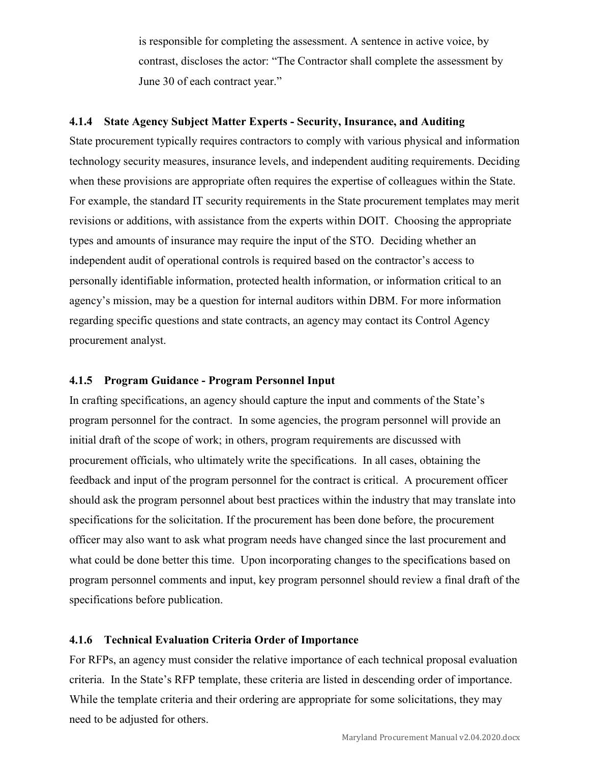is responsible for completing the assessment. A sentence in active voice, by contrast, discloses the actor: "The Contractor shall complete the assessment by June 30 of each contract year."

### 4.1.4 State Agency Subject Matter Experts - Security, Insurance, and Auditing

State procurement typically requires contractors to comply with various physical and information technology security measures, insurance levels, and independent auditing requirements. Deciding when these provisions are appropriate often requires the expertise of colleagues within the State. For example, the standard IT security requirements in the State procurement templates may merit revisions or additions, with assistance from the experts within DOIT. Choosing the appropriate types and amounts of insurance may require the input of the STO. Deciding whether an independent audit of operational controls is required based on the contractor's access to personally identifiable information, protected health information, or information critical to an agency's mission, may be a question for internal auditors within DBM. For more information regarding specific questions and state contracts, an agency may contact its Control Agency procurement analyst.

### 4.1.5 Program Guidance - Program Personnel Input

In crafting specifications, an agency should capture the input and comments of the State's program personnel for the contract. In some agencies, the program personnel will provide an initial draft of the scope of work; in others, program requirements are discussed with procurement officials, who ultimately write the specifications. In all cases, obtaining the feedback and input of the program personnel for the contract is critical. A procurement officer should ask the program personnel about best practices within the industry that may translate into specifications for the solicitation. If the procurement has been done before, the procurement officer may also want to ask what program needs have changed since the last procurement and what could be done better this time. Upon incorporating changes to the specifications based on program personnel comments and input, key program personnel should review a final draft of the specifications before publication.

### 4.1.6 Technical Evaluation Criteria Order of Importance

For RFPs, an agency must consider the relative importance of each technical proposal evaluation criteria. In the State's RFP template, these criteria are listed in descending order of importance. While the template criteria and their ordering are appropriate for some solicitations, they may need to be adjusted for others.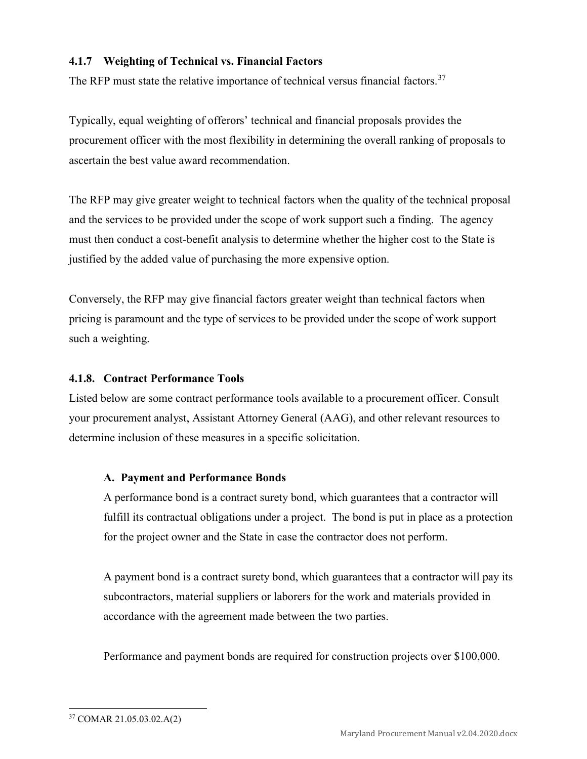### 4.1.7 Weighting of Technical vs. Financial Factors

The RFP must state the relative importance of technical versus financial factors.[37]

Typically, equal weighting of offerors' technical and financial proposals provides the procurement officer with the most flexibility in determining the overall ranking of proposals to ascertain the best value award recommendation.

The RFP may give greater weight to technical factors when the quality of the technical proposal and the services to be provided under the scope of work support such a finding. The agency must then conduct a cost-benefit analysis to determine whether the higher cost to the State is justified by the added value of purchasing the more expensive option.

Conversely, the RFP may give financial factors greater weight than technical factors when pricing is paramount and the type of services to be provided under the scope of work support such a weighting.

### 4.1.8. Contract Performance Tools

Listed below are some contract performance tools available to a procurement officer. Consult your procurement analyst, Assistant Attorney General (AAG), and other relevant resources to determine inclusion of these measures in a specific solicitation.

#### A. Payment and Performance Bonds

A performance bond is a contract surety bond, which guarantees that a contractor will fulfill its contractual obligations under a project. The bond is put in place as a protection for the project owner and the State in case the contractor does not perform.

A payment bond is a contract surety bond, which guarantees that a contractor will pay its subcontractors, material suppliers or laborers for the work and materials provided in accordance with the agreement made between the two parties.

Performance and payment bonds are required for construction projects over $100,000.

---

[37] COMAR 21.05.03.02.A(2)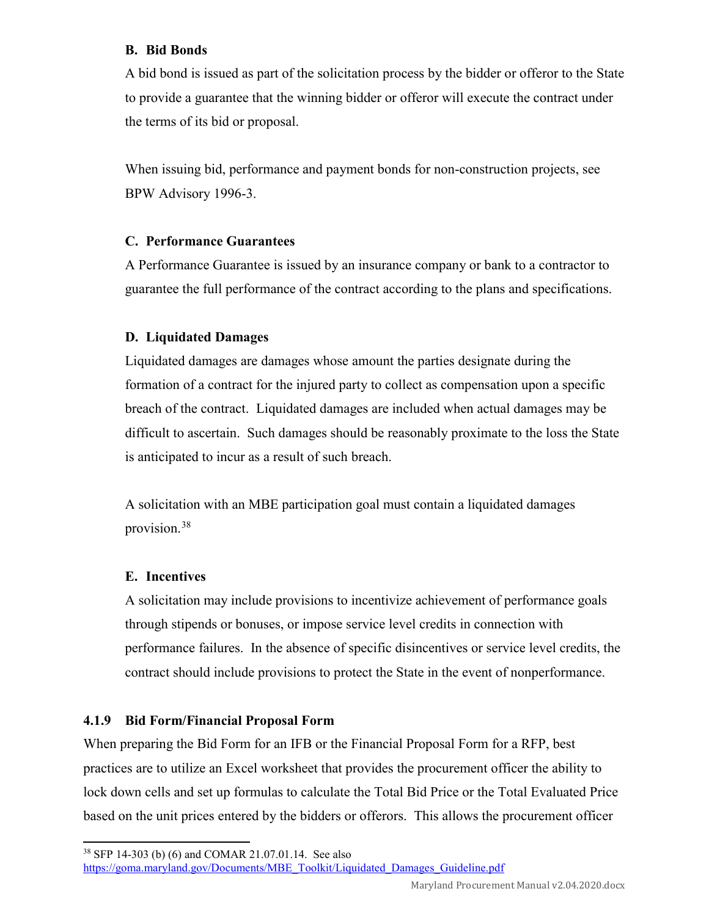#### B. Bid Bonds

A bid bond is issued as part of the solicitation process by the bidder or offeror to the State to provide a guarantee that the winning bidder or offeror will execute the contract under the terms of its bid or proposal.

When issuing bid, performance and payment bonds for non-construction projects, see BPW Advisory 1996-3.

#### C. Performance Guarantees

A Performance Guarantee is issued by an insurance company or bank to a contractor to guarantee the full performance of the contract according to the plans and specifications.

#### D. Liquidated Damages

Liquidated damages are damages whose amount the parties designate during the formation of a contract for the injured party to collect as compensation upon a specific breach of the contract. Liquidated damages are included when actual damages may be difficult to ascertain. Such damages should be reasonably proximate to the loss the State is anticipated to incur as a result of such breach.

A solicitation with an MBE participation goal must contain a liquidated damages provision.[38]

#### E. Incentives

A solicitation may include provisions to incentivize achievement of performance goals through stipends or bonuses, or impose service level credits in connection with performance failures. In the absence of specific disincentives or service level credits, the contract should include provisions to protect the State in the event of nonperformance.

### 4.1.9 Bid Form/Financial Proposal Form

When preparing the Bid Form for an IFB or the Financial Proposal Form for a RFP, best practices are to utilize an Excel worksheet that provides the procurement officer the ability to lock down cells and set up formulas to calculate the Total Bid Price or the Total Evaluated Price based on the unit prices entered by the bidders or offerors. This allows the procurement officer

---

[38] SFP 14-303 (b) (6) and COMAR 21.07.01.14. See also https://goma.maryland.gov/Documents/MBE_Toolkit/Liquidated_Damages_Guideline.pdf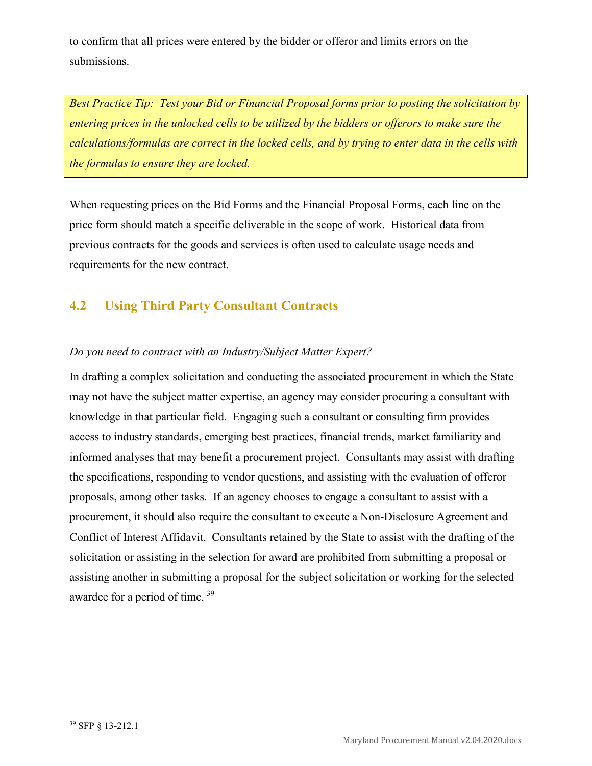to confirm that all prices were entered by the bidder or offeror and limits errors on the submissions.

> *Best Practice Tip: Test your Bid or Financial Proposal forms prior to posting the solicitation by entering prices in the unlocked cells to be utilized by the bidders or offerors to make sure the calculations/formulas are correct in the locked cells, and by trying to enter data in the cells with the formulas to ensure they are locked.*

When requesting prices on the Bid Forms and the Financial Proposal Forms, each line on the price form should match a specific deliverable in the scope of work. Historical data from previous contracts for the goods and services is often used to calculate usage needs and requirements for the new contract.

## 4.2 Using Third Party Consultant Contracts

*Do you need to contract with an Industry/Subject Matter Expert?*

In drafting a complex solicitation and conducting the associated procurement in which the State may not have the subject matter expertise, an agency may consider procuring a consultant with knowledge in that particular field. Engaging such a consultant or consulting firm provides access to industry standards, emerging best practices, financial trends, market familiarity and informed analyses that may benefit a procurement project. Consultants may assist with drafting the specifications, responding to vendor questions, and assisting with the evaluation of offeror proposals, among other tasks. If an agency chooses to engage a consultant to assist with a procurement, it should also require the consultant to execute a Non-Disclosure Agreement and Conflict of Interest Affidavit. Consultants retained by the State to assist with the drafting of the solicitation or assisting in the selection for award are prohibited from submitting a proposal or assisting another in submitting a proposal for the subject solicitation or working for the selected awardee for a period of time. [39]

---

[39] SFP § 13-212.1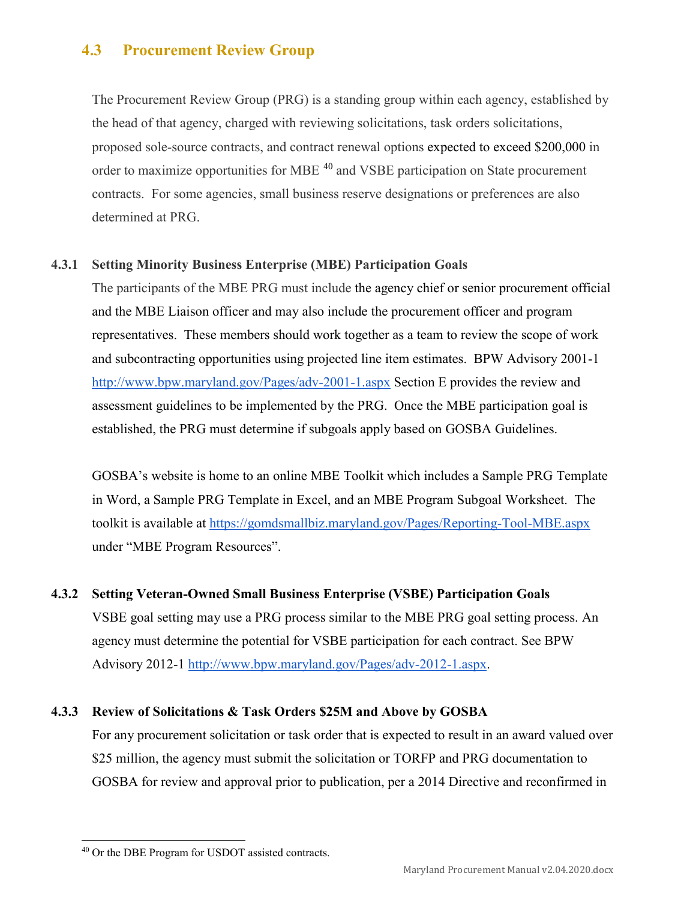## 4.3 Procurement Review Group

The Procurement Review Group (PRG) is a standing group within each agency, established by the head of that agency, charged with reviewing solicitations, task orders solicitations, proposed sole-source contracts, and contract renewal options expected to exceed $200,000 in order to maximize opportunities for MBE [40] and VSBE participation on State procurement contracts. For some agencies, small business reserve designations or preferences are also determined at PRG.

### 4.3.1 Setting Minority Business Enterprise (MBE) Participation Goals

The participants of the MBE PRG must include the agency chief or senior procurement official and the MBE Liaison officer and may also include the procurement officer and program representatives. These members should work together as a team to review the scope of work and subcontracting opportunities using projected line item estimates. BPW Advisory 2001-1 http://www.bpw.maryland.gov/Pages/adv-2001-1.aspx Section E provides the review and assessment guidelines to be implemented by the PRG. Once the MBE participation goal is established, the PRG must determine if subgoals apply based on GOSBA Guidelines.

GOSBA's website is home to an online MBE Toolkit which includes a Sample PRG Template in Word, a Sample PRG Template in Excel, and an MBE Program Subgoal Worksheet. The toolkit is available at https://gomdsmallbiz.maryland.gov/Pages/Reporting-Tool-MBE.aspx under "MBE Program Resources".

### 4.3.2 Setting Veteran-Owned Small Business Enterprise (VSBE) Participation Goals

VSBE goal setting may use a PRG process similar to the MBE PRG goal setting process. An agency must determine the potential for VSBE participation for each contract. See BPW Advisory 2012-1 http://www.bpw.maryland.gov/Pages/adv-2012-1.aspx.

### 4.3.3 Review of Solicitations & Task Orders $25M and Above by GOSBA

For any procurement solicitation or task order that is expected to result in an award valued over $25 million, the agency must submit the solicitation or TORFP and PRG documentation to GOSBA for review and approval prior to publication, per a 2014 Directive and reconfirmed in

[40] Or the DBE Program for USDOT assisted contracts.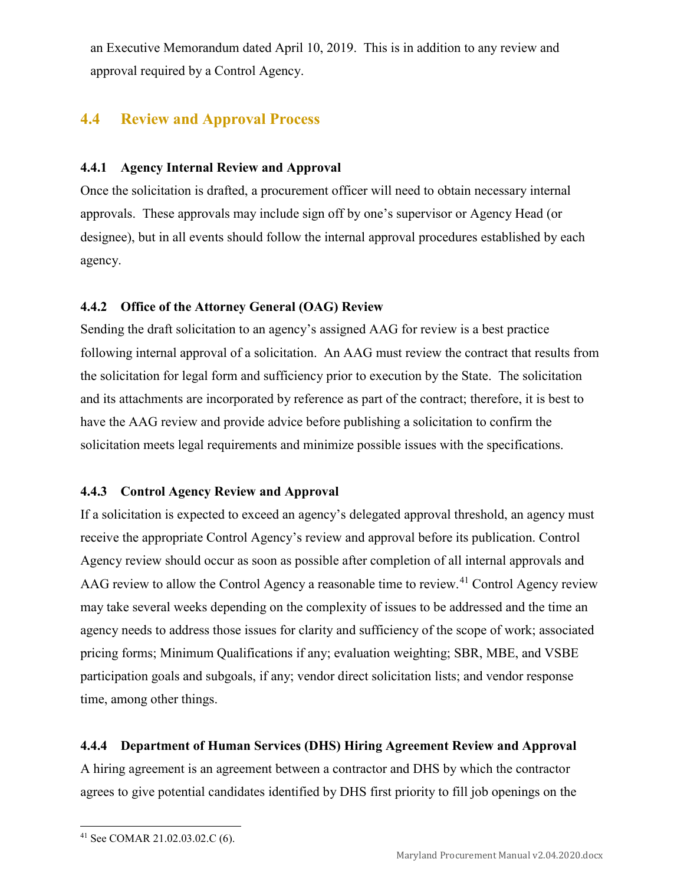an Executive Memorandum dated April 10, 2019. This is in addition to any review and approval required by a Control Agency.

## 4.4 Review and Approval Process

### 4.4.1 Agency Internal Review and Approval

Once the solicitation is drafted, a procurement officer will need to obtain necessary internal approvals. These approvals may include sign off by one's supervisor or Agency Head (or designee), but in all events should follow the internal approval procedures established by each agency.

### 4.4.2 Office of the Attorney General (OAG) Review

Sending the draft solicitation to an agency's assigned AAG for review is a best practice following internal approval of a solicitation. An AAG must review the contract that results from the solicitation for legal form and sufficiency prior to execution by the State. The solicitation and its attachments are incorporated by reference as part of the contract; therefore, it is best to have the AAG review and provide advice before publishing a solicitation to confirm the solicitation meets legal requirements and minimize possible issues with the specifications.

### 4.4.3 Control Agency Review and Approval

If a solicitation is expected to exceed an agency's delegated approval threshold, an agency must receive the appropriate Control Agency's review and approval before its publication. Control Agency review should occur as soon as possible after completion of all internal approvals and AAG review to allow the Control Agency a reasonable time to review.[41] Control Agency review may take several weeks depending on the complexity of issues to be addressed and the time an agency needs to address those issues for clarity and sufficiency of the scope of work; associated pricing forms; Minimum Qualifications if any; evaluation weighting; SBR, MBE, and VSBE participation goals and subgoals, if any; vendor direct solicitation lists; and vendor response time, among other things.

### 4.4.4 Department of Human Services (DHS) Hiring Agreement Review and Approval

A hiring agreement is an agreement between a contractor and DHS by which the contractor agrees to give potential candidates identified by DHS first priority to fill job openings on the

[41] See COMAR 21.02.03.02.C (6).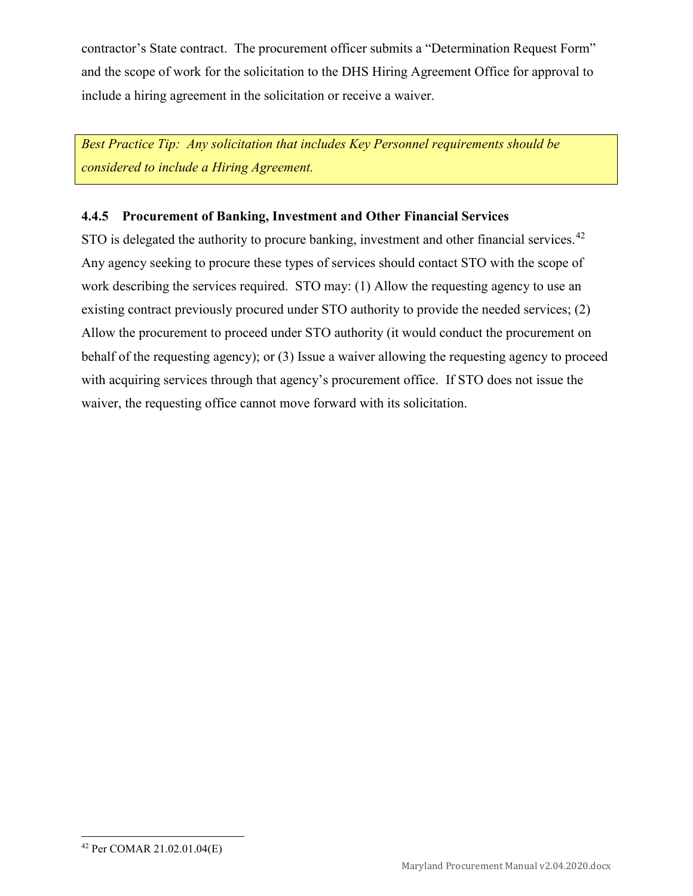contractor's State contract. The procurement officer submits a "Determination Request Form" and the scope of work for the solicitation to the DHS Hiring Agreement Office for approval to include a hiring agreement in the solicitation or receive a waiver.

*Best Practice Tip: Any solicitation that includes Key Personnel requirements should be considered to include a Hiring Agreement.*

### 4.4.5 Procurement of Banking, Investment and Other Financial Services

STO is delegated the authority to procure banking, investment and other financial services.[42] Any agency seeking to procure these types of services should contact STO with the scope of work describing the services required. STO may: (1) Allow the requesting agency to use an existing contract previously procured under STO authority to provide the needed services; (2) Allow the procurement to proceed under STO authority (it would conduct the procurement on behalf of the requesting agency); or (3) Issue a waiver allowing the requesting agency to proceed with acquiring services through that agency's procurement office. If STO does not issue the waiver, the requesting office cannot move forward with its solicitation.

[42] Per COMAR 21.02.01.04(E)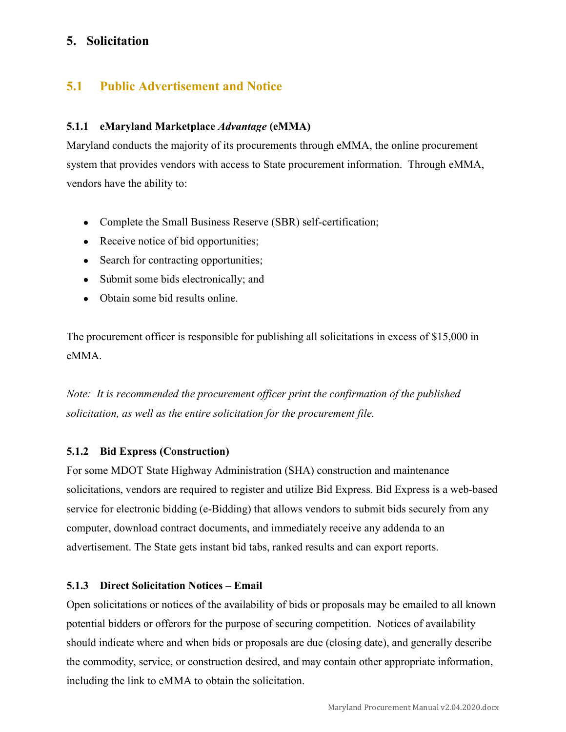# 5. Solicitation

## 5.1 Public Advertisement and Notice

### 5.1.1 eMaryland Marketplace *Advantage* (eMMA)

Maryland conducts the majority of its procurements through eMMA, the online procurement system that provides vendors with access to State procurement information. Through eMMA, vendors have the ability to:

- Complete the Small Business Reserve (SBR) self-certification;
- Receive notice of bid opportunities;
- Search for contracting opportunities;
- Submit some bids electronically; and
- Obtain some bid results online.

The procurement officer is responsible for publishing all solicitations in excess of $15,000 in eMMA.

*Note: It is recommended the procurement officer print the confirmation of the published solicitation, as well as the entire solicitation for the procurement file.*

### 5.1.2 Bid Express (Construction)

For some MDOT State Highway Administration (SHA) construction and maintenance solicitations, vendors are required to register and utilize Bid Express. Bid Express is a web-based service for electronic bidding (e-Bidding) that allows vendors to submit bids securely from any computer, download contract documents, and immediately receive any addenda to an advertisement. The State gets instant bid tabs, ranked results and can export reports.

### 5.1.3 Direct Solicitation Notices – Email

Open solicitations or notices of the availability of bids or proposals may be emailed to all known potential bidders or offerors for the purpose of securing competition. Notices of availability should indicate where and when bids or proposals are due (closing date), and generally describe the commodity, service, or construction desired, and may contain other appropriate information, including the link to eMMA to obtain the solicitation.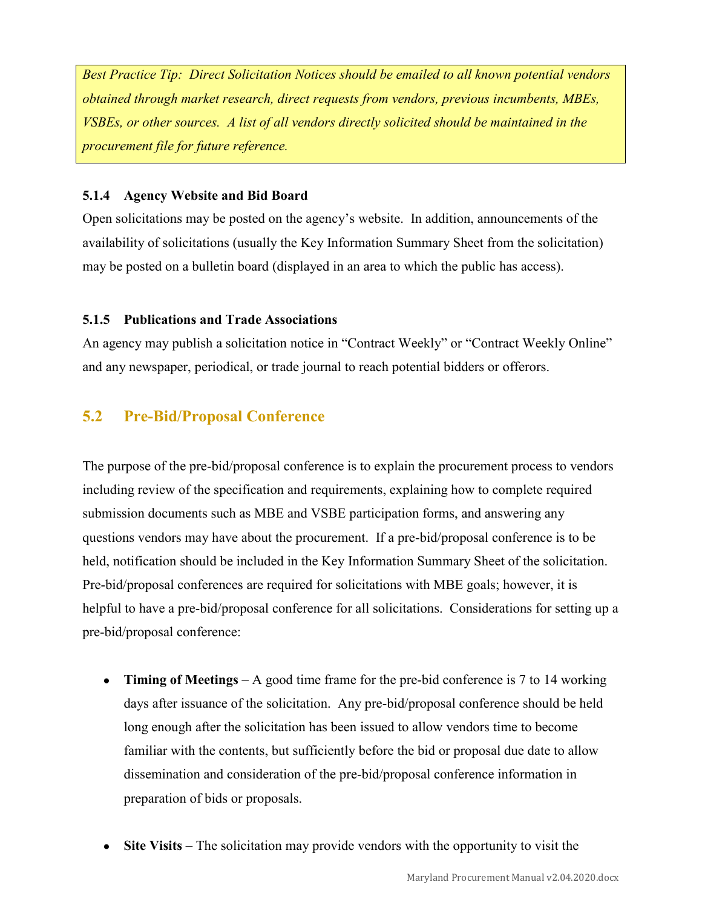*Best Practice Tip: Direct Solicitation Notices should be emailed to all known potential vendors obtained through market research, direct requests from vendors, previous incumbents, MBEs, VSBEs, or other sources. A list of all vendors directly solicited should be maintained in the procurement file for future reference.*

#### 5.1.4 Agency Website and Bid Board

Open solicitations may be posted on the agency's website. In addition, announcements of the availability of solicitations (usually the Key Information Summary Sheet from the solicitation) may be posted on a bulletin board (displayed in an area to which the public has access).

#### 5.1.5 Publications and Trade Associations

An agency may publish a solicitation notice in "Contract Weekly" or "Contract Weekly Online" and any newspaper, periodical, or trade journal to reach potential bidders or offerors.

## 5.2 Pre-Bid/Proposal Conference

The purpose of the pre-bid/proposal conference is to explain the procurement process to vendors including review of the specification and requirements, explaining how to complete required submission documents such as MBE and VSBE participation forms, and answering any questions vendors may have about the procurement. If a pre-bid/proposal conference is to be held, notification should be included in the Key Information Summary Sheet of the solicitation. Pre-bid/proposal conferences are required for solicitations with MBE goals; however, it is helpful to have a pre-bid/proposal conference for all solicitations. Considerations for setting up a pre-bid/proposal conference:

- **Timing of Meetings** – A good time frame for the pre-bid conference is 7 to 14 working days after issuance of the solicitation. Any pre-bid/proposal conference should be held long enough after the solicitation has been issued to allow vendors time to become familiar with the contents, but sufficiently before the bid or proposal due date to allow dissemination and consideration of the pre-bid/proposal conference information in preparation of bids or proposals.

- **Site Visits** – The solicitation may provide vendors with the opportunity to visit the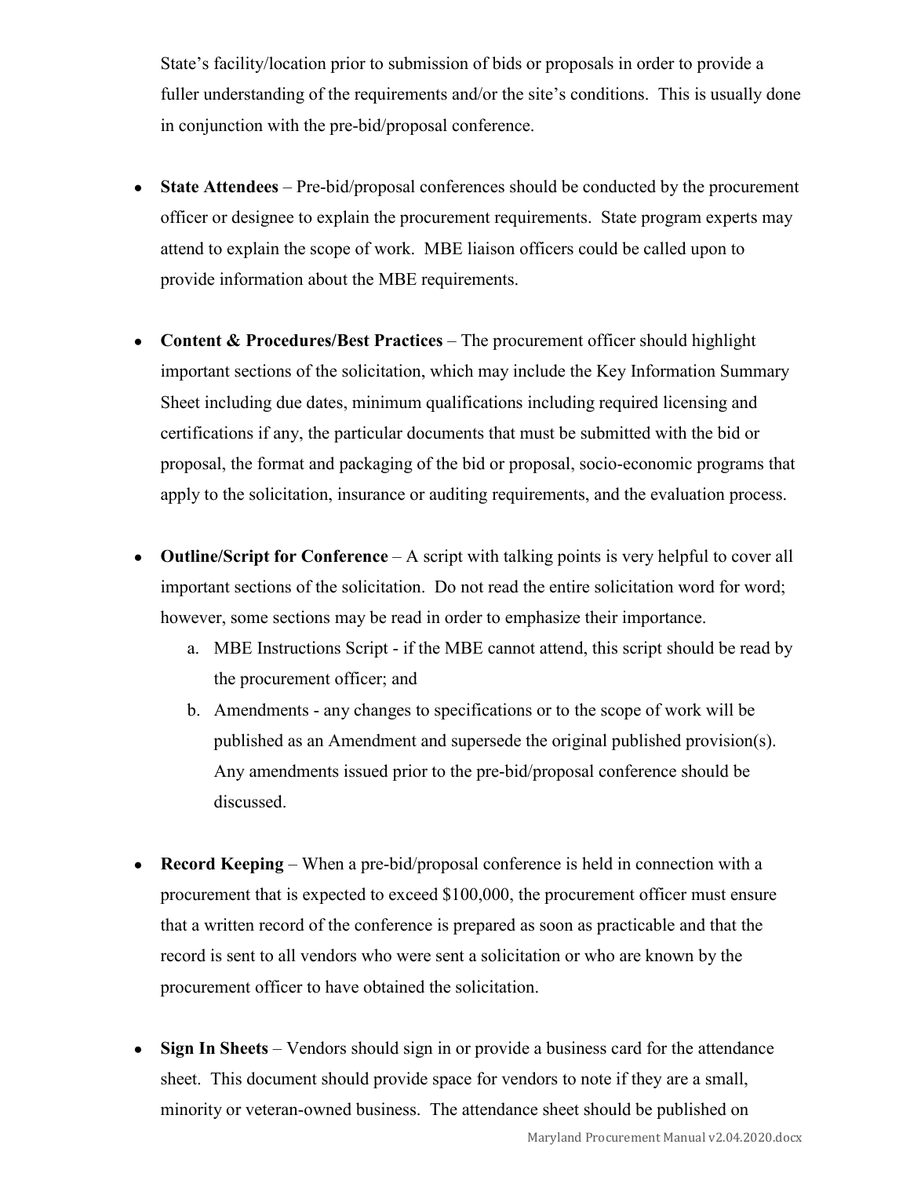State's facility/location prior to submission of bids or proposals in order to provide a fuller understanding of the requirements and/or the site's conditions. This is usually done in conjunction with the pre-bid/proposal conference.

- **State Attendees** – Pre-bid/proposal conferences should be conducted by the procurement officer or designee to explain the procurement requirements. State program experts may attend to explain the scope of work. MBE liaison officers could be called upon to provide information about the MBE requirements.

- **Content & Procedures/Best Practices** – The procurement officer should highlight important sections of the solicitation, which may include the Key Information Summary Sheet including due dates, minimum qualifications including required licensing and certifications if any, the particular documents that must be submitted with the bid or proposal, the format and packaging of the bid or proposal, socio-economic programs that apply to the solicitation, insurance or auditing requirements, and the evaluation process.

- **Outline/Script for Conference** – A script with talking points is very helpful to cover all important sections of the solicitation. Do not read the entire solicitation word for word; however, some sections may be read in order to emphasize their importance.
  a. MBE Instructions Script - if the MBE cannot attend, this script should be read by the procurement officer; and
  b. Amendments - any changes to specifications or to the scope of work will be published as an Amendment and supersede the original published provision(s). Any amendments issued prior to the pre-bid/proposal conference should be discussed.

- **Record Keeping** – When a pre-bid/proposal conference is held in connection with a procurement that is expected to exceed $100,000, the procurement officer must ensure that a written record of the conference is prepared as soon as practicable and that the record is sent to all vendors who were sent a solicitation or who are known by the procurement officer to have obtained the solicitation.

- **Sign In Sheets** – Vendors should sign in or provide a business card for the attendance sheet. This document should provide space for vendors to note if they are a small, minority or veteran-owned business. The attendance sheet should be published on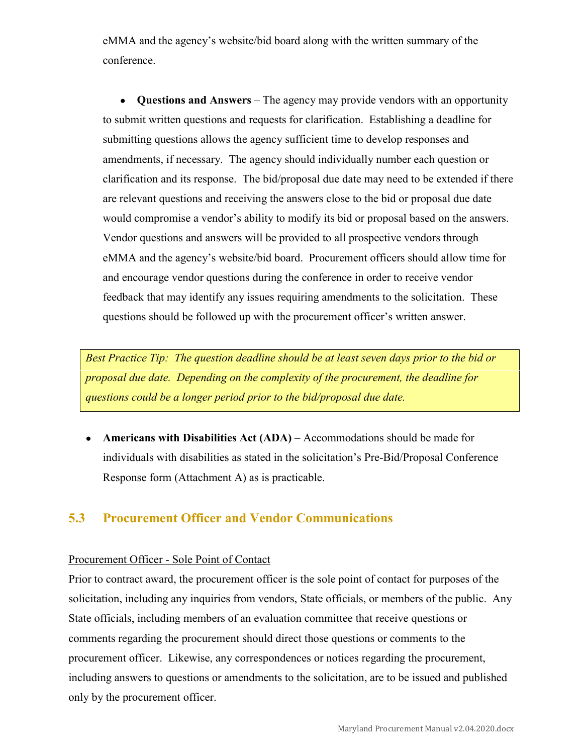eMMA and the agency's website/bid board along with the written summary of the conference.

- **Questions and Answers** – The agency may provide vendors with an opportunity to submit written questions and requests for clarification. Establishing a deadline for submitting questions allows the agency sufficient time to develop responses and amendments, if necessary. The agency should individually number each question or clarification and its response. The bid/proposal due date may need to be extended if there are relevant questions and receiving the answers close to the bid or proposal due date would compromise a vendor's ability to modify its bid or proposal based on the answers. Vendor questions and answers will be provided to all prospective vendors through eMMA and the agency's website/bid board. Procurement officers should allow time for and encourage vendor questions during the conference in order to receive vendor feedback that may identify any issues requiring amendments to the solicitation. These questions should be followed up with the procurement officer's written answer.

> *Best Practice Tip: The question deadline should be at least seven days prior to the bid or proposal due date. Depending on the complexity of the procurement, the deadline for questions could be a longer period prior to the bid/proposal due date.*

- **Americans with Disabilities Act (ADA)** – Accommodations should be made for individuals with disabilities as stated in the solicitation's Pre-Bid/Proposal Conference Response form (Attachment A) as is practicable.

## 5.3 Procurement Officer and Vendor Communications

Procurement Officer - Sole Point of Contact

Prior to contract award, the procurement officer is the sole point of contact for purposes of the solicitation, including any inquiries from vendors, State officials, or members of the public. Any State officials, including members of an evaluation committee that receive questions or comments regarding the procurement should direct those questions or comments to the procurement officer. Likewise, any correspondences or notices regarding the procurement, including answers to questions or amendments to the solicitation, are to be issued and published only by the procurement officer.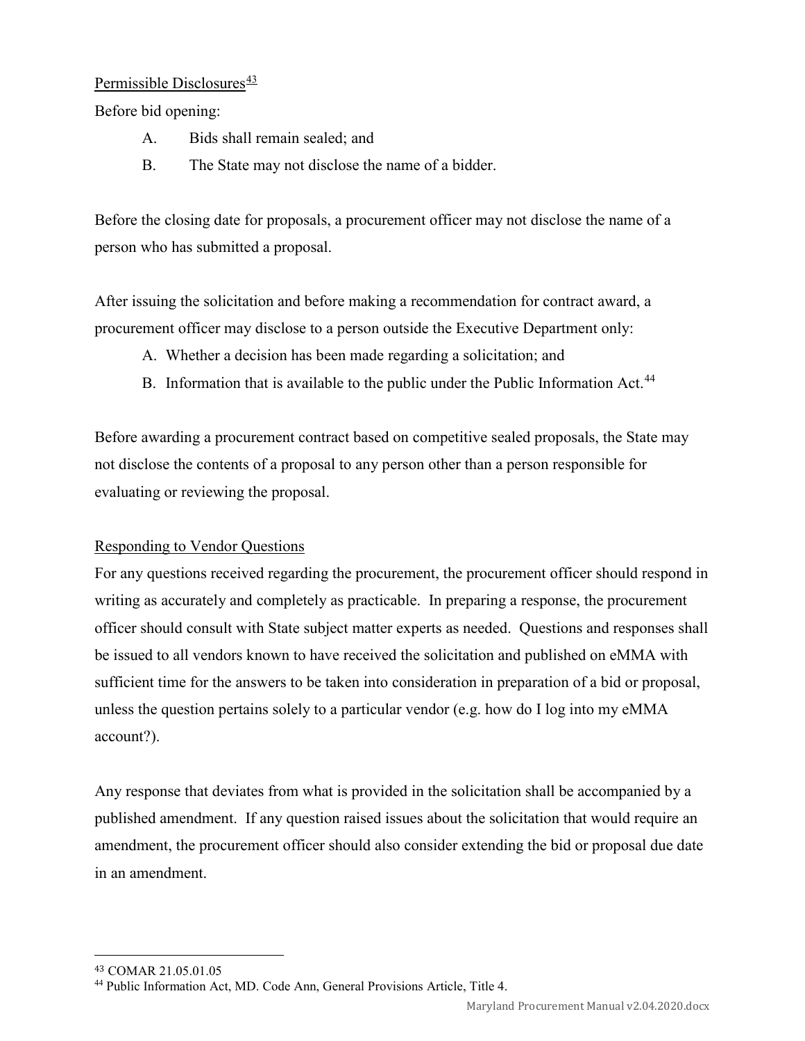Permissible Disclosures[43]

Before bid opening:

A. Bids shall remain sealed; and

B. The State may not disclose the name of a bidder.

Before the closing date for proposals, a procurement officer may not disclose the name of a person who has submitted a proposal.

After issuing the solicitation and before making a recommendation for contract award, a procurement officer may disclose to a person outside the Executive Department only:

A. Whether a decision has been made regarding a solicitation; and

B. Information that is available to the public under the Public Information Act.[44]

Before awarding a procurement contract based on competitive sealed proposals, the State may not disclose the contents of a proposal to any person other than a person responsible for evaluating or reviewing the proposal.

Responding to Vendor Questions

For any questions received regarding the procurement, the procurement officer should respond in writing as accurately and completely as practicable. In preparing a response, the procurement officer should consult with State subject matter experts as needed. Questions and responses shall be issued to all vendors known to have received the solicitation and published on eMMA with sufficient time for the answers to be taken into consideration in preparation of a bid or proposal, unless the question pertains solely to a particular vendor (e.g. how do I log into my eMMA account?).

Any response that deviates from what is provided in the solicitation shall be accompanied by a published amendment. If any question raised issues about the solicitation that would require an amendment, the procurement officer should also consider extending the bid or proposal due date in an amendment.

[43] COMAR 21.05.01.05

[44] Public Information Act, MD. Code Ann, General Provisions Article, Title 4.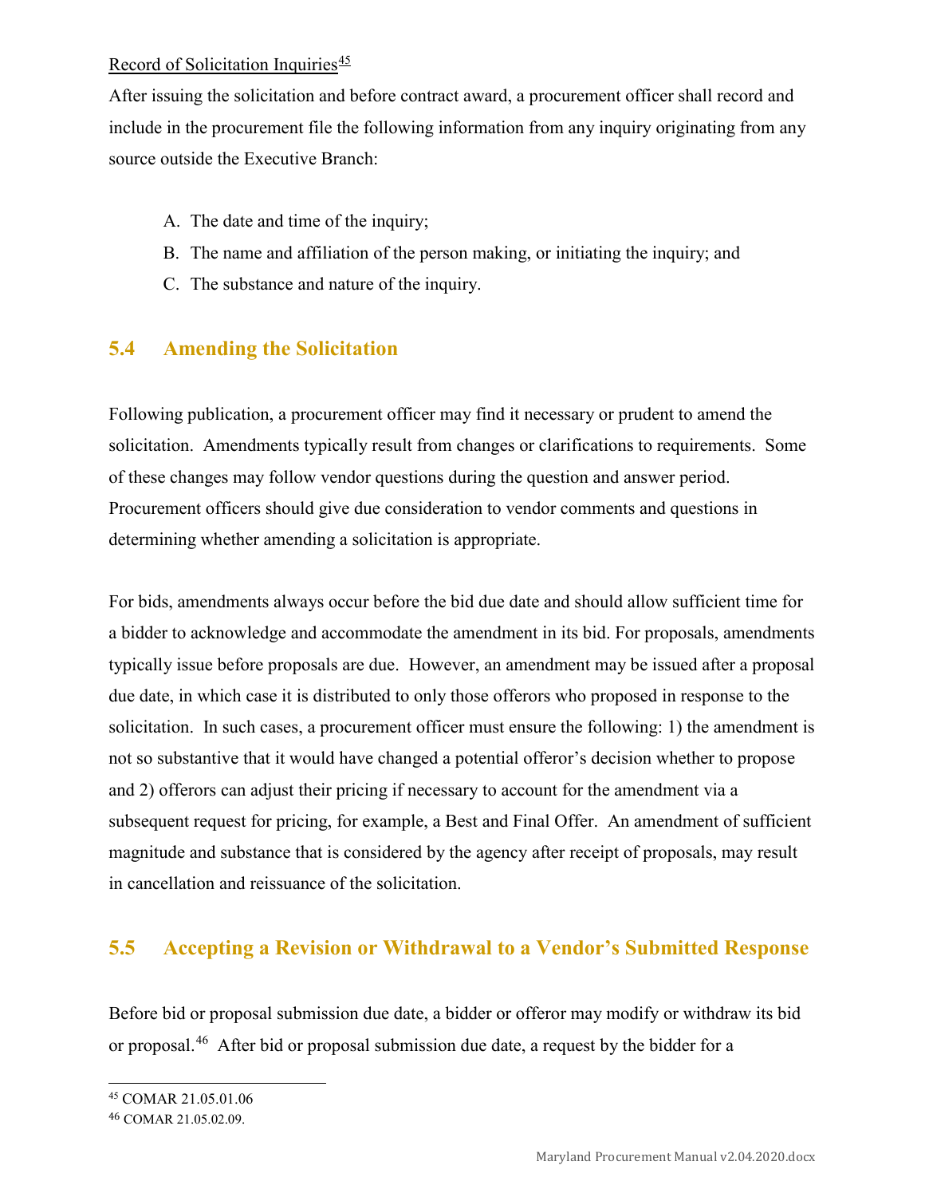Record of Solicitation Inquiries[45]

After issuing the solicitation and before contract award, a procurement officer shall record and include in the procurement file the following information from any inquiry originating from any source outside the Executive Branch:

A. The date and time of the inquiry;
B. The name and affiliation of the person making, or initiating the inquiry; and
C. The substance and nature of the inquiry.

## 5.4 Amending the Solicitation

Following publication, a procurement officer may find it necessary or prudent to amend the solicitation. Amendments typically result from changes or clarifications to requirements. Some of these changes may follow vendor questions during the question and answer period. Procurement officers should give due consideration to vendor comments and questions in determining whether amending a solicitation is appropriate.

For bids, amendments always occur before the bid due date and should allow sufficient time for a bidder to acknowledge and accommodate the amendment in its bid. For proposals, amendments typically issue before proposals are due. However, an amendment may be issued after a proposal due date, in which case it is distributed to only those offerors who proposed in response to the solicitation. In such cases, a procurement officer must ensure the following: 1) the amendment is not so substantive that it would have changed a potential offeror's decision whether to propose and 2) offerors can adjust their pricing if necessary to account for the amendment via a subsequent request for pricing, for example, a Best and Final Offer. An amendment of sufficient magnitude and substance that is considered by the agency after receipt of proposals, may result in cancellation and reissuance of the solicitation.

## 5.5 Accepting a Revision or Withdrawal to a Vendor's Submitted Response

Before bid or proposal submission due date, a bidder or offeror may modify or withdraw its bid or proposal.[46] After bid or proposal submission due date, a request by the bidder for a

---

[45] COMAR 21.05.01.06

[46] COMAR 21.05.02.09.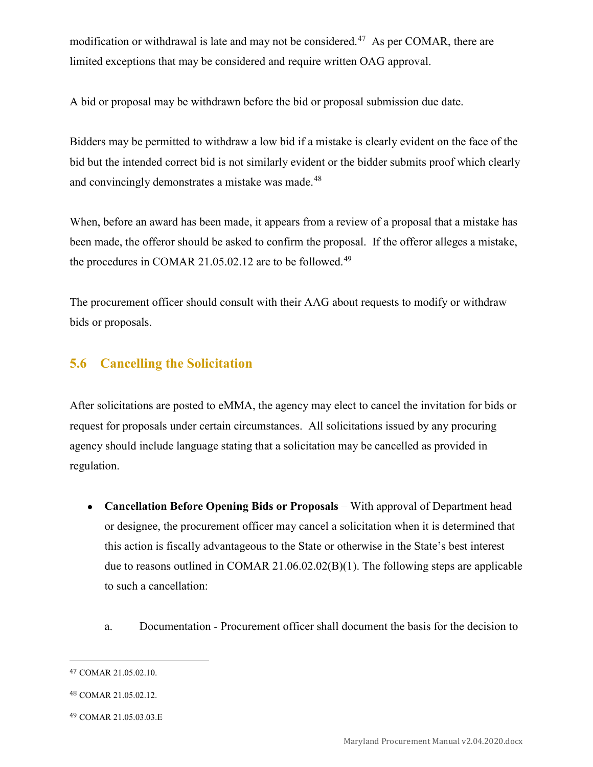modification or withdrawal is late and may not be considered.[47] As per COMAR, there are limited exceptions that may be considered and require written OAG approval.

A bid or proposal may be withdrawn before the bid or proposal submission due date.

Bidders may be permitted to withdraw a low bid if a mistake is clearly evident on the face of the bid but the intended correct bid is not similarly evident or the bidder submits proof which clearly and convincingly demonstrates a mistake was made.[48]

When, before an award has been made, it appears from a review of a proposal that a mistake has been made, the offeror should be asked to confirm the proposal. If the offeror alleges a mistake, the procedures in COMAR 21.05.02.12 are to be followed.[49]

The procurement officer should consult with their AAG about requests to modify or withdraw bids or proposals.

## 5.6 Cancelling the Solicitation

After solicitations are posted to eMMA, the agency may elect to cancel the invitation for bids or request for proposals under certain circumstances. All solicitations issued by any procuring agency should include language stating that a solicitation may be cancelled as provided in regulation.

- **Cancellation Before Opening Bids or Proposals** – With approval of Department head or designee, the procurement officer may cancel a solicitation when it is determined that this action is fiscally advantageous to the State or otherwise in the State's best interest due to reasons outlined in COMAR 21.06.02.02(B)(1). The following steps are applicable to such a cancellation:

  a. Documentation - Procurement officer shall document the basis for the decision to

---

[47] COMAR 21.05.02.10.

[48] COMAR 21.05.02.12.

[49] COMAR 21.05.03.03.E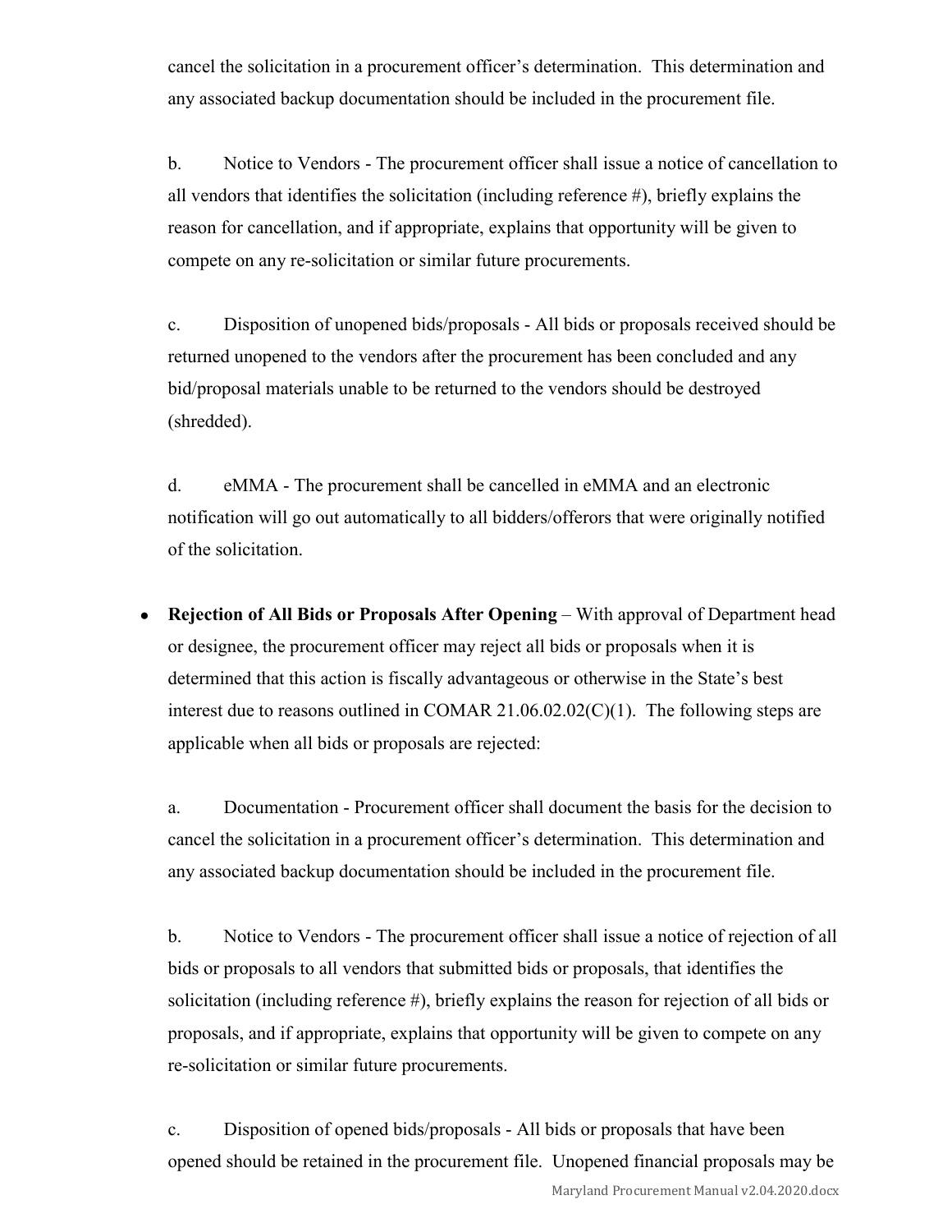cancel the solicitation in a procurement officer's determination. This determination and any associated backup documentation should be included in the procurement file.

b. Notice to Vendors - The procurement officer shall issue a notice of cancellation to all vendors that identifies the solicitation (including reference #), briefly explains the reason for cancellation, and if appropriate, explains that opportunity will be given to compete on any re-solicitation or similar future procurements.

c. Disposition of unopened bids/proposals - All bids or proposals received should be returned unopened to the vendors after the procurement has been concluded and any bid/proposal materials unable to be returned to the vendors should be destroyed (shredded).

d. eMMA - The procurement shall be cancelled in eMMA and an electronic notification will go out automatically to all bidders/offerors that were originally notified of the solicitation.

- **Rejection of All Bids or Proposals After Opening** – With approval of Department head or designee, the procurement officer may reject all bids or proposals when it is determined that this action is fiscally advantageous or otherwise in the State's best interest due to reasons outlined in COMAR 21.06.02.02(C)(1). The following steps are applicable when all bids or proposals are rejected:

  a. Documentation - Procurement officer shall document the basis for the decision to cancel the solicitation in a procurement officer's determination. This determination and any associated backup documentation should be included in the procurement file.

  b. Notice to Vendors - The procurement officer shall issue a notice of rejection of all bids or proposals to all vendors that submitted bids or proposals, that identifies the solicitation (including reference #), briefly explains the reason for rejection of all bids or proposals, and if appropriate, explains that opportunity will be given to compete on any re-solicitation or similar future procurements.

  c. Disposition of opened bids/proposals - All bids or proposals that have been opened should be retained in the procurement file. Unopened financial proposals may be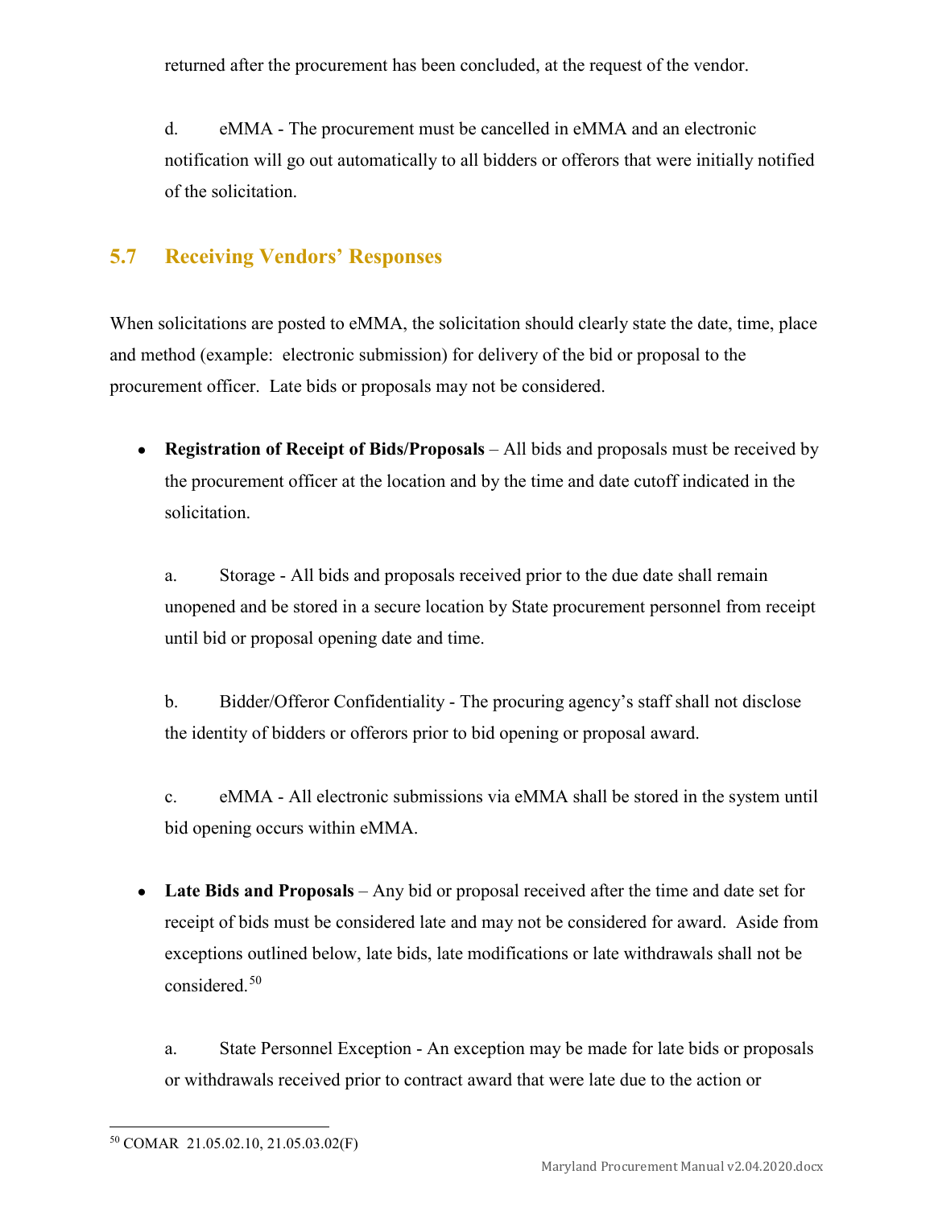returned after the procurement has been concluded, at the request of the vendor.

d. eMMA - The procurement must be cancelled in eMMA and an electronic notification will go out automatically to all bidders or offerors that were initially notified of the solicitation.

## 5.7 Receiving Vendors' Responses

When solicitations are posted to eMMA, the solicitation should clearly state the date, time, place and method (example: electronic submission) for delivery of the bid or proposal to the procurement officer. Late bids or proposals may not be considered.

- **Registration of Receipt of Bids/Proposals** – All bids and proposals must be received by the procurement officer at the location and by the time and date cutoff indicated in the solicitation.

  a. Storage - All bids and proposals received prior to the due date shall remain unopened and be stored in a secure location by State procurement personnel from receipt until bid or proposal opening date and time.

  b. Bidder/Offeror Confidentiality - The procuring agency's staff shall not disclose the identity of bidders or offerors prior to bid opening or proposal award.

  c. eMMA - All electronic submissions via eMMA shall be stored in the system until bid opening occurs within eMMA.

- **Late Bids and Proposals** – Any bid or proposal received after the time and date set for receipt of bids must be considered late and may not be considered for award. Aside from exceptions outlined below, late bids, late modifications or late withdrawals shall not be considered.[50]

  a. State Personnel Exception - An exception may be made for late bids or proposals or withdrawals received prior to contract award that were late due to the action or

[50] COMAR 21.05.02.10, 21.05.03.02(F)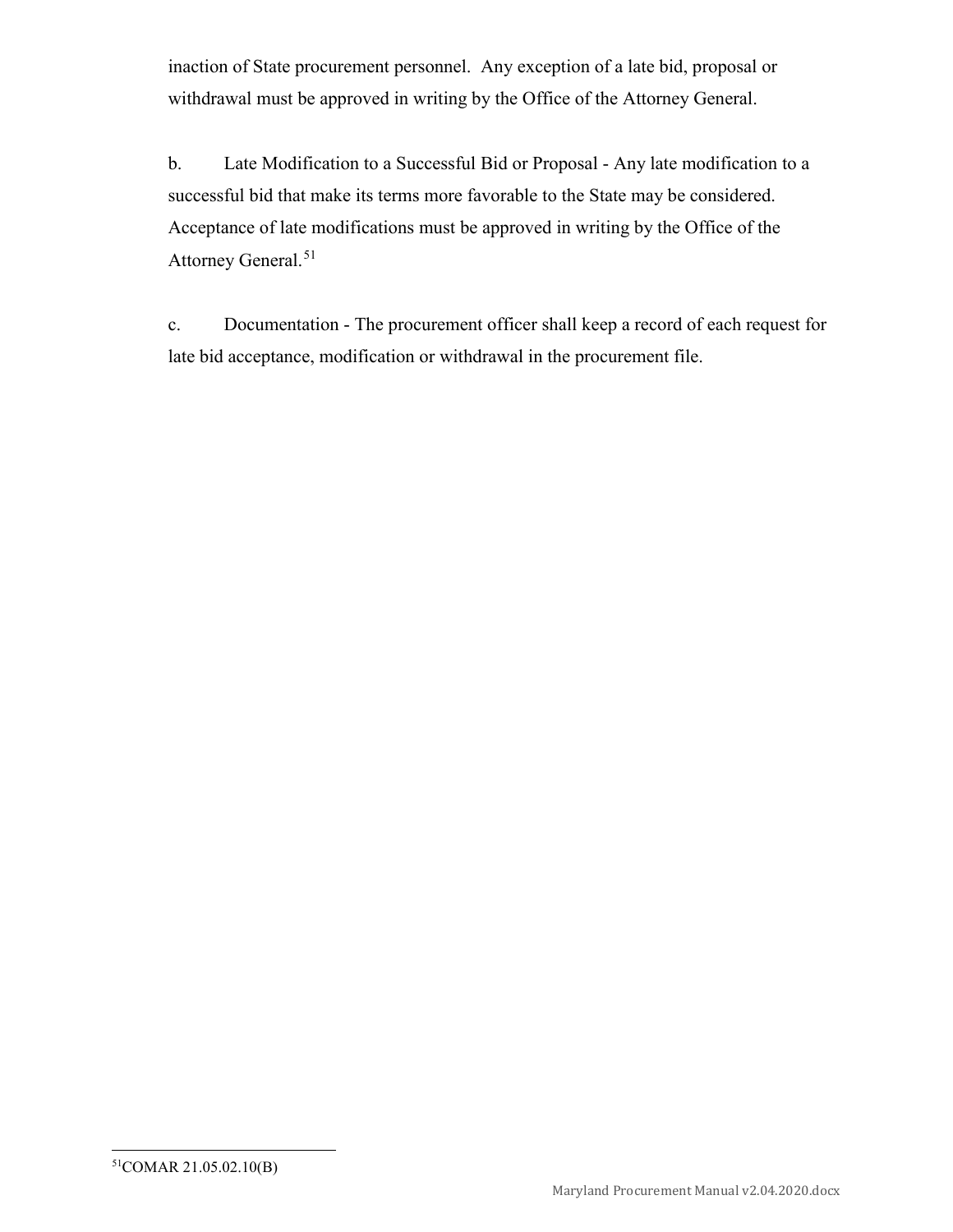inaction of State procurement personnel. Any exception of a late bid, proposal or withdrawal must be approved in writing by the Office of the Attorney General.

b. Late Modification to a Successful Bid or Proposal - Any late modification to a successful bid that make its terms more favorable to the State may be considered. Acceptance of late modifications must be approved in writing by the Office of the Attorney General.[51]

c. Documentation - The procurement officer shall keep a record of each request for late bid acceptance, modification or withdrawal in the procurement file.

[51] COMAR 21.05.02.10(B)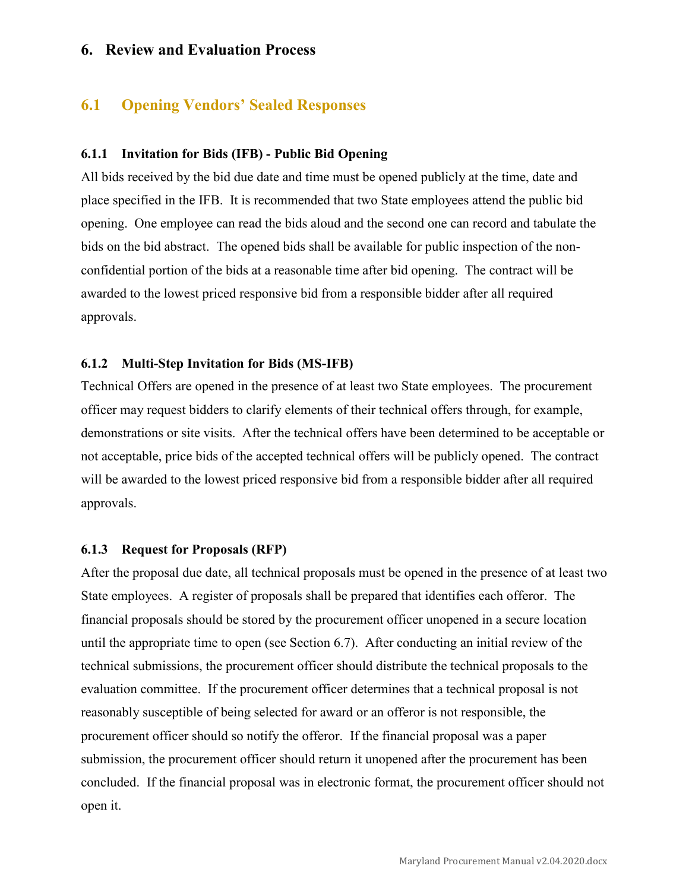# 6. Review and Evaluation Process

## 6.1 Opening Vendors' Sealed Responses

### 6.1.1 Invitation for Bids (IFB) - Public Bid Opening

All bids received by the bid due date and time must be opened publicly at the time, date and place specified in the IFB. It is recommended that two State employees attend the public bid opening. One employee can read the bids aloud and the second one can record and tabulate the bids on the bid abstract. The opened bids shall be available for public inspection of the non-confidential portion of the bids at a reasonable time after bid opening. The contract will be awarded to the lowest priced responsive bid from a responsible bidder after all required approvals.

### 6.1.2 Multi-Step Invitation for Bids (MS-IFB)

Technical Offers are opened in the presence of at least two State employees. The procurement officer may request bidders to clarify elements of their technical offers through, for example, demonstrations or site visits. After the technical offers have been determined to be acceptable or not acceptable, price bids of the accepted technical offers will be publicly opened. The contract will be awarded to the lowest priced responsive bid from a responsible bidder after all required approvals.

### 6.1.3 Request for Proposals (RFP)

After the proposal due date, all technical proposals must be opened in the presence of at least two State employees. A register of proposals shall be prepared that identifies each offeror. The financial proposals should be stored by the procurement officer unopened in a secure location until the appropriate time to open (see Section 6.7). After conducting an initial review of the technical submissions, the procurement officer should distribute the technical proposals to the evaluation committee. If the procurement officer determines that a technical proposal is not reasonably susceptible of being selected for award or an offeror is not responsible, the procurement officer should so notify the offeror. If the financial proposal was a paper submission, the procurement officer should return it unopened after the procurement has been concluded. If the financial proposal was in electronic format, the procurement officer should not open it.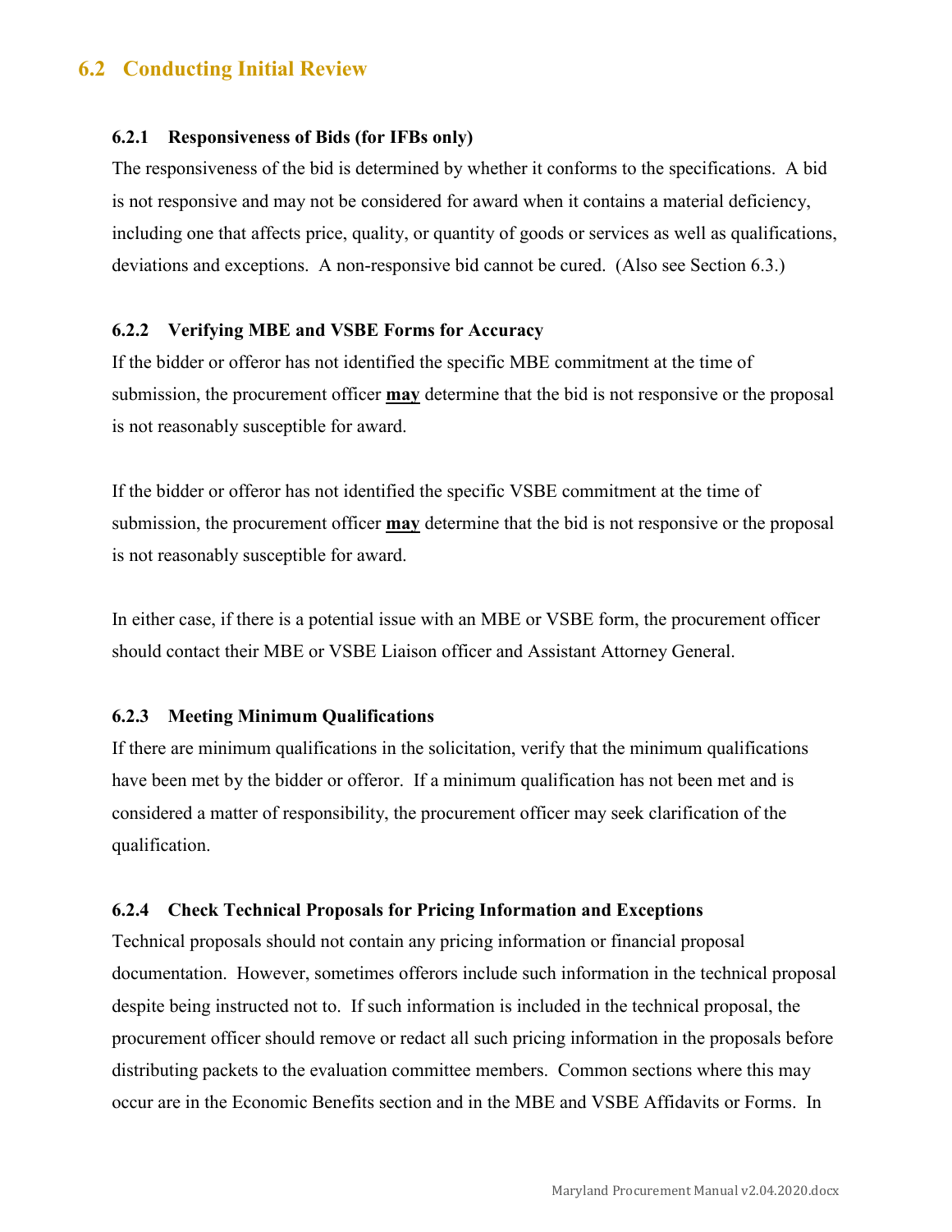## 6.2 Conducting Initial Review

### 6.2.1 Responsiveness of Bids (for IFBs only)

The responsiveness of the bid is determined by whether it conforms to the specifications. A bid is not responsive and may not be considered for award when it contains a material deficiency, including one that affects price, quality, or quantity of goods or services as well as qualifications, deviations and exceptions. A non-responsive bid cannot be cured. (Also see Section 6.3.)

### 6.2.2 Verifying MBE and VSBE Forms for Accuracy

If the bidder or offeror has not identified the specific MBE commitment at the time of submission, the procurement officer <u>**may**</u> determine that the bid is not responsive or the proposal is not reasonably susceptible for award.

If the bidder or offeror has not identified the specific VSBE commitment at the time of submission, the procurement officer <u>**may**</u> determine that the bid is not responsive or the proposal is not reasonably susceptible for award.

In either case, if there is a potential issue with an MBE or VSBE form, the procurement officer should contact their MBE or VSBE Liaison officer and Assistant Attorney General.

### 6.2.3 Meeting Minimum Qualifications

If there are minimum qualifications in the solicitation, verify that the minimum qualifications have been met by the bidder or offeror. If a minimum qualification has not been met and is considered a matter of responsibility, the procurement officer may seek clarification of the qualification.

### 6.2.4 Check Technical Proposals for Pricing Information and Exceptions

Technical proposals should not contain any pricing information or financial proposal documentation. However, sometimes offerors include such information in the technical proposal despite being instructed not to. If such information is included in the technical proposal, the procurement officer should remove or redact all such pricing information in the proposals before distributing packets to the evaluation committee members. Common sections where this may occur are in the Economic Benefits section and in the MBE and VSBE Affidavits or Forms. In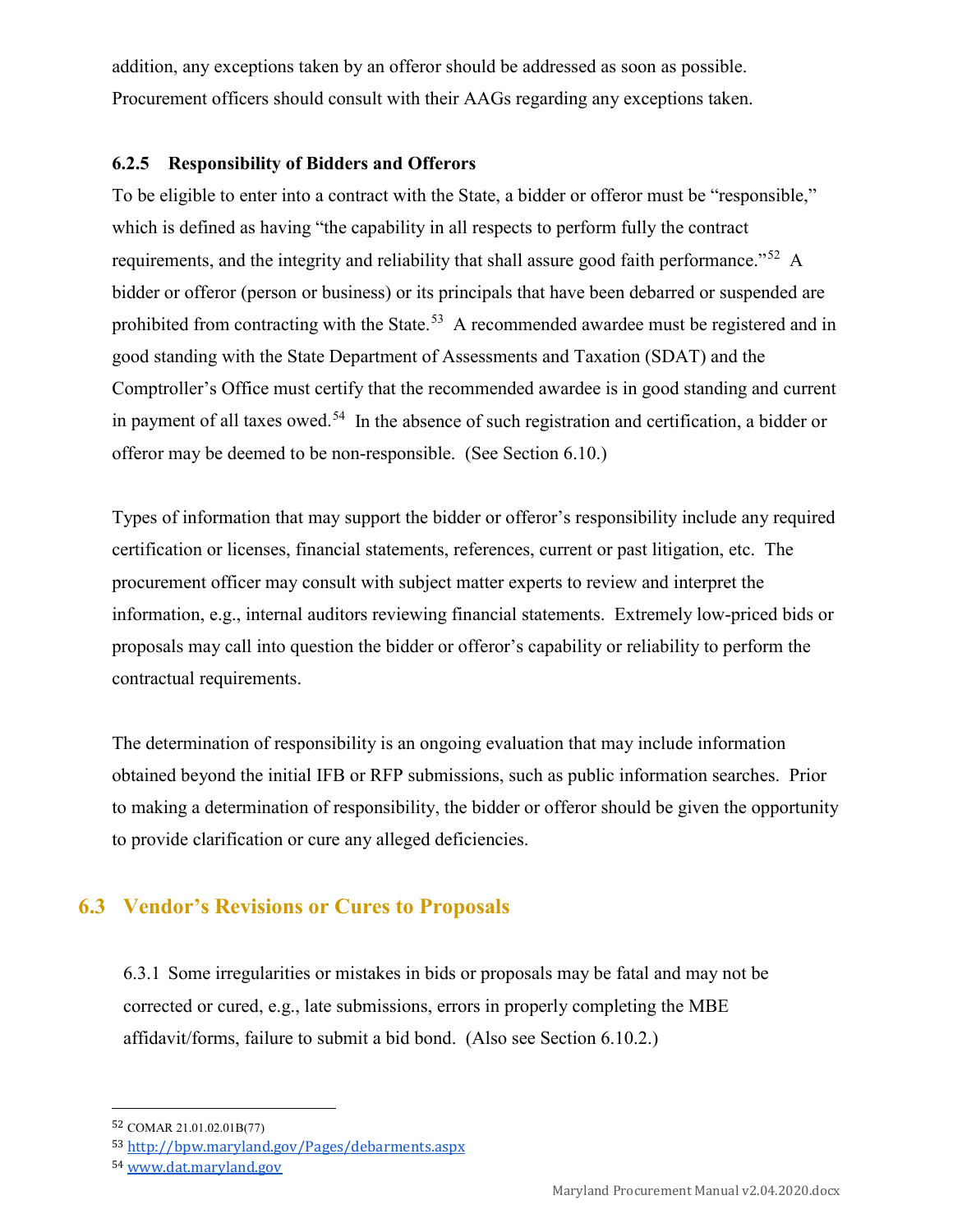addition, any exceptions taken by an offeror should be addressed as soon as possible. Procurement officers should consult with their AAGs regarding any exceptions taken.

### 6.2.5 Responsibility of Bidders and Offerors

To be eligible to enter into a contract with the State, a bidder or offeror must be "responsible," which is defined as having "the capability in all respects to perform fully the contract requirements, and the integrity and reliability that shall assure good faith performance."[52] A bidder or offeror (person or business) or its principals that have been debarred or suspended are prohibited from contracting with the State.[53] A recommended awardee must be registered and in good standing with the State Department of Assessments and Taxation (SDAT) and the Comptroller's Office must certify that the recommended awardee is in good standing and current in payment of all taxes owed.[54] In the absence of such registration and certification, a bidder or offeror may be deemed to be non-responsible. (See Section 6.10.)

Types of information that may support the bidder or offeror's responsibility include any required certification or licenses, financial statements, references, current or past litigation, etc. The procurement officer may consult with subject matter experts to review and interpret the information, e.g., internal auditors reviewing financial statements. Extremely low-priced bids or proposals may call into question the bidder or offeror's capability or reliability to perform the contractual requirements.

The determination of responsibility is an ongoing evaluation that may include information obtained beyond the initial IFB or RFP submissions, such as public information searches. Prior to making a determination of responsibility, the bidder or offeror should be given the opportunity to provide clarification or cure any alleged deficiencies.

## 6.3 Vendor's Revisions or Cures to Proposals

6.3.1 Some irregularities or mistakes in bids or proposals may be fatal and may not be corrected or cured, e.g., late submissions, errors in properly completing the MBE affidavit/forms, failure to submit a bid bond. (Also see Section 6.10.2.)

---

[52] COMAR 21.01.02.01B(77)

[53] http://bpw.maryland.gov/Pages/debarments.aspx

[54] www.dat.maryland.gov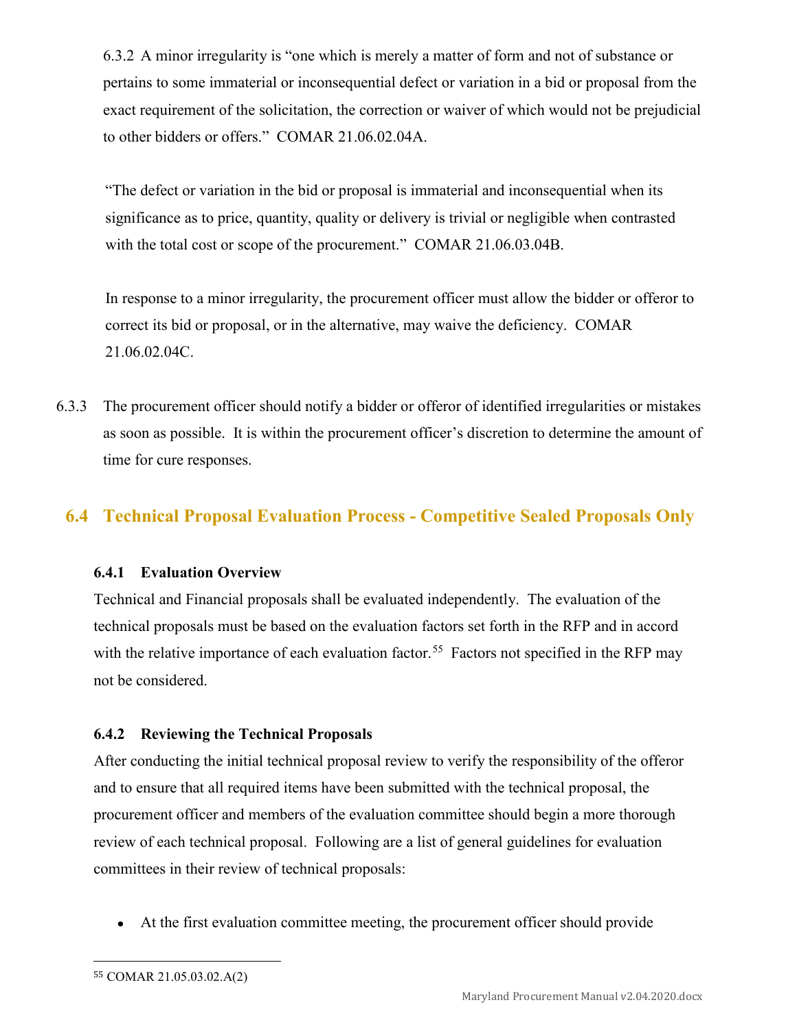6.3.2 A minor irregularity is "one which is merely a matter of form and not of substance or pertains to some immaterial or inconsequential defect or variation in a bid or proposal from the exact requirement of the solicitation, the correction or waiver of which would not be prejudicial to other bidders or offers." COMAR 21.06.02.04A.

"The defect or variation in the bid or proposal is immaterial and inconsequential when its significance as to price, quantity, quality or delivery is trivial or negligible when contrasted with the total cost or scope of the procurement." COMAR 21.06.03.04B.

In response to a minor irregularity, the procurement officer must allow the bidder or offeror to correct its bid or proposal, or in the alternative, may waive the deficiency. COMAR 21.06.02.04C.

6.3.3 The procurement officer should notify a bidder or offeror of identified irregularities or mistakes as soon as possible. It is within the procurement officer's discretion to determine the amount of time for cure responses.

## 6.4 Technical Proposal Evaluation Process - Competitive Sealed Proposals Only

### 6.4.1 Evaluation Overview

Technical and Financial proposals shall be evaluated independently. The evaluation of the technical proposals must be based on the evaluation factors set forth in the RFP and in accord with the relative importance of each evaluation factor.[55] Factors not specified in the RFP may not be considered.

### 6.4.2 Reviewing the Technical Proposals

After conducting the initial technical proposal review to verify the responsibility of the offeror and to ensure that all required items have been submitted with the technical proposal, the procurement officer and members of the evaluation committee should begin a more thorough review of each technical proposal. Following are a list of general guidelines for evaluation committees in their review of technical proposals:

- At the first evaluation committee meeting, the procurement officer should provide

---

[55] COMAR 21.05.03.02.A(2)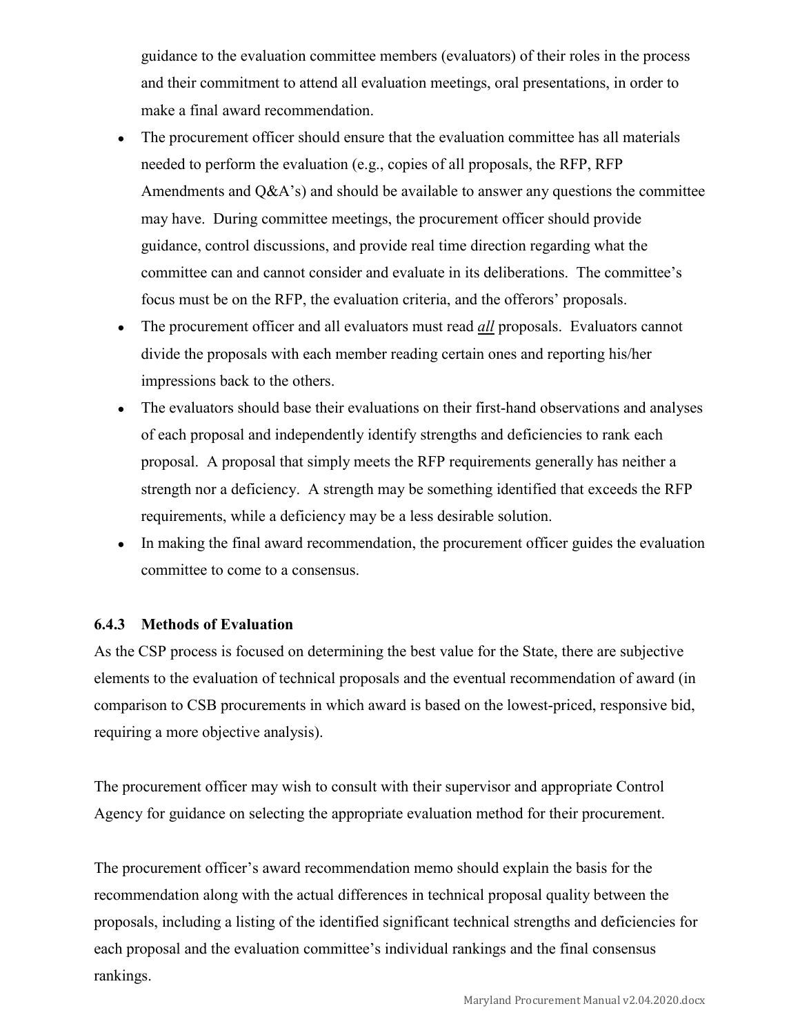guidance to the evaluation committee members (evaluators) of their roles in the process and their commitment to attend all evaluation meetings, oral presentations, in order to make a final award recommendation.

- The procurement officer should ensure that the evaluation committee has all materials needed to perform the evaluation (e.g., copies of all proposals, the RFP, RFP Amendments and Q&A's) and should be available to answer any questions the committee may have. During committee meetings, the procurement officer should provide guidance, control discussions, and provide real time direction regarding what the committee can and cannot consider and evaluate in its deliberations. The committee's focus must be on the RFP, the evaluation criteria, and the offerors' proposals.
- The procurement officer and all evaluators must read ***all*** proposals. Evaluators cannot divide the proposals with each member reading certain ones and reporting his/her impressions back to the others.
- The evaluators should base their evaluations on their first-hand observations and analyses of each proposal and independently identify strengths and deficiencies to rank each proposal. A proposal that simply meets the RFP requirements generally has neither a strength nor a deficiency. A strength may be something identified that exceeds the RFP requirements, while a deficiency may be a less desirable solution.
- In making the final award recommendation, the procurement officer guides the evaluation committee to come to a consensus.

#### 6.4.3 Methods of Evaluation

As the CSP process is focused on determining the best value for the State, there are subjective elements to the evaluation of technical proposals and the eventual recommendation of award (in comparison to CSB procurements in which award is based on the lowest-priced, responsive bid, requiring a more objective analysis).

The procurement officer may wish to consult with their supervisor and appropriate Control Agency for guidance on selecting the appropriate evaluation method for their procurement.

The procurement officer's award recommendation memo should explain the basis for the recommendation along with the actual differences in technical proposal quality between the proposals, including a listing of the identified significant technical strengths and deficiencies for each proposal and the evaluation committee's individual rankings and the final consensus rankings.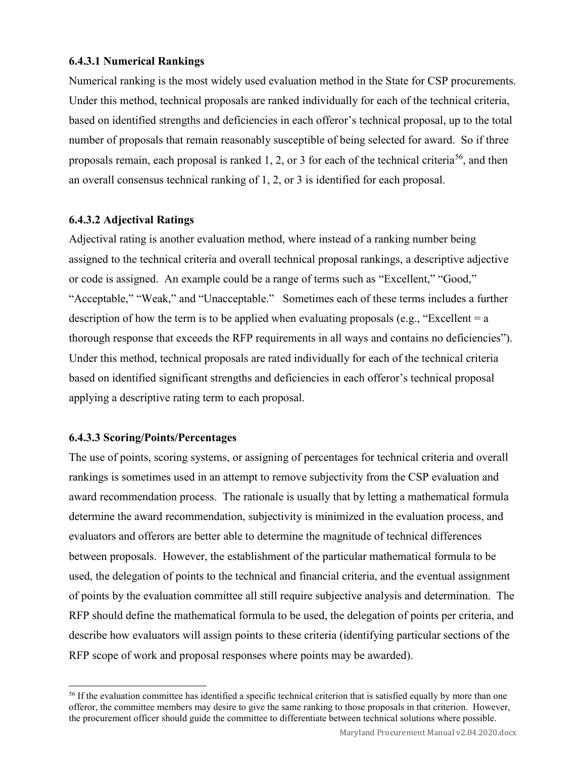#### 6.4.3.1 Numerical Rankings

Numerical ranking is the most widely used evaluation method in the State for CSP procurements. Under this method, technical proposals are ranked individually for each of the technical criteria, based on identified strengths and deficiencies in each offeror's technical proposal, up to the total number of proposals that remain reasonably susceptible of being selected for award. So if three proposals remain, each proposal is ranked 1, 2, or 3 for each of the technical criteria[56], and then an overall consensus technical ranking of 1, 2, or 3 is identified for each proposal.

#### 6.4.3.2 Adjectival Ratings

Adjectival rating is another evaluation method, where instead of a ranking number being assigned to the technical criteria and overall technical proposal rankings, a descriptive adjective or code is assigned. An example could be a range of terms such as "Excellent," "Good," "Acceptable," "Weak," and "Unacceptable." Sometimes each of these terms includes a further description of how the term is to be applied when evaluating proposals (e.g., "Excellent = a thorough response that exceeds the RFP requirements in all ways and contains no deficiencies"). Under this method, technical proposals are rated individually for each of the technical criteria based on identified significant strengths and deficiencies in each offeror's technical proposal applying a descriptive rating term to each proposal.

#### 6.4.3.3 Scoring/Points/Percentages

The use of points, scoring systems, or assigning of percentages for technical criteria and overall rankings is sometimes used in an attempt to remove subjectivity from the CSP evaluation and award recommendation process. The rationale is usually that by letting a mathematical formula determine the award recommendation, subjectivity is minimized in the evaluation process, and evaluators and offerors are better able to determine the magnitude of technical differences between proposals. However, the establishment of the particular mathematical formula to be used, the delegation of points to the technical and financial criteria, and the eventual assignment of points by the evaluation committee all still require subjective analysis and determination. The RFP should define the mathematical formula to be used, the delegation of points per criteria, and describe how evaluators will assign points to these criteria (identifying particular sections of the RFP scope of work and proposal responses where points may be awarded).

---

[56] If the evaluation committee has identified a specific technical criterion that is satisfied equally by more than one offeror, the committee members may desire to give the same ranking to those proposals in that criterion. However, the procurement officer should guide the committee to differentiate between technical solutions where possible.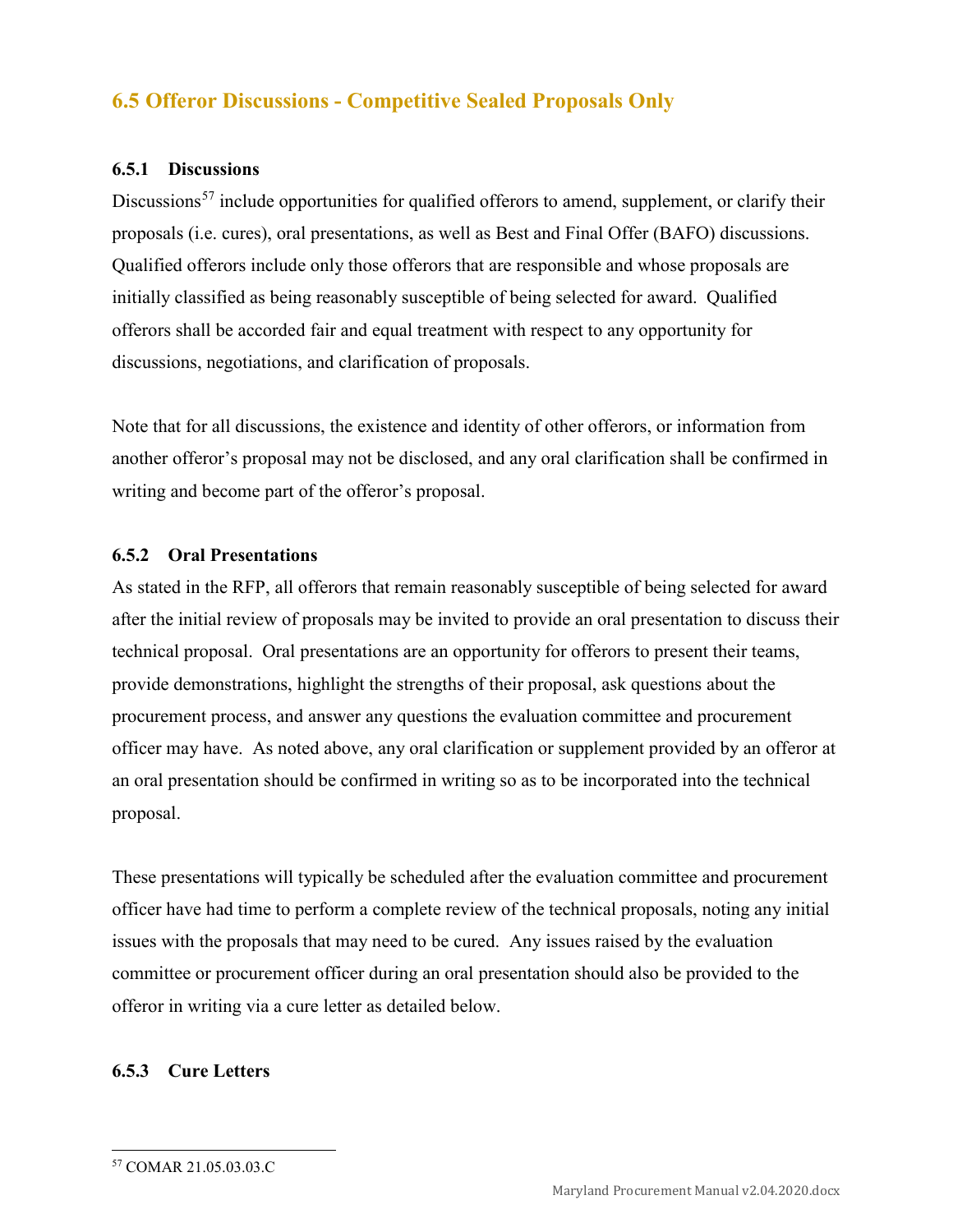## 6.5 Offeror Discussions - Competitive Sealed Proposals Only

### 6.5.1 Discussions

Discussions[57] include opportunities for qualified offerors to amend, supplement, or clarify their proposals (i.e. cures), oral presentations, as well as Best and Final Offer (BAFO) discussions. Qualified offerors include only those offerors that are responsible and whose proposals are initially classified as being reasonably susceptible of being selected for award. Qualified offerors shall be accorded fair and equal treatment with respect to any opportunity for discussions, negotiations, and clarification of proposals.

Note that for all discussions, the existence and identity of other offerors, or information from another offeror's proposal may not be disclosed, and any oral clarification shall be confirmed in writing and become part of the offeror's proposal.

### 6.5.2 Oral Presentations

As stated in the RFP, all offerors that remain reasonably susceptible of being selected for award after the initial review of proposals may be invited to provide an oral presentation to discuss their technical proposal. Oral presentations are an opportunity for offerors to present their teams, provide demonstrations, highlight the strengths of their proposal, ask questions about the procurement process, and answer any questions the evaluation committee and procurement officer may have. As noted above, any oral clarification or supplement provided by an offeror at an oral presentation should be confirmed in writing so as to be incorporated into the technical proposal.

These presentations will typically be scheduled after the evaluation committee and procurement officer have had time to perform a complete review of the technical proposals, noting any initial issues with the proposals that may need to be cured. Any issues raised by the evaluation committee or procurement officer during an oral presentation should also be provided to the offeror in writing via a cure letter as detailed below.

### 6.5.3 Cure Letters

[57] COMAR 21.05.03.03.C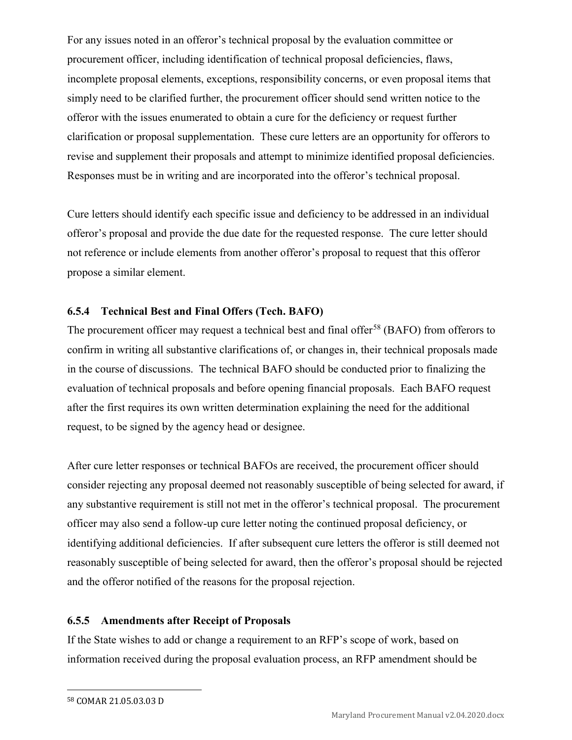For any issues noted in an offeror's technical proposal by the evaluation committee or procurement officer, including identification of technical proposal deficiencies, flaws, incomplete proposal elements, exceptions, responsibility concerns, or even proposal items that simply need to be clarified further, the procurement officer should send written notice to the offeror with the issues enumerated to obtain a cure for the deficiency or request further clarification or proposal supplementation. These cure letters are an opportunity for offerors to revise and supplement their proposals and attempt to minimize identified proposal deficiencies. Responses must be in writing and are incorporated into the offeror's technical proposal.

Cure letters should identify each specific issue and deficiency to be addressed in an individual offeror's proposal and provide the due date for the requested response. The cure letter should not reference or include elements from another offeror's proposal to request that this offeror propose a similar element.

### 6.5.4 Technical Best and Final Offers (Tech. BAFO)

The procurement officer may request a technical best and final offer[58] (BAFO) from offerors to confirm in writing all substantive clarifications of, or changes in, their technical proposals made in the course of discussions. The technical BAFO should be conducted prior to finalizing the evaluation of technical proposals and before opening financial proposals. Each BAFO request after the first requires its own written determination explaining the need for the additional request, to be signed by the agency head or designee.

After cure letter responses or technical BAFOs are received, the procurement officer should consider rejecting any proposal deemed not reasonably susceptible of being selected for award, if any substantive requirement is still not met in the offeror's technical proposal. The procurement officer may also send a follow-up cure letter noting the continued proposal deficiency, or identifying additional deficiencies. If after subsequent cure letters the offeror is still deemed not reasonably susceptible of being selected for award, then the offeror's proposal should be rejected and the offeror notified of the reasons for the proposal rejection.

### 6.5.5 Amendments after Receipt of Proposals

If the State wishes to add or change a requirement to an RFP's scope of work, based on information received during the proposal evaluation process, an RFP amendment should be

[58] COMAR 21.05.03.03 D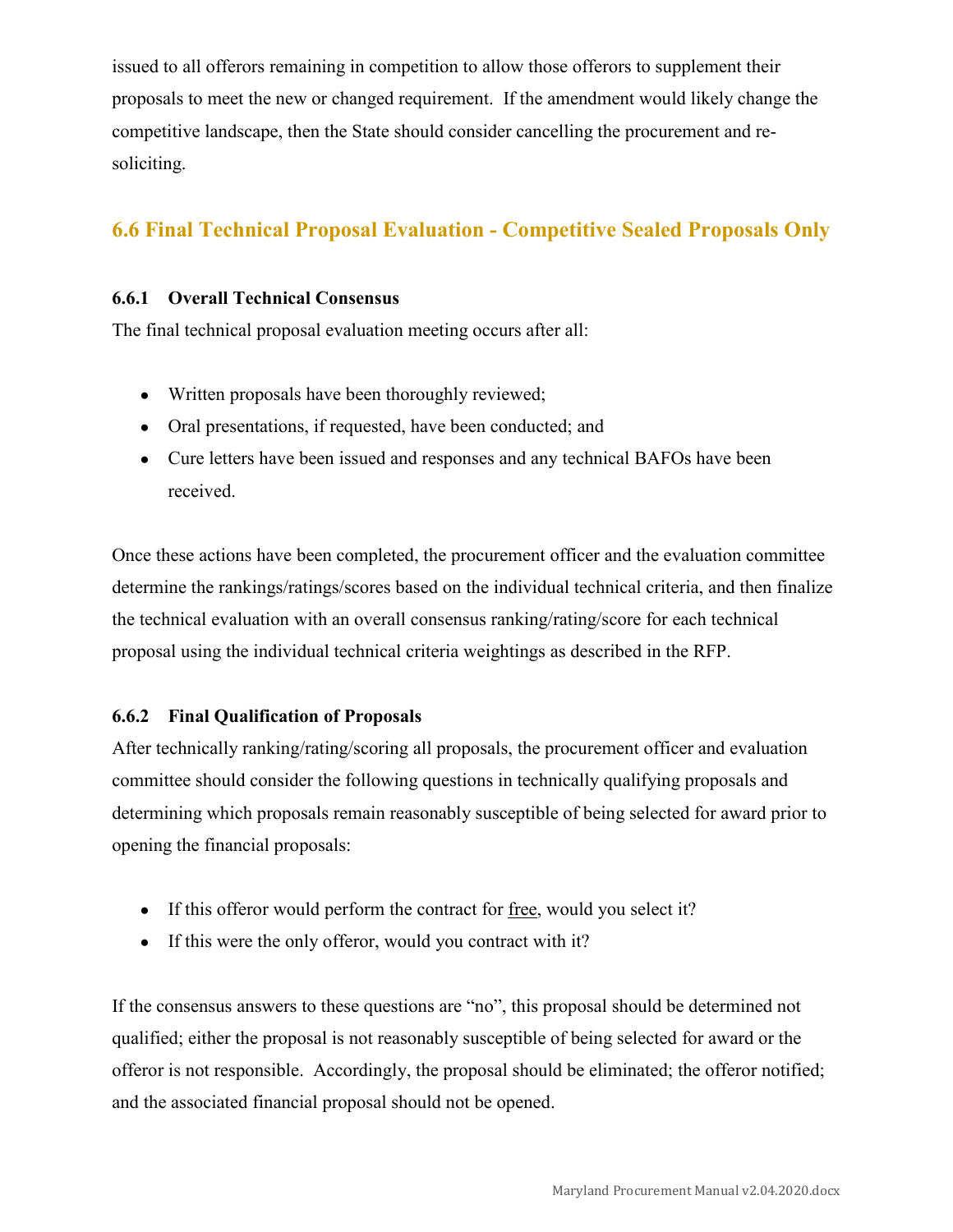issued to all offerors remaining in competition to allow those offerors to supplement their proposals to meet the new or changed requirement. If the amendment would likely change the competitive landscape, then the State should consider cancelling the procurement and re-soliciting.

## 6.6 Final Technical Proposal Evaluation - Competitive Sealed Proposals Only

### 6.6.1 Overall Technical Consensus

The final technical proposal evaluation meeting occurs after all:

- Written proposals have been thoroughly reviewed;
- Oral presentations, if requested, have been conducted; and
- Cure letters have been issued and responses and any technical BAFOs have been received.

Once these actions have been completed, the procurement officer and the evaluation committee determine the rankings/ratings/scores based on the individual technical criteria, and then finalize the technical evaluation with an overall consensus ranking/rating/score for each technical proposal using the individual technical criteria weightings as described in the RFP.

### 6.6.2 Final Qualification of Proposals

After technically ranking/rating/scoring all proposals, the procurement officer and evaluation committee should consider the following questions in technically qualifying proposals and determining which proposals remain reasonably susceptible of being selected for award prior to opening the financial proposals:

- If this offeror would perform the contract for free, would you select it?
- If this were the only offeror, would you contract with it?

If the consensus answers to these questions are "no", this proposal should be determined not qualified; either the proposal is not reasonably susceptible of being selected for award or the offeror is not responsible. Accordingly, the proposal should be eliminated; the offeror notified; and the associated financial proposal should not be opened.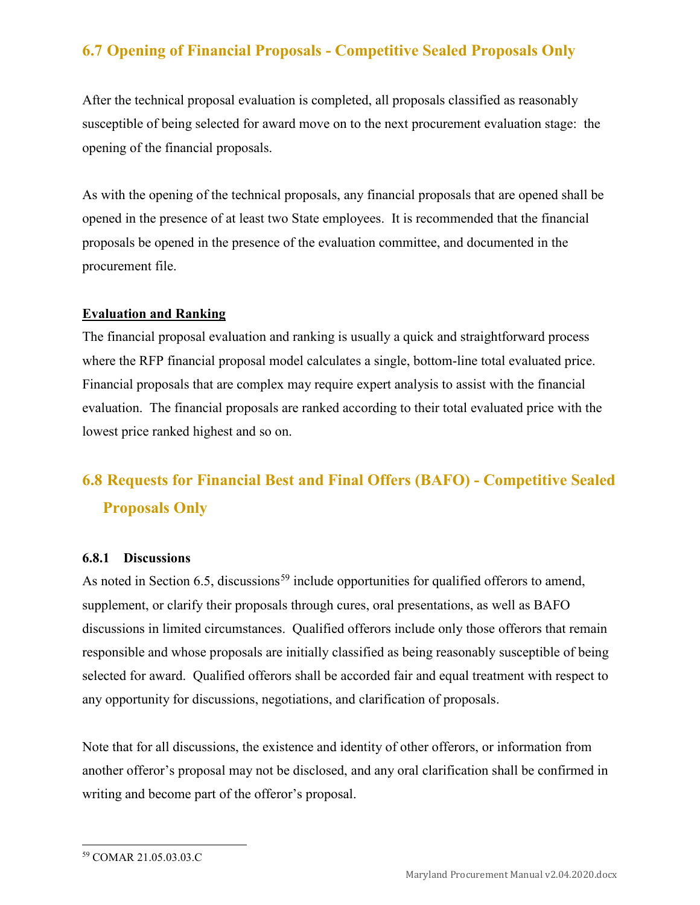## 6.7 Opening of Financial Proposals - Competitive Sealed Proposals Only

After the technical proposal evaluation is completed, all proposals classified as reasonably susceptible of being selected for award move on to the next procurement evaluation stage: the opening of the financial proposals.

As with the opening of the technical proposals, any financial proposals that are opened shall be opened in the presence of at least two State employees. It is recommended that the financial proposals be opened in the presence of the evaluation committee, and documented in the procurement file.

**Evaluation and Ranking**

The financial proposal evaluation and ranking is usually a quick and straightforward process where the RFP financial proposal model calculates a single, bottom-line total evaluated price. Financial proposals that are complex may require expert analysis to assist with the financial evaluation. The financial proposals are ranked according to their total evaluated price with the lowest price ranked highest and so on.

## 6.8 Requests for Financial Best and Final Offers (BAFO) - Competitive Sealed Proposals Only

### 6.8.1 Discussions

As noted in Section 6.5, discussions[59] include opportunities for qualified offerors to amend, supplement, or clarify their proposals through cures, oral presentations, as well as BAFO discussions in limited circumstances. Qualified offerors include only those offerors that remain responsible and whose proposals are initially classified as being reasonably susceptible of being selected for award. Qualified offerors shall be accorded fair and equal treatment with respect to any opportunity for discussions, negotiations, and clarification of proposals.

Note that for all discussions, the existence and identity of other offerors, or information from another offeror's proposal may not be disclosed, and any oral clarification shall be confirmed in writing and become part of the offeror's proposal.

[59] COMAR 21.05.03.03.C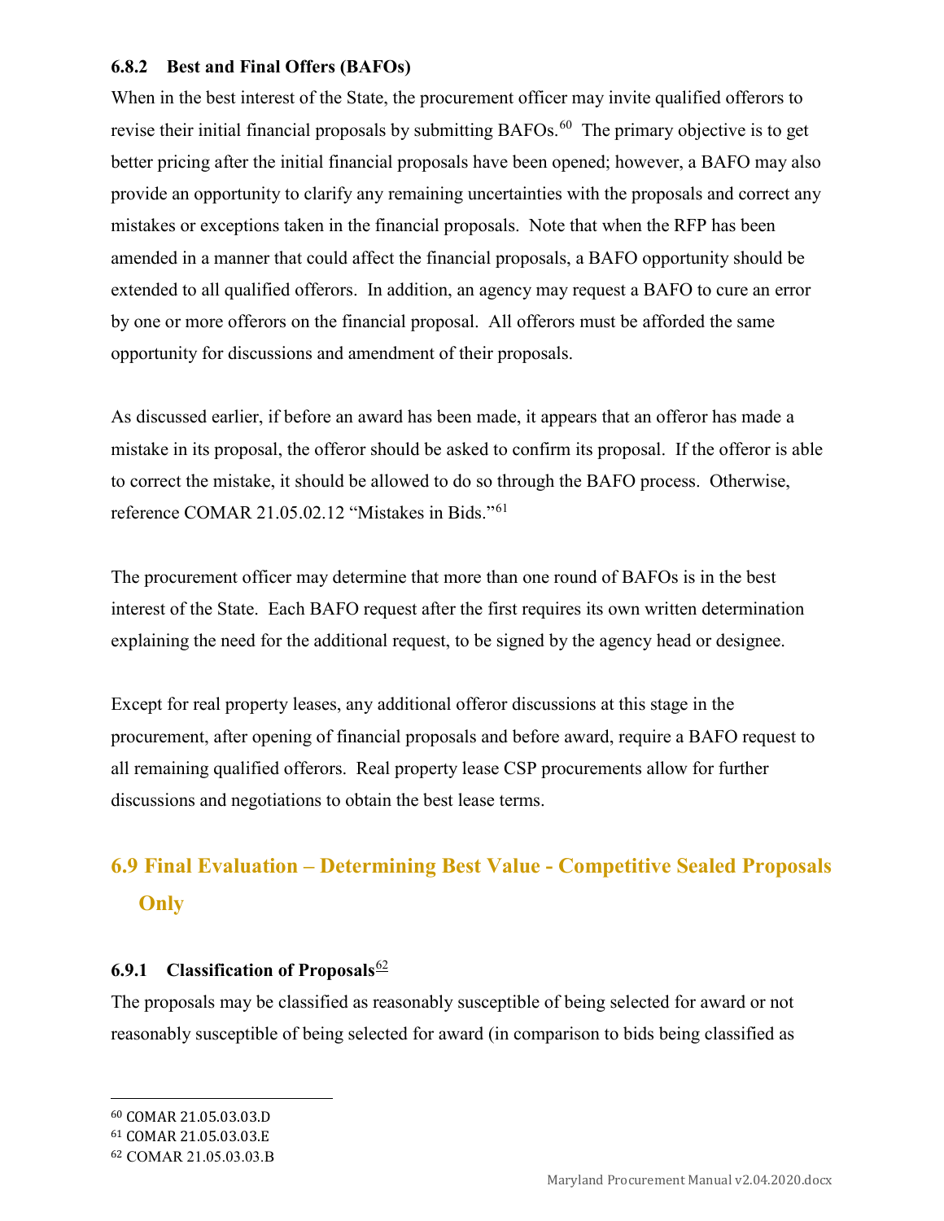### 6.8.2 Best and Final Offers (BAFOs)

When in the best interest of the State, the procurement officer may invite qualified offerors to revise their initial financial proposals by submitting BAFOs.[60] The primary objective is to get better pricing after the initial financial proposals have been opened; however, a BAFO may also provide an opportunity to clarify any remaining uncertainties with the proposals and correct any mistakes or exceptions taken in the financial proposals. Note that when the RFP has been amended in a manner that could affect the financial proposals, a BAFO opportunity should be extended to all qualified offerors. In addition, an agency may request a BAFO to cure an error by one or more offerors on the financial proposal. All offerors must be afforded the same opportunity for discussions and amendment of their proposals.

As discussed earlier, if before an award has been made, it appears that an offeror has made a mistake in its proposal, the offeror should be asked to confirm its proposal. If the offeror is able to correct the mistake, it should be allowed to do so through the BAFO process. Otherwise, reference COMAR 21.05.02.12 "Mistakes in Bids."[61]

The procurement officer may determine that more than one round of BAFOs is in the best interest of the State. Each BAFO request after the first requires its own written determination explaining the need for the additional request, to be signed by the agency head or designee.

Except for real property leases, any additional offeror discussions at this stage in the procurement, after opening of financial proposals and before award, require a BAFO request to all remaining qualified offerors. Real property lease CSP procurements allow for further discussions and negotiations to obtain the best lease terms.

## 6.9 Final Evaluation – Determining Best Value - Competitive Sealed Proposals Only

### 6.9.1 Classification of Proposals[62]

The proposals may be classified as reasonably susceptible of being selected for award or not reasonably susceptible of being selected for award (in comparison to bids being classified as

---

[60] COMAR 21.05.03.03.D

[61] COMAR 21.05.03.03.E

[62] COMAR 21.05.03.03.B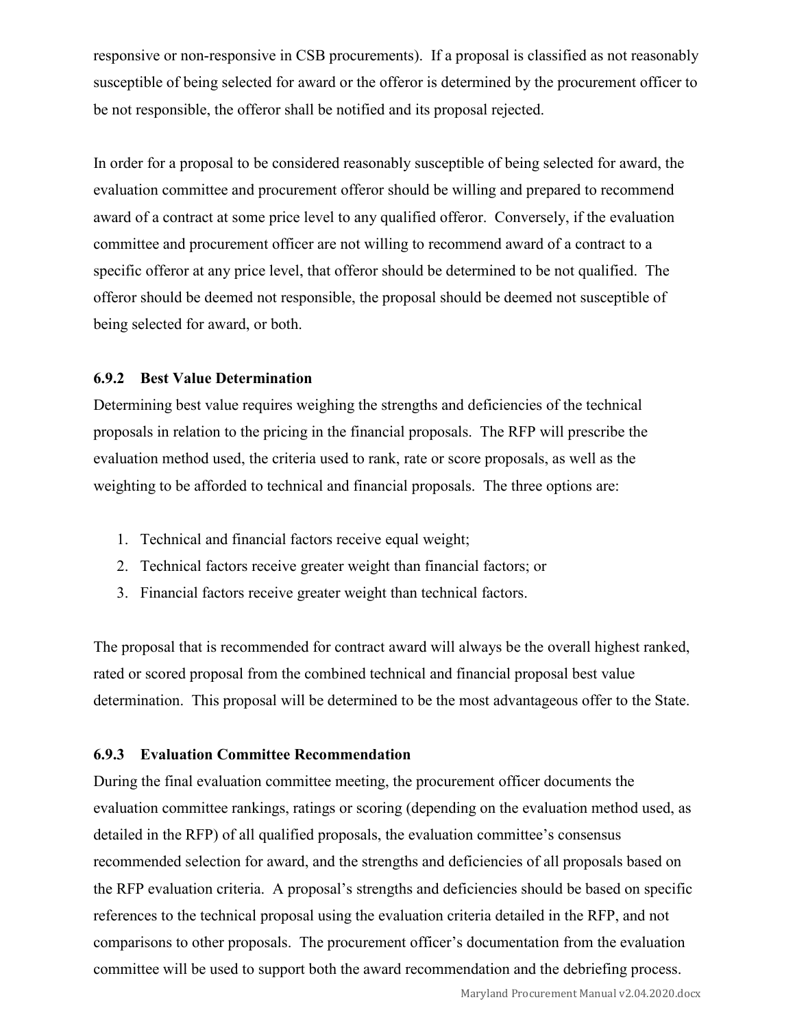responsive or non-responsive in CSB procurements). If a proposal is classified as not reasonably susceptible of being selected for award or the offeror is determined by the procurement officer to be not responsible, the offeror shall be notified and its proposal rejected.

In order for a proposal to be considered reasonably susceptible of being selected for award, the evaluation committee and procurement offeror should be willing and prepared to recommend award of a contract at some price level to any qualified offeror. Conversely, if the evaluation committee and procurement officer are not willing to recommend award of a contract to a specific offeror at any price level, that offeror should be determined to be not qualified. The offeror should be deemed not responsible, the proposal should be deemed not susceptible of being selected for award, or both.

### 6.9.2 Best Value Determination

Determining best value requires weighing the strengths and deficiencies of the technical proposals in relation to the pricing in the financial proposals. The RFP will prescribe the evaluation method used, the criteria used to rank, rate or score proposals, as well as the weighting to be afforded to technical and financial proposals. The three options are:

1. Technical and financial factors receive equal weight;
2. Technical factors receive greater weight than financial factors; or
3. Financial factors receive greater weight than technical factors.

The proposal that is recommended for contract award will always be the overall highest ranked, rated or scored proposal from the combined technical and financial proposal best value determination. This proposal will be determined to be the most advantageous offer to the State.

### 6.9.3 Evaluation Committee Recommendation

During the final evaluation committee meeting, the procurement officer documents the evaluation committee rankings, ratings or scoring (depending on the evaluation method used, as detailed in the RFP) of all qualified proposals, the evaluation committee's consensus recommended selection for award, and the strengths and deficiencies of all proposals based on the RFP evaluation criteria. A proposal's strengths and deficiencies should be based on specific references to the technical proposal using the evaluation criteria detailed in the RFP, and not comparisons to other proposals. The procurement officer's documentation from the evaluation committee will be used to support both the award recommendation and the debriefing process.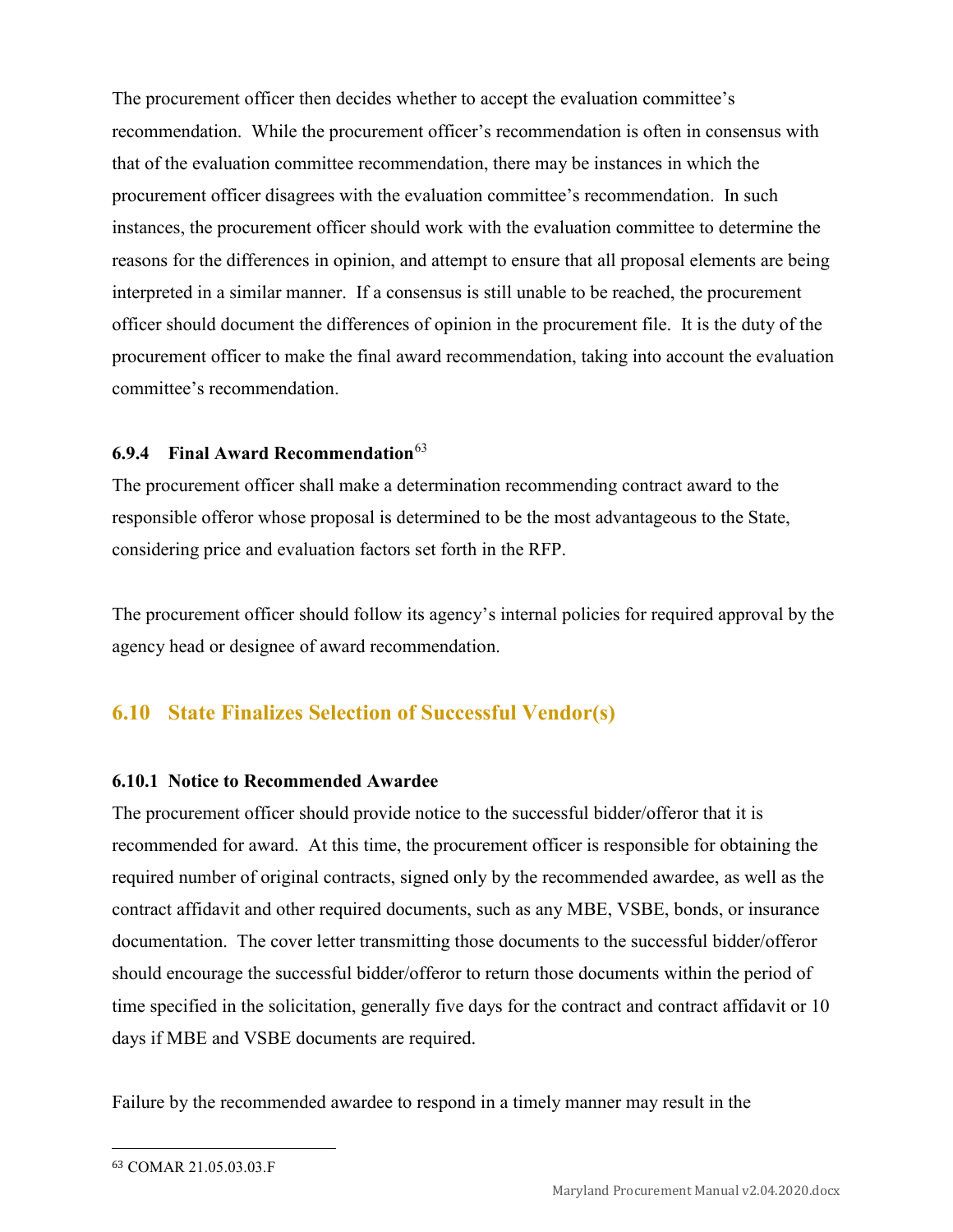The procurement officer then decides whether to accept the evaluation committee's recommendation. While the procurement officer's recommendation is often in consensus with that of the evaluation committee recommendation, there may be instances in which the procurement officer disagrees with the evaluation committee's recommendation. In such instances, the procurement officer should work with the evaluation committee to determine the reasons for the differences in opinion, and attempt to ensure that all proposal elements are being interpreted in a similar manner. If a consensus is still unable to be reached, the procurement officer should document the differences of opinion in the procurement file. It is the duty of the procurement officer to make the final award recommendation, taking into account the evaluation committee's recommendation.

#### 6.9.4 Final Award Recommendation[63]

The procurement officer shall make a determination recommending contract award to the responsible offeror whose proposal is determined to be the most advantageous to the State, considering price and evaluation factors set forth in the RFP.

The procurement officer should follow its agency's internal policies for required approval by the agency head or designee of award recommendation.

## 6.10 State Finalizes Selection of Successful Vendor(s)

#### 6.10.1 Notice to Recommended Awardee

The procurement officer should provide notice to the successful bidder/offeror that it is recommended for award. At this time, the procurement officer is responsible for obtaining the required number of original contracts, signed only by the recommended awardee, as well as the contract affidavit and other required documents, such as any MBE, VSBE, bonds, or insurance documentation. The cover letter transmitting those documents to the successful bidder/offeror should encourage the successful bidder/offeror to return those documents within the period of time specified in the solicitation, generally five days for the contract and contract affidavit or 10 days if MBE and VSBE documents are required.

Failure by the recommended awardee to respond in a timely manner may result in the

---

[63] COMAR 21.05.03.03.F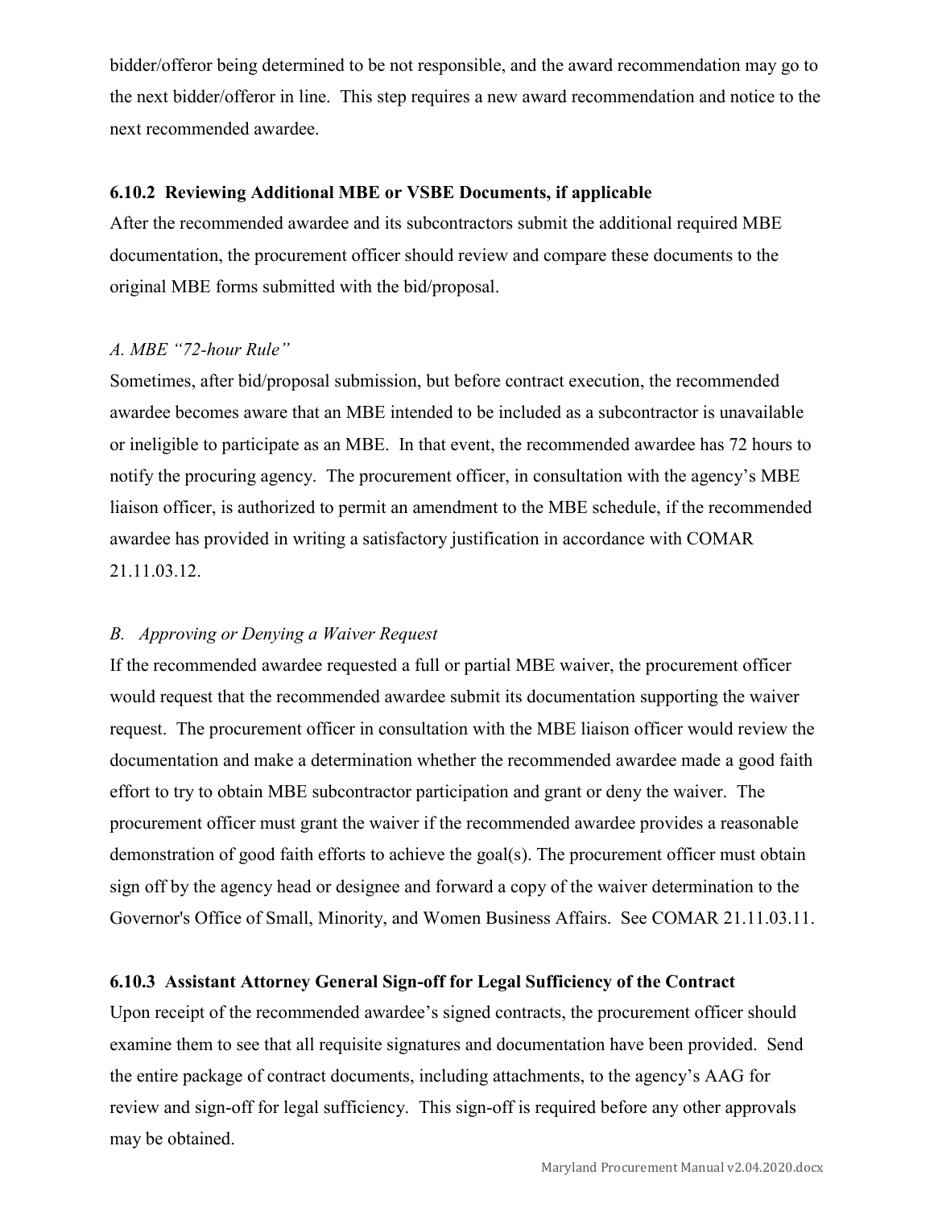bidder/offeror being determined to be not responsible, and the award recommendation may go to the next bidder/offeror in line. This step requires a new award recommendation and notice to the next recommended awardee.

### 6.10.2 Reviewing Additional MBE or VSBE Documents, if applicable

After the recommended awardee and its subcontractors submit the additional required MBE documentation, the procurement officer should review and compare these documents to the original MBE forms submitted with the bid/proposal.

*A. MBE "72-hour Rule"*

Sometimes, after bid/proposal submission, but before contract execution, the recommended awardee becomes aware that an MBE intended to be included as a subcontractor is unavailable or ineligible to participate as an MBE. In that event, the recommended awardee has 72 hours to notify the procuring agency. The procurement officer, in consultation with the agency's MBE liaison officer, is authorized to permit an amendment to the MBE schedule, if the recommended awardee has provided in writing a satisfactory justification in accordance with COMAR 21.11.03.12.

*B. Approving or Denying a Waiver Request*

If the recommended awardee requested a full or partial MBE waiver, the procurement officer would request that the recommended awardee submit its documentation supporting the waiver request. The procurement officer in consultation with the MBE liaison officer would review the documentation and make a determination whether the recommended awardee made a good faith effort to try to obtain MBE subcontractor participation and grant or deny the waiver. The procurement officer must grant the waiver if the recommended awardee provides a reasonable demonstration of good faith efforts to achieve the goal(s). The procurement officer must obtain sign off by the agency head or designee and forward a copy of the waiver determination to the Governor's Office of Small, Minority, and Women Business Affairs. See COMAR 21.11.03.11.

### 6.10.3 Assistant Attorney General Sign-off for Legal Sufficiency of the Contract

Upon receipt of the recommended awardee's signed contracts, the procurement officer should examine them to see that all requisite signatures and documentation have been provided. Send the entire package of contract documents, including attachments, to the agency's AAG for review and sign-off for legal sufficiency. This sign-off is required before any other approvals may be obtained.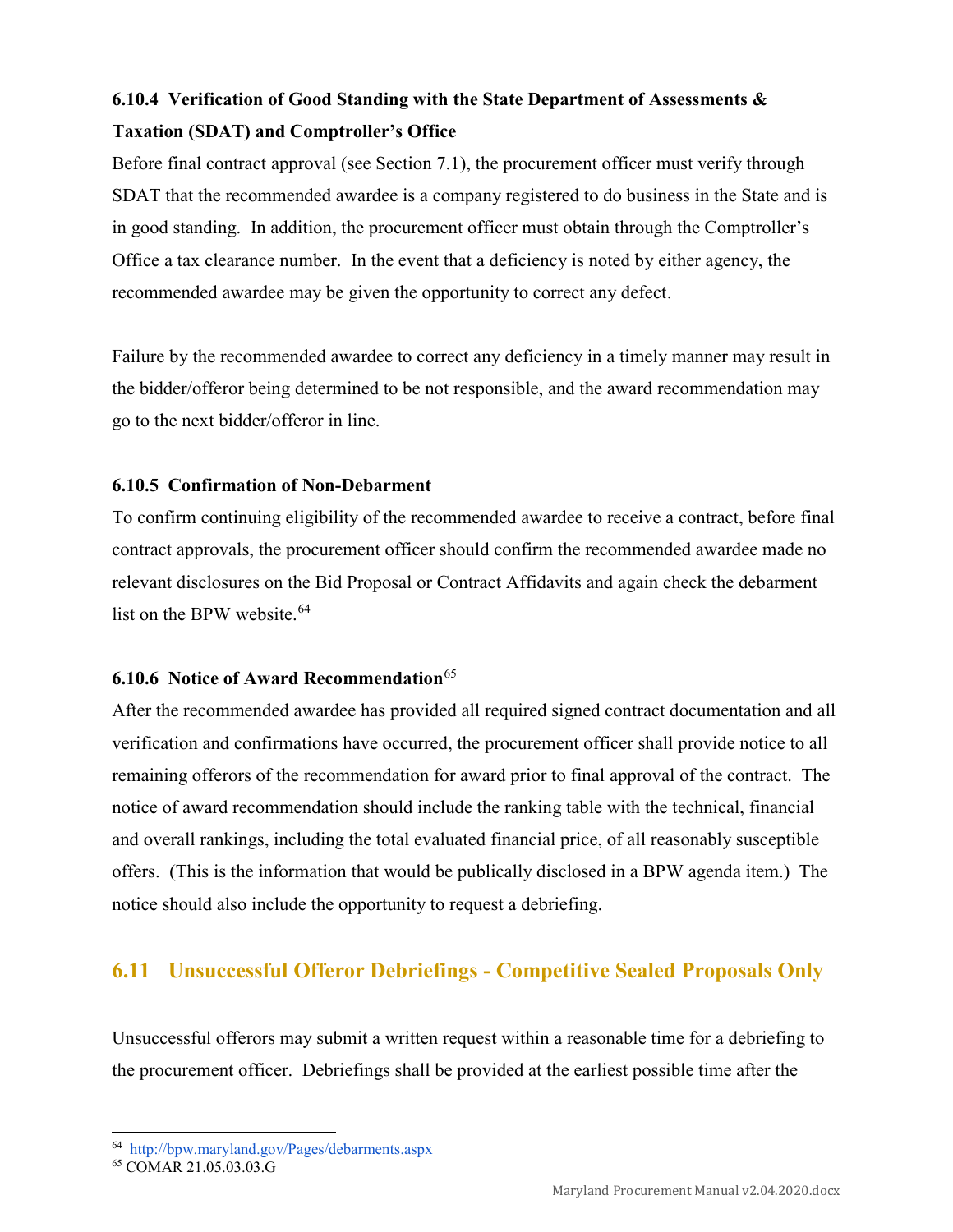#### 6.10.4 Verification of Good Standing with the State Department of Assessments & Taxation (SDAT) and Comptroller's Office

Before final contract approval (see Section 7.1), the procurement officer must verify through SDAT that the recommended awardee is a company registered to do business in the State and is in good standing. In addition, the procurement officer must obtain through the Comptroller's Office a tax clearance number. In the event that a deficiency is noted by either agency, the recommended awardee may be given the opportunity to correct any defect.

Failure by the recommended awardee to correct any deficiency in a timely manner may result in the bidder/offeror being determined to be not responsible, and the award recommendation may go to the next bidder/offeror in line.

#### 6.10.5 Confirmation of Non-Debarment

To confirm continuing eligibility of the recommended awardee to receive a contract, before final contract approvals, the procurement officer should confirm the recommended awardee made no relevant disclosures on the Bid Proposal or Contract Affidavits and again check the debarment list on the BPW website.[64]

#### 6.10.6 Notice of Award Recommendation[65]

After the recommended awardee has provided all required signed contract documentation and all verification and confirmations have occurred, the procurement officer shall provide notice to all remaining offerors of the recommendation for award prior to final approval of the contract. The notice of award recommendation should include the ranking table with the technical, financial and overall rankings, including the total evaluated financial price, of all reasonably susceptible offers. (This is the information that would be publically disclosed in a BPW agenda item.) The notice should also include the opportunity to request a debriefing.

## 6.11 Unsuccessful Offeror Debriefings - Competitive Sealed Proposals Only

Unsuccessful offerors may submit a written request within a reasonable time for a debriefing to the procurement officer. Debriefings shall be provided at the earliest possible time after the

---

[64] http://bpw.maryland.gov/Pages/debarments.aspx

[65] COMAR 21.05.03.03.G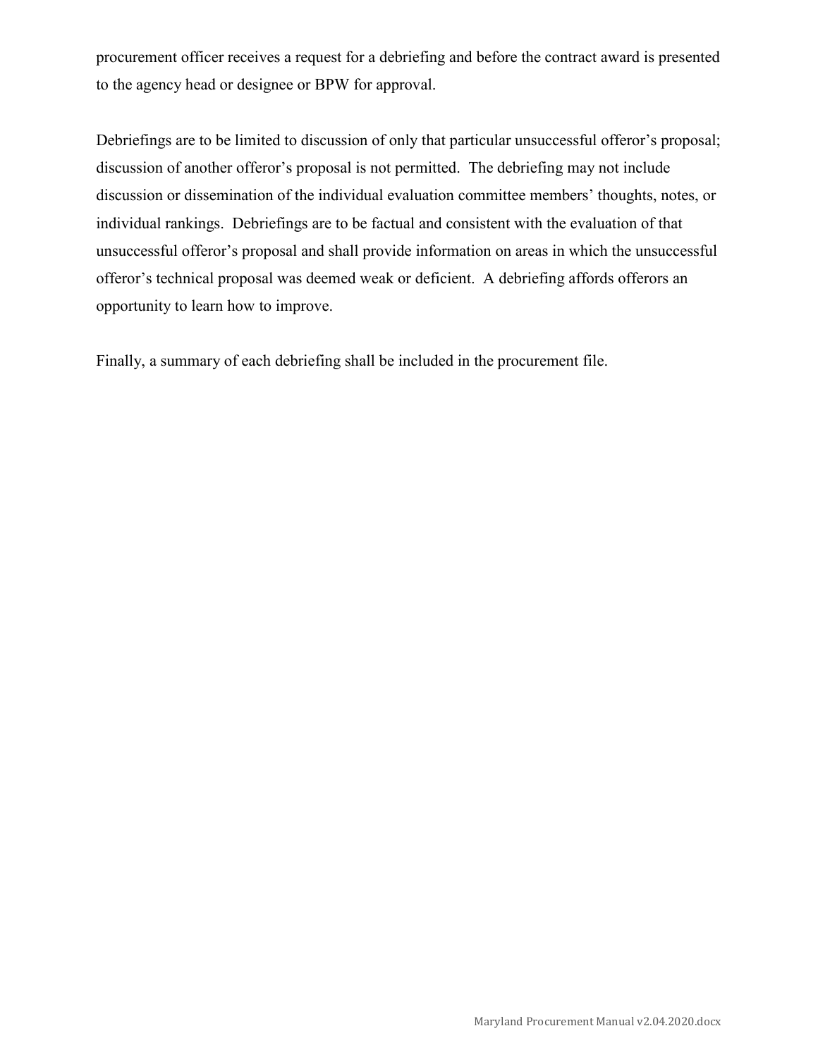procurement officer receives a request for a debriefing and before the contract award is presented to the agency head or designee or BPW for approval.

Debriefings are to be limited to discussion of only that particular unsuccessful offeror's proposal; discussion of another offeror's proposal is not permitted. The debriefing may not include discussion or dissemination of the individual evaluation committee members' thoughts, notes, or individual rankings. Debriefings are to be factual and consistent with the evaluation of that unsuccessful offeror's proposal and shall provide information on areas in which the unsuccessful offeror's technical proposal was deemed weak or deficient. A debriefing affords offerors an opportunity to learn how to improve.

Finally, a summary of each debriefing shall be included in the procurement file.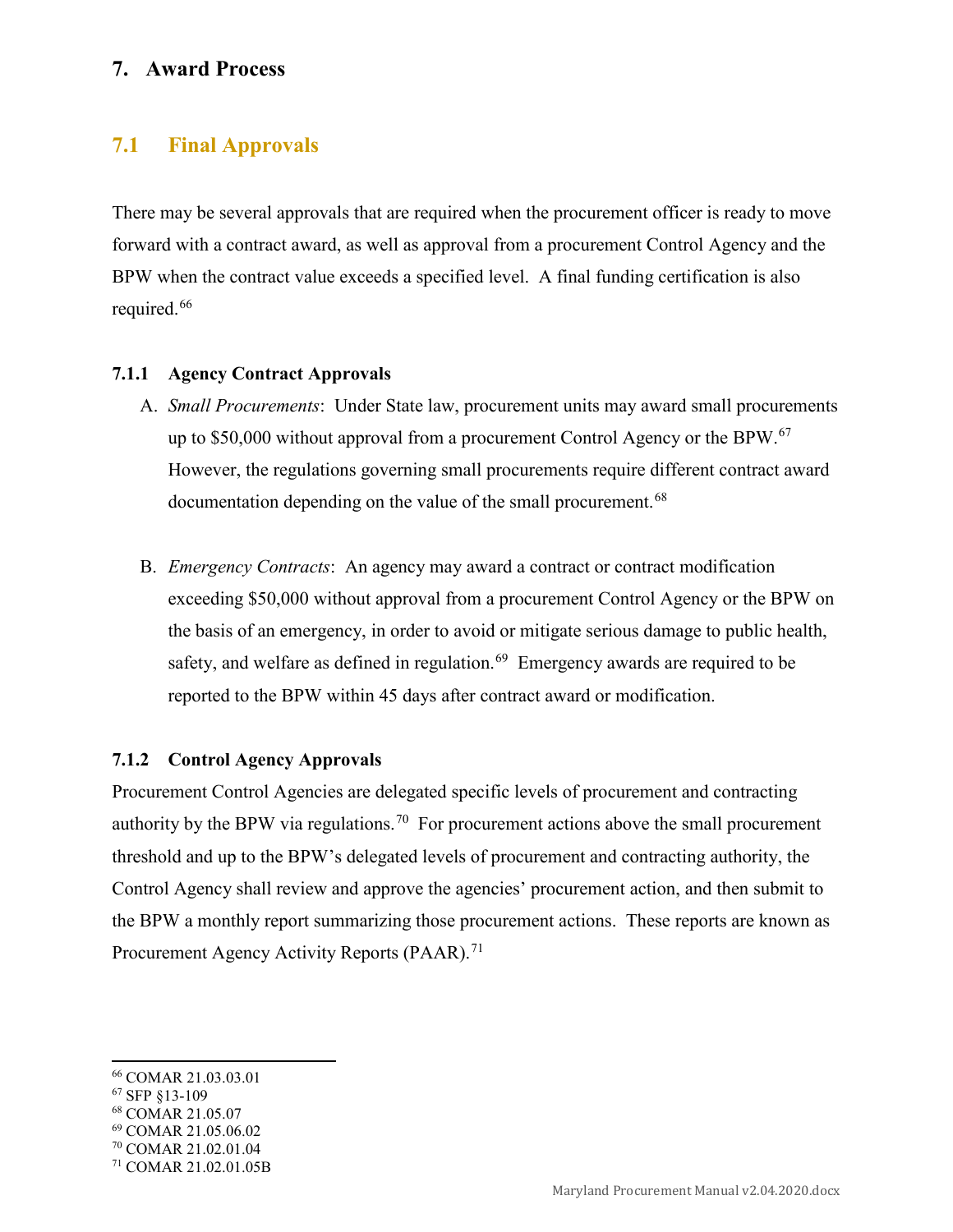# 7. Award Process

## 7.1 Final Approvals

There may be several approvals that are required when the procurement officer is ready to move forward with a contract award, as well as approval from a procurement Control Agency and the BPW when the contract value exceeds a specified level. A final funding certification is also required.[66]

### 7.1.1 Agency Contract Approvals

A. *Small Procurements*: Under State law, procurement units may award small procurements up to $50,000 without approval from a procurement Control Agency or the BPW.[67] However, the regulations governing small procurements require different contract award documentation depending on the value of the small procurement.[68]

B. *Emergency Contracts*: An agency may award a contract or contract modification exceeding $50,000 without approval from a procurement Control Agency or the BPW on the basis of an emergency, in order to avoid or mitigate serious damage to public health, safety, and welfare as defined in regulation.[69] Emergency awards are required to be reported to the BPW within 45 days after contract award or modification.

### 7.1.2 Control Agency Approvals

Procurement Control Agencies are delegated specific levels of procurement and contracting authority by the BPW via regulations.[70] For procurement actions above the small procurement threshold and up to the BPW's delegated levels of procurement and contracting authority, the Control Agency shall review and approve the agencies' procurement action, and then submit to the BPW a monthly report summarizing those procurement actions. These reports are known as Procurement Agency Activity Reports (PAAR).[71]

---

[66] COMAR 21.03.03.01
[67] SFP §13-109
[68] COMAR 21.05.07
[69] COMAR 21.05.06.02
[70] COMAR 21.02.01.04
[71] COMAR 21.02.01.05B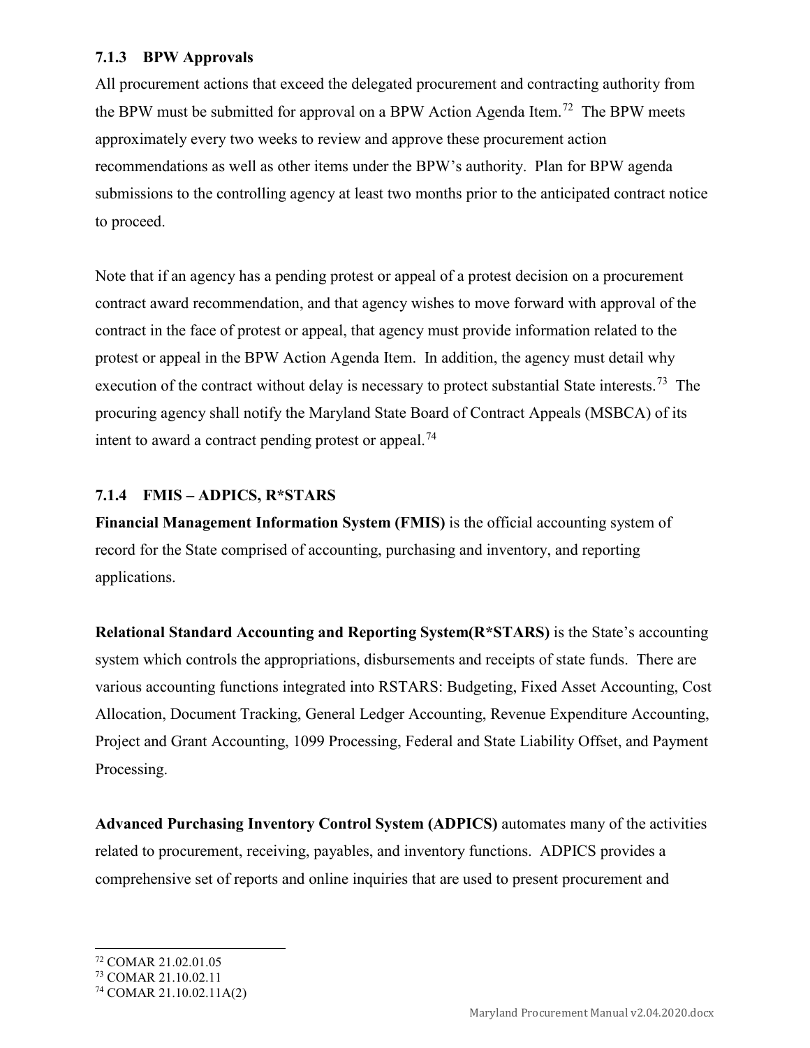### 7.1.3 BPW Approvals

All procurement actions that exceed the delegated procurement and contracting authority from the BPW must be submitted for approval on a BPW Action Agenda Item.[72] The BPW meets approximately every two weeks to review and approve these procurement action recommendations as well as other items under the BPW's authority. Plan for BPW agenda submissions to the controlling agency at least two months prior to the anticipated contract notice to proceed.

Note that if an agency has a pending protest or appeal of a protest decision on a procurement contract award recommendation, and that agency wishes to move forward with approval of the contract in the face of protest or appeal, that agency must provide information related to the protest or appeal in the BPW Action Agenda Item. In addition, the agency must detail why execution of the contract without delay is necessary to protect substantial State interests.[73] The procuring agency shall notify the Maryland State Board of Contract Appeals (MSBCA) of its intent to award a contract pending protest or appeal.[74]

### 7.1.4 FMIS – ADPICS, R*STARS

**Financial Management Information System (FMIS)** is the official accounting system of record for the State comprised of accounting, purchasing and inventory, and reporting applications.

**Relational Standard Accounting and Reporting System(R*STARS)** is the State's accounting system which controls the appropriations, disbursements and receipts of state funds. There are various accounting functions integrated into RSTARS: Budgeting, Fixed Asset Accounting, Cost Allocation, Document Tracking, General Ledger Accounting, Revenue Expenditure Accounting, Project and Grant Accounting, 1099 Processing, Federal and State Liability Offset, and Payment Processing.

**Advanced Purchasing Inventory Control System (ADPICS)** automates many of the activities related to procurement, receiving, payables, and inventory functions. ADPICS provides a comprehensive set of reports and online inquiries that are used to present procurement and

---

[72] COMAR 21.02.01.05

[73] COMAR 21.10.02.11

[74] COMAR 21.10.02.11A(2)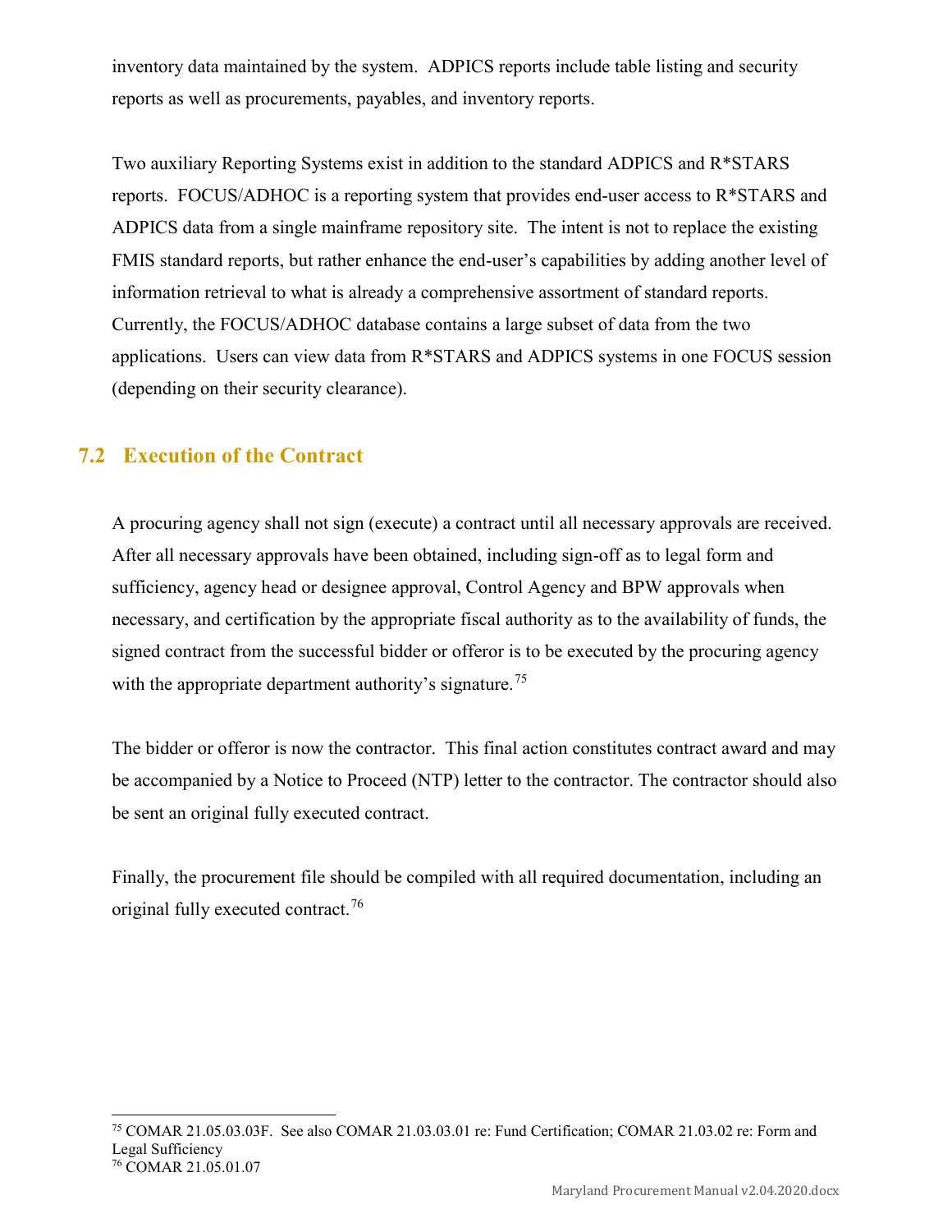inventory data maintained by the system. ADPICS reports include table listing and security reports as well as procurements, payables, and inventory reports.

Two auxiliary Reporting Systems exist in addition to the standard ADPICS and R*STARS reports. FOCUS/ADHOC is a reporting system that provides end-user access to R*STARS and ADPICS data from a single mainframe repository site. The intent is not to replace the existing FMIS standard reports, but rather enhance the end-user's capabilities by adding another level of information retrieval to what is already a comprehensive assortment of standard reports. Currently, the FOCUS/ADHOC database contains a large subset of data from the two applications. Users can view data from R*STARS and ADPICS systems in one FOCUS session (depending on their security clearance).

## 7.2 Execution of the Contract

A procuring agency shall not sign (execute) a contract until all necessary approvals are received. After all necessary approvals have been obtained, including sign-off as to legal form and sufficiency, agency head or designee approval, Control Agency and BPW approvals when necessary, and certification by the appropriate fiscal authority as to the availability of funds, the signed contract from the successful bidder or offeror is to be executed by the procuring agency with the appropriate department authority's signature.[75]

The bidder or offeror is now the contractor. This final action constitutes contract award and may be accompanied by a Notice to Proceed (NTP) letter to the contractor. The contractor should also be sent an original fully executed contract.

Finally, the procurement file should be compiled with all required documentation, including an original fully executed contract.[76]

---

[75] COMAR 21.05.03.03F. See also COMAR 21.03.03.01 re: Fund Certification; COMAR 21.03.02 re: Form and Legal Sufficiency

[76] COMAR 21.05.01.07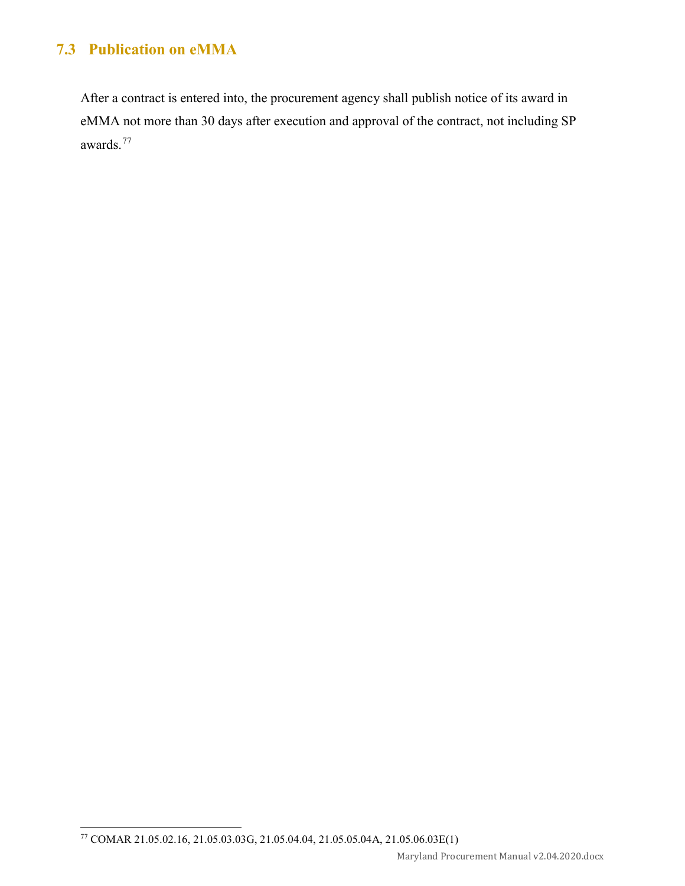## 7.3 Publication on eMMA

After a contract is entered into, the procurement agency shall publish notice of its award in eMMA not more than 30 days after execution and approval of the contract, not including SP awards.[77]

[77] COMAR 21.05.02.16, 21.05.03.03G, 21.05.04.04, 21.05.05.04A, 21.05.06.03E(1)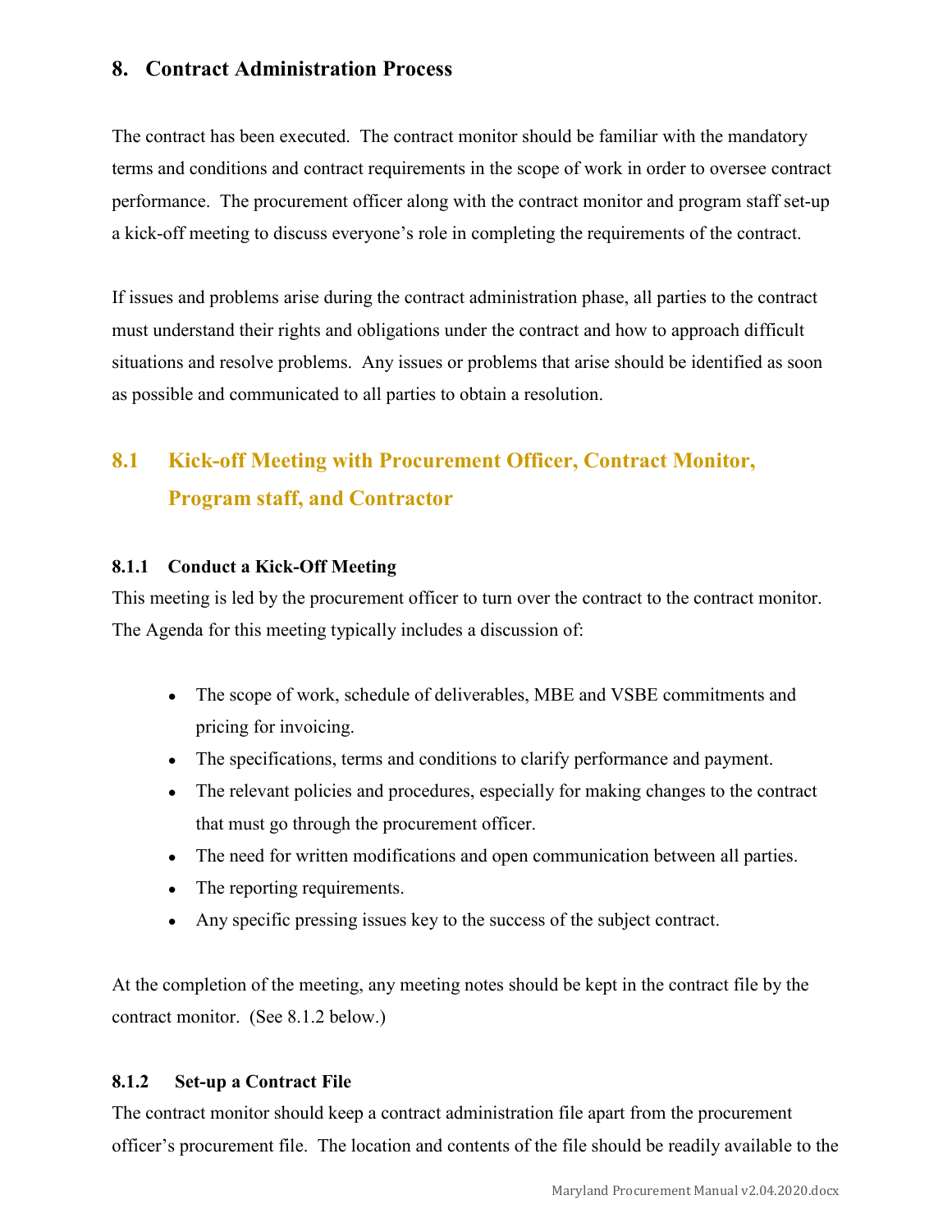# 8. Contract Administration Process

The contract has been executed. The contract monitor should be familiar with the mandatory terms and conditions and contract requirements in the scope of work in order to oversee contract performance. The procurement officer along with the contract monitor and program staff set-up a kick-off meeting to discuss everyone's role in completing the requirements of the contract.

If issues and problems arise during the contract administration phase, all parties to the contract must understand their rights and obligations under the contract and how to approach difficult situations and resolve problems. Any issues or problems that arise should be identified as soon as possible and communicated to all parties to obtain a resolution.

## 8.1 Kick-off Meeting with Procurement Officer, Contract Monitor, Program staff, and Contractor

### 8.1.1 Conduct a Kick-Off Meeting

This meeting is led by the procurement officer to turn over the contract to the contract monitor. The Agenda for this meeting typically includes a discussion of:

- The scope of work, schedule of deliverables, MBE and VSBE commitments and pricing for invoicing.
- The specifications, terms and conditions to clarify performance and payment.
- The relevant policies and procedures, especially for making changes to the contract that must go through the procurement officer.
- The need for written modifications and open communication between all parties.
- The reporting requirements.
- Any specific pressing issues key to the success of the subject contract.

At the completion of the meeting, any meeting notes should be kept in the contract file by the contract monitor. (See 8.1.2 below.)

### 8.1.2 Set-up a Contract File

The contract monitor should keep a contract administration file apart from the procurement officer's procurement file. The location and contents of the file should be readily available to the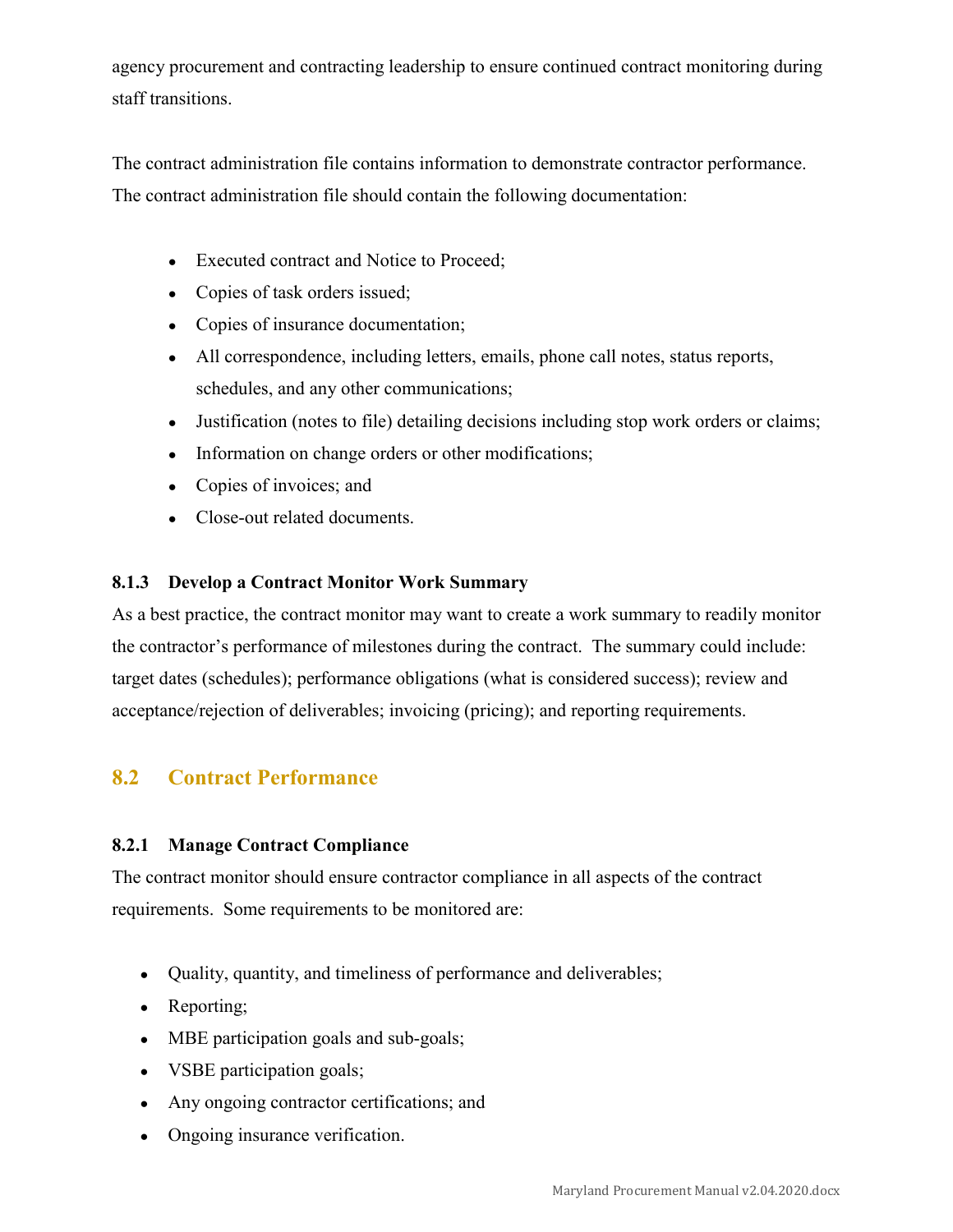agency procurement and contracting leadership to ensure continued contract monitoring during staff transitions.

The contract administration file contains information to demonstrate contractor performance. The contract administration file should contain the following documentation:

- Executed contract and Notice to Proceed;
- Copies of task orders issued;
- Copies of insurance documentation;
- All correspondence, including letters, emails, phone call notes, status reports, schedules, and any other communications;
- Justification (notes to file) detailing decisions including stop work orders or claims;
- Information on change orders or other modifications;
- Copies of invoices; and
- Close-out related documents.

#### 8.1.3 Develop a Contract Monitor Work Summary

As a best practice, the contract monitor may want to create a work summary to readily monitor the contractor's performance of milestones during the contract. The summary could include: target dates (schedules); performance obligations (what is considered success); review and acceptance/rejection of deliverables; invoicing (pricing); and reporting requirements.

### 8.2 Contract Performance

#### 8.2.1 Manage Contract Compliance

The contract monitor should ensure contractor compliance in all aspects of the contract requirements. Some requirements to be monitored are:

- Quality, quantity, and timeliness of performance and deliverables;
- Reporting;
- MBE participation goals and sub-goals;
- VSBE participation goals;
- Any ongoing contractor certifications; and
- Ongoing insurance verification.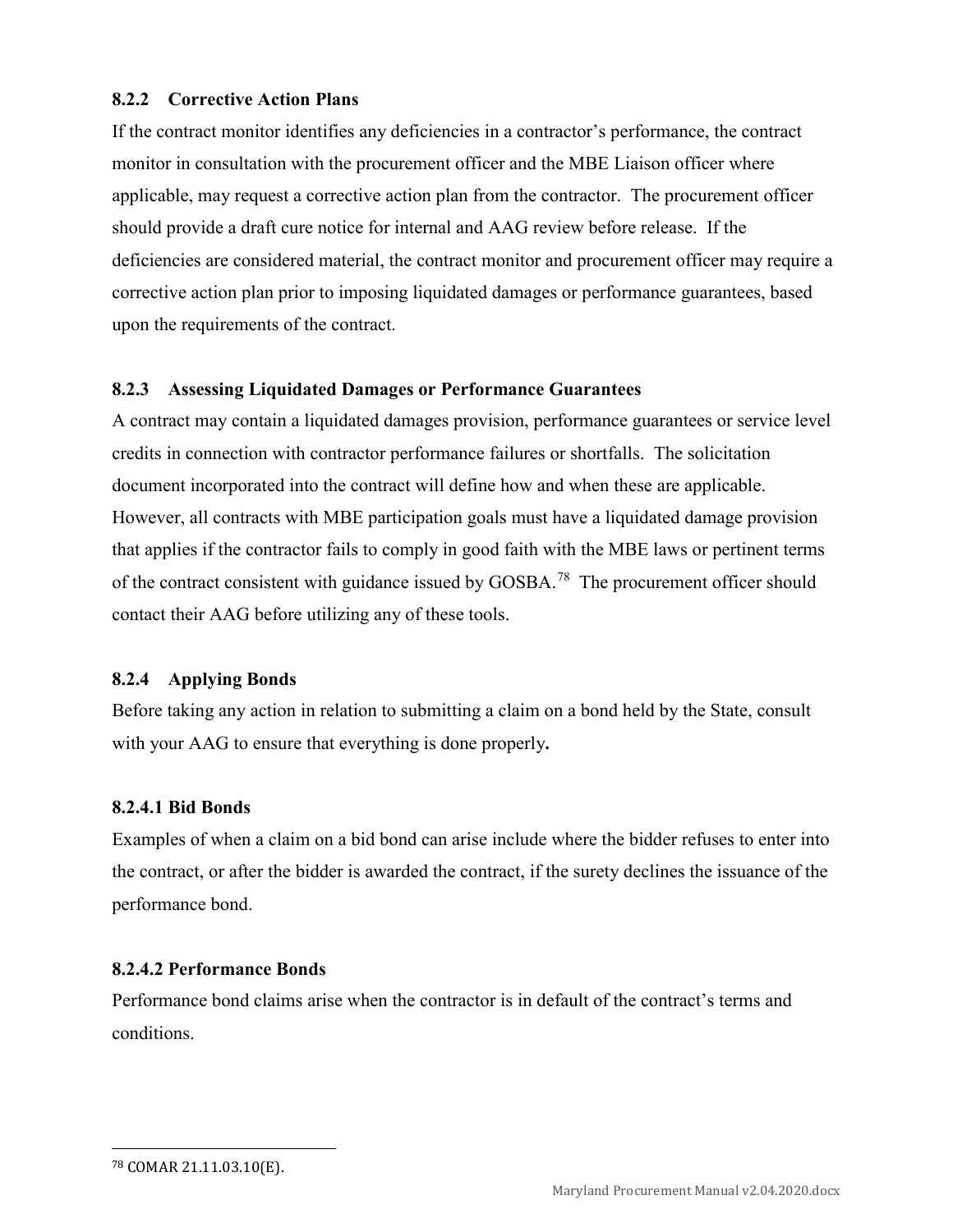### 8.2.2 Corrective Action Plans

If the contract monitor identifies any deficiencies in a contractor's performance, the contract monitor in consultation with the procurement officer and the MBE Liaison officer where applicable, may request a corrective action plan from the contractor. The procurement officer should provide a draft cure notice for internal and AAG review before release. If the deficiencies are considered material, the contract monitor and procurement officer may require a corrective action plan prior to imposing liquidated damages or performance guarantees, based upon the requirements of the contract.

### 8.2.3 Assessing Liquidated Damages or Performance Guarantees

A contract may contain a liquidated damages provision, performance guarantees or service level credits in connection with contractor performance failures or shortfalls. The solicitation document incorporated into the contract will define how and when these are applicable. However, all contracts with MBE participation goals must have a liquidated damage provision that applies if the contractor fails to comply in good faith with the MBE laws or pertinent terms of the contract consistent with guidance issued by GOSBA.[78] The procurement officer should contact their AAG before utilizing any of these tools.

### 8.2.4 Applying Bonds

Before taking any action in relation to submitting a claim on a bond held by the State, consult with your AAG to ensure that everything is done properly**.**

#### 8.2.4.1 Bid Bonds

Examples of when a claim on a bid bond can arise include where the bidder refuses to enter into the contract, or after the bidder is awarded the contract, if the surety declines the issuance of the performance bond.

#### 8.2.4.2 Performance Bonds

Performance bond claims arise when the contractor is in default of the contract's terms and conditions.

---

[78] COMAR 21.11.03.10(E).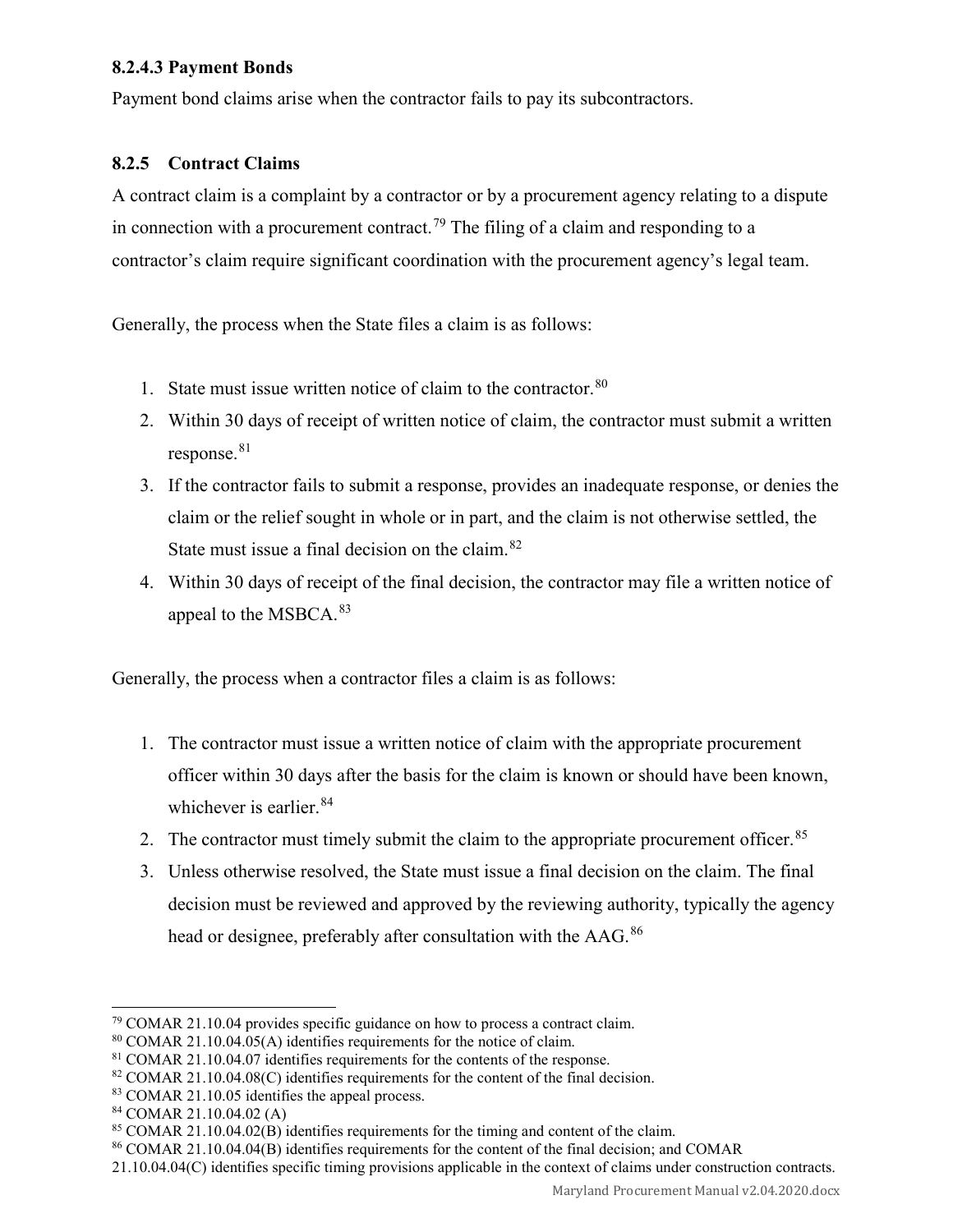#### 8.2.4.3 Payment Bonds

Payment bond claims arise when the contractor fails to pay its subcontractors.

### 8.2.5 Contract Claims

A contract claim is a complaint by a contractor or by a procurement agency relating to a dispute in connection with a procurement contract.[79] The filing of a claim and responding to a contractor's claim require significant coordination with the procurement agency's legal team.

Generally, the process when the State files a claim is as follows:

1. State must issue written notice of claim to the contractor.[80]
2. Within 30 days of receipt of written notice of claim, the contractor must submit a written response.[81]
3. If the contractor fails to submit a response, provides an inadequate response, or denies the claim or the relief sought in whole or in part, and the claim is not otherwise settled, the State must issue a final decision on the claim.[82]
4. Within 30 days of receipt of the final decision, the contractor may file a written notice of appeal to the MSBCA.[83]

Generally, the process when a contractor files a claim is as follows:

1. The contractor must issue a written notice of claim with the appropriate procurement officer within 30 days after the basis for the claim is known or should have been known, whichever is earlier.[84]
2. The contractor must timely submit the claim to the appropriate procurement officer.[85]
3. Unless otherwise resolved, the State must issue a final decision on the claim. The final decision must be reviewed and approved by the reviewing authority, typically the agency head or designee, preferably after consultation with the AAG.[86]

---

[79] COMAR 21.10.04 provides specific guidance on how to process a contract claim.
[80] COMAR 21.10.04.05(A) identifies requirements for the notice of claim.
[81] COMAR 21.10.04.07 identifies requirements for the contents of the response.
[82] COMAR 21.10.04.08(C) identifies requirements for the content of the final decision.
[83] COMAR 21.10.05 identifies the appeal process.
[84] COMAR 21.10.04.02 (A)
[85] COMAR 21.10.04.02(B) identifies requirements for the timing and content of the claim.
[86] COMAR 21.10.04.04(B) identifies requirements for the content of the final decision; and COMAR 21.10.04.04(C) identifies specific timing provisions applicable in the context of claims under construction contracts.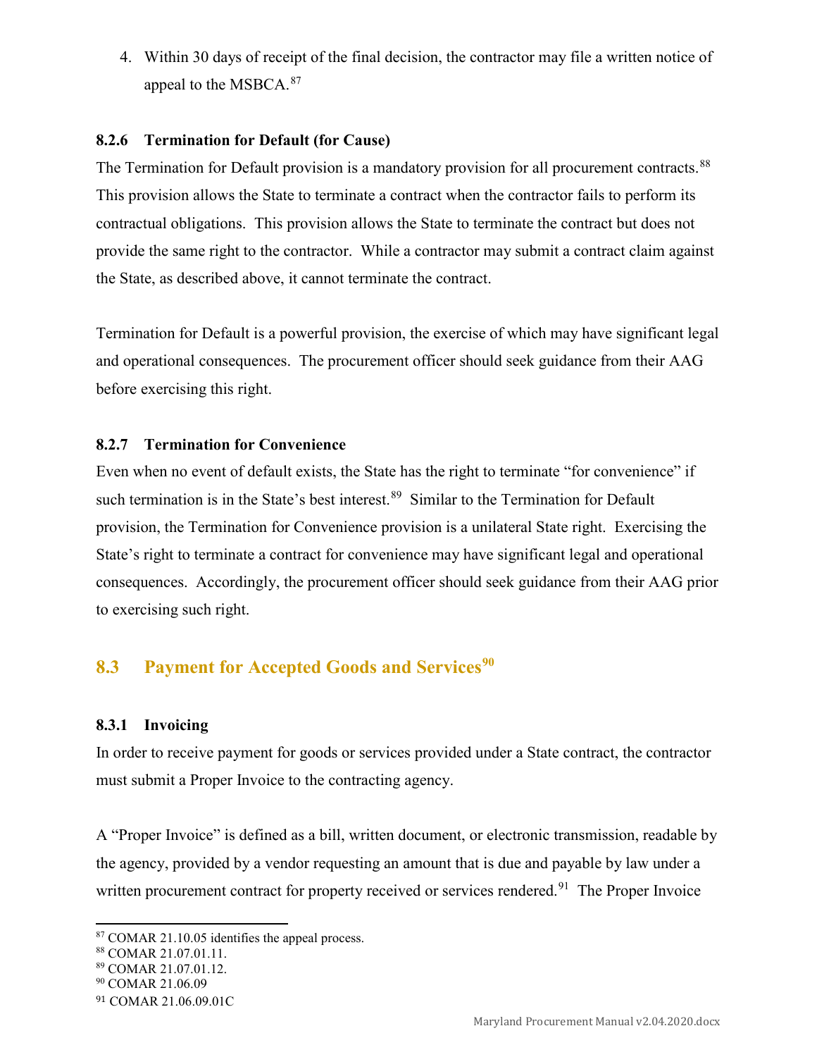4. Within 30 days of receipt of the final decision, the contractor may file a written notice of appeal to the MSBCA.[87]

### 8.2.6 Termination for Default (for Cause)

The Termination for Default provision is a mandatory provision for all procurement contracts.[88] This provision allows the State to terminate a contract when the contractor fails to perform its contractual obligations. This provision allows the State to terminate the contract but does not provide the same right to the contractor. While a contractor may submit a contract claim against the State, as described above, it cannot terminate the contract.

Termination for Default is a powerful provision, the exercise of which may have significant legal and operational consequences. The procurement officer should seek guidance from their AAG before exercising this right.

### 8.2.7 Termination for Convenience

Even when no event of default exists, the State has the right to terminate "for convenience" if such termination is in the State's best interest.[89] Similar to the Termination for Default provision, the Termination for Convenience provision is a unilateral State right. Exercising the State's right to terminate a contract for convenience may have significant legal and operational consequences. Accordingly, the procurement officer should seek guidance from their AAG prior to exercising such right.

## 8.3 Payment for Accepted Goods and Services[90]

### 8.3.1 Invoicing

In order to receive payment for goods or services provided under a State contract, the contractor must submit a Proper Invoice to the contracting agency.

A "Proper Invoice" is defined as a bill, written document, or electronic transmission, readable by the agency, provided by a vendor requesting an amount that is due and payable by law under a written procurement contract for property received or services rendered.[91] The Proper Invoice

---

[87] COMAR 21.10.05 identifies the appeal process.
[88] COMAR 21.07.01.11.
[89] COMAR 21.07.01.12.
[90] COMAR 21.06.09
[91] COMAR 21.06.09.01C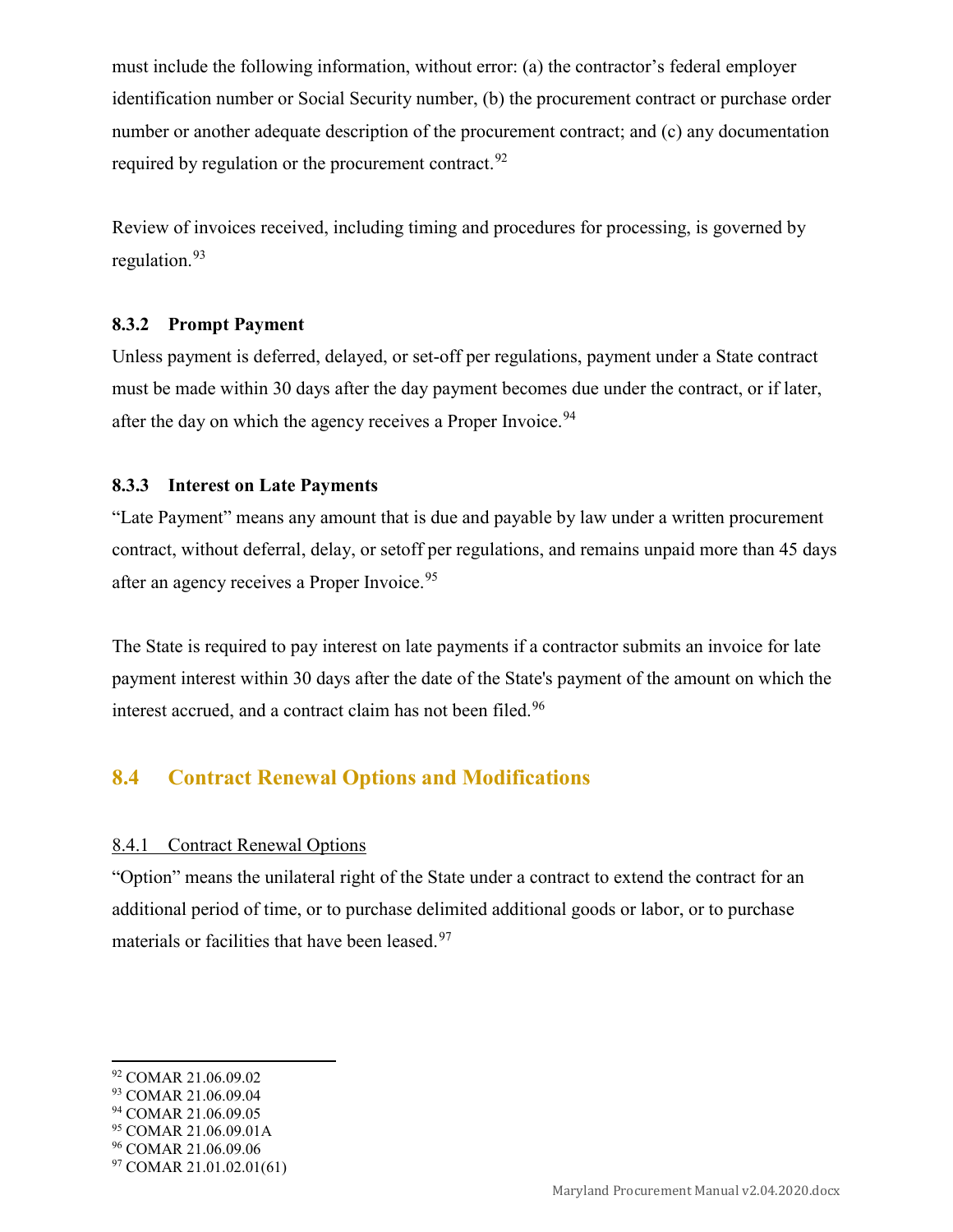must include the following information, without error: (a) the contractor's federal employer identification number or Social Security number, (b) the procurement contract or purchase order number or another adequate description of the procurement contract; and (c) any documentation required by regulation or the procurement contract.[92]

Review of invoices received, including timing and procedures for processing, is governed by regulation.[93]

### 8.3.2 Prompt Payment

Unless payment is deferred, delayed, or set-off per regulations, payment under a State contract must be made within 30 days after the day payment becomes due under the contract, or if later, after the day on which the agency receives a Proper Invoice.[94]

### 8.3.3 Interest on Late Payments

"Late Payment" means any amount that is due and payable by law under a written procurement contract, without deferral, delay, or setoff per regulations, and remains unpaid more than 45 days after an agency receives a Proper Invoice.[95]

The State is required to pay interest on late payments if a contractor submits an invoice for late payment interest within 30 days after the date of the State's payment of the amount on which the interest accrued, and a contract claim has not been filed.[96]

## 8.4 Contract Renewal Options and Modifications

### 8.4.1 Contract Renewal Options

"Option" means the unilateral right of the State under a contract to extend the contract for an additional period of time, or to purchase delimited additional goods or labor, or to purchase materials or facilities that have been leased.[97]

---

[92] COMAR 21.06.09.02
[93] COMAR 21.06.09.04
[94] COMAR 21.06.09.05
[95] COMAR 21.06.09.01A
[96] COMAR 21.06.09.06
[97] COMAR 21.01.02.01(61)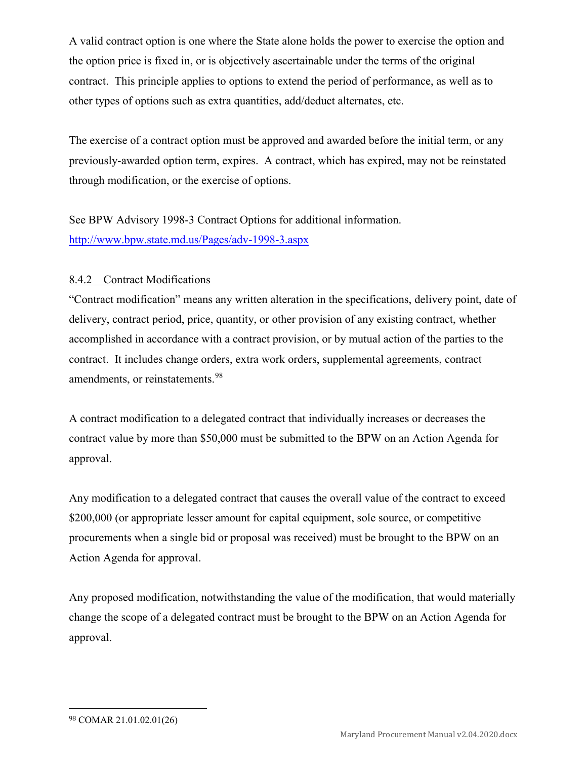A valid contract option is one where the State alone holds the power to exercise the option and the option price is fixed in, or is objectively ascertainable under the terms of the original contract. This principle applies to options to extend the period of performance, as well as to other types of options such as extra quantities, add/deduct alternates, etc.

The exercise of a contract option must be approved and awarded before the initial term, or any previously-awarded option term, expires. A contract, which has expired, may not be reinstated through modification, or the exercise of options.

See BPW Advisory 1998-3 Contract Options for additional information.
[http://www.bpw.state.md.us/Pages/adv-1998-3.aspx](http://www.bpw.state.md.us/Pages/adv-1998-3.aspx)

### 8.4.2 Contract Modifications

"Contract modification" means any written alteration in the specifications, delivery point, date of delivery, contract period, price, quantity, or other provision of any existing contract, whether accomplished in accordance with a contract provision, or by mutual action of the parties to the contract. It includes change orders, extra work orders, supplemental agreements, contract amendments, or reinstatements.[98]

A contract modification to a delegated contract that individually increases or decreases the contract value by more than $50,000 must be submitted to the BPW on an Action Agenda for approval.

Any modification to a delegated contract that causes the overall value of the contract to exceed $200,000 (or appropriate lesser amount for capital equipment, sole source, or competitive procurements when a single bid or proposal was received) must be brought to the BPW on an Action Agenda for approval.

Any proposed modification, notwithstanding the value of the modification, that would materially change the scope of a delegated contract must be brought to the BPW on an Action Agenda for approval.

---

[98] COMAR 21.01.02.01(26)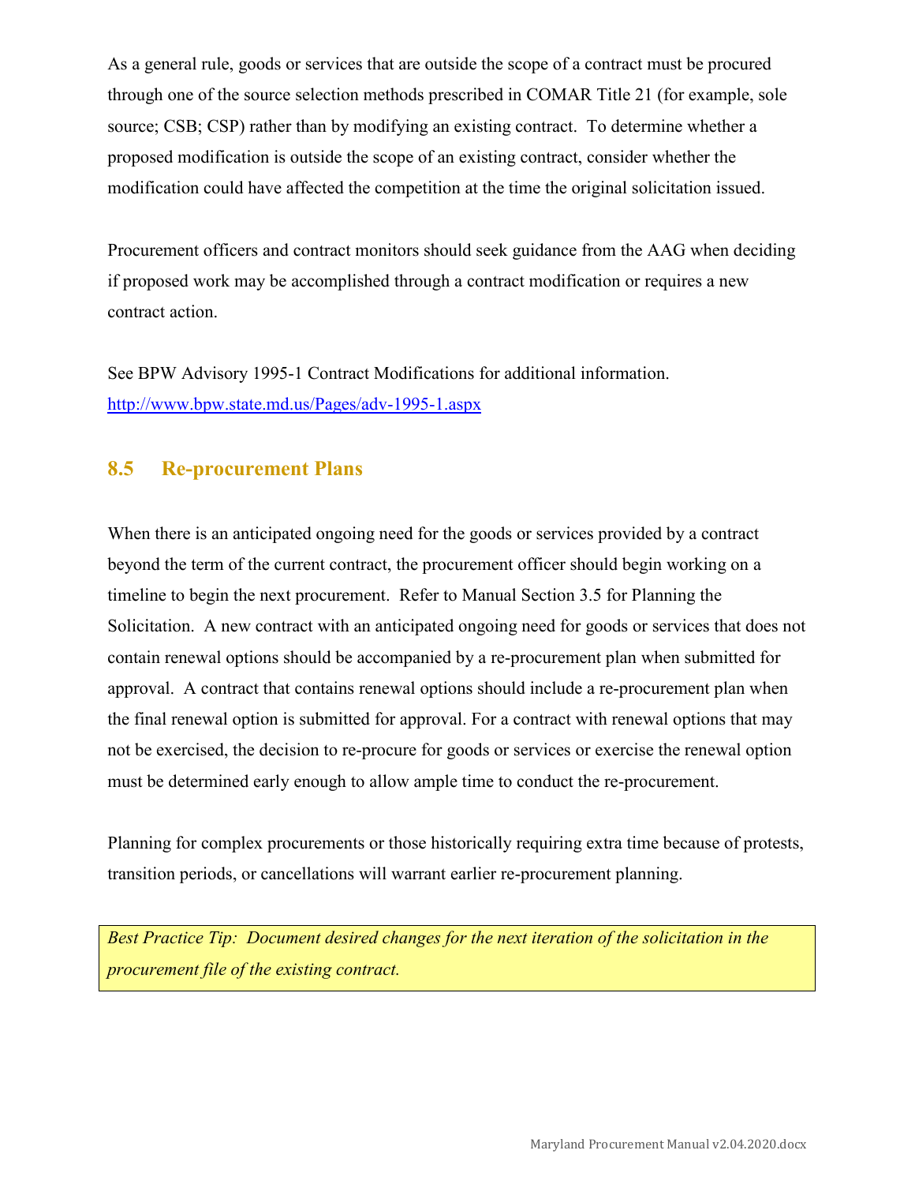As a general rule, goods or services that are outside the scope of a contract must be procured through one of the source selection methods prescribed in COMAR Title 21 (for example, sole source; CSB; CSP) rather than by modifying an existing contract. To determine whether a proposed modification is outside the scope of an existing contract, consider whether the modification could have affected the competition at the time the original solicitation issued.

Procurement officers and contract monitors should seek guidance from the AAG when deciding if proposed work may be accomplished through a contract modification or requires a new contract action.

See BPW Advisory 1995-1 Contract Modifications for additional information.
[http://www.bpw.state.md.us/Pages/adv-1995-1.aspx](http://www.bpw.state.md.us/Pages/adv-1995-1.aspx)

## 8.5 Re-procurement Plans

When there is an anticipated ongoing need for the goods or services provided by a contract beyond the term of the current contract, the procurement officer should begin working on a timeline to begin the next procurement. Refer to Manual Section 3.5 for Planning the Solicitation. A new contract with an anticipated ongoing need for goods or services that does not contain renewal options should be accompanied by a re-procurement plan when submitted for approval. A contract that contains renewal options should include a re-procurement plan when the final renewal option is submitted for approval. For a contract with renewal options that may not be exercised, the decision to re-procure for goods or services or exercise the renewal option must be determined early enough to allow ample time to conduct the re-procurement.

Planning for complex procurements or those historically requiring extra time because of protests, transition periods, or cancellations will warrant earlier re-procurement planning.

> *Best Practice Tip: Document desired changes for the next iteration of the solicitation in the procurement file of the existing contract.*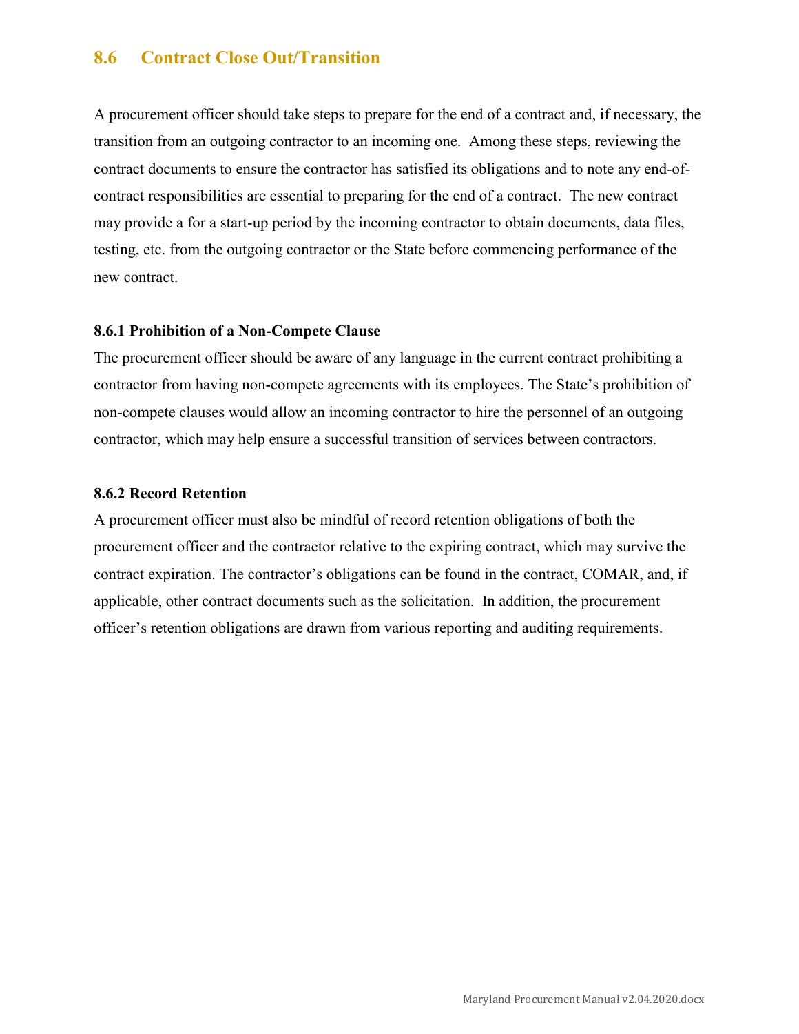## 8.6 Contract Close Out/Transition

A procurement officer should take steps to prepare for the end of a contract and, if necessary, the transition from an outgoing contractor to an incoming one. Among these steps, reviewing the contract documents to ensure the contractor has satisfied its obligations and to note any end-of-contract responsibilities are essential to preparing for the end of a contract. The new contract may provide a for a start-up period by the incoming contractor to obtain documents, data files, testing, etc. from the outgoing contractor or the State before commencing performance of the new contract.

### 8.6.1 Prohibition of a Non-Compete Clause

The procurement officer should be aware of any language in the current contract prohibiting a contractor from having non-compete agreements with its employees. The State's prohibition of non-compete clauses would allow an incoming contractor to hire the personnel of an outgoing contractor, which may help ensure a successful transition of services between contractors.

### 8.6.2 Record Retention

A procurement officer must also be mindful of record retention obligations of both the procurement officer and the contractor relative to the expiring contract, which may survive the contract expiration. The contractor's obligations can be found in the contract, COMAR, and, if applicable, other contract documents such as the solicitation. In addition, the procurement officer's retention obligations are drawn from various reporting and auditing requirements.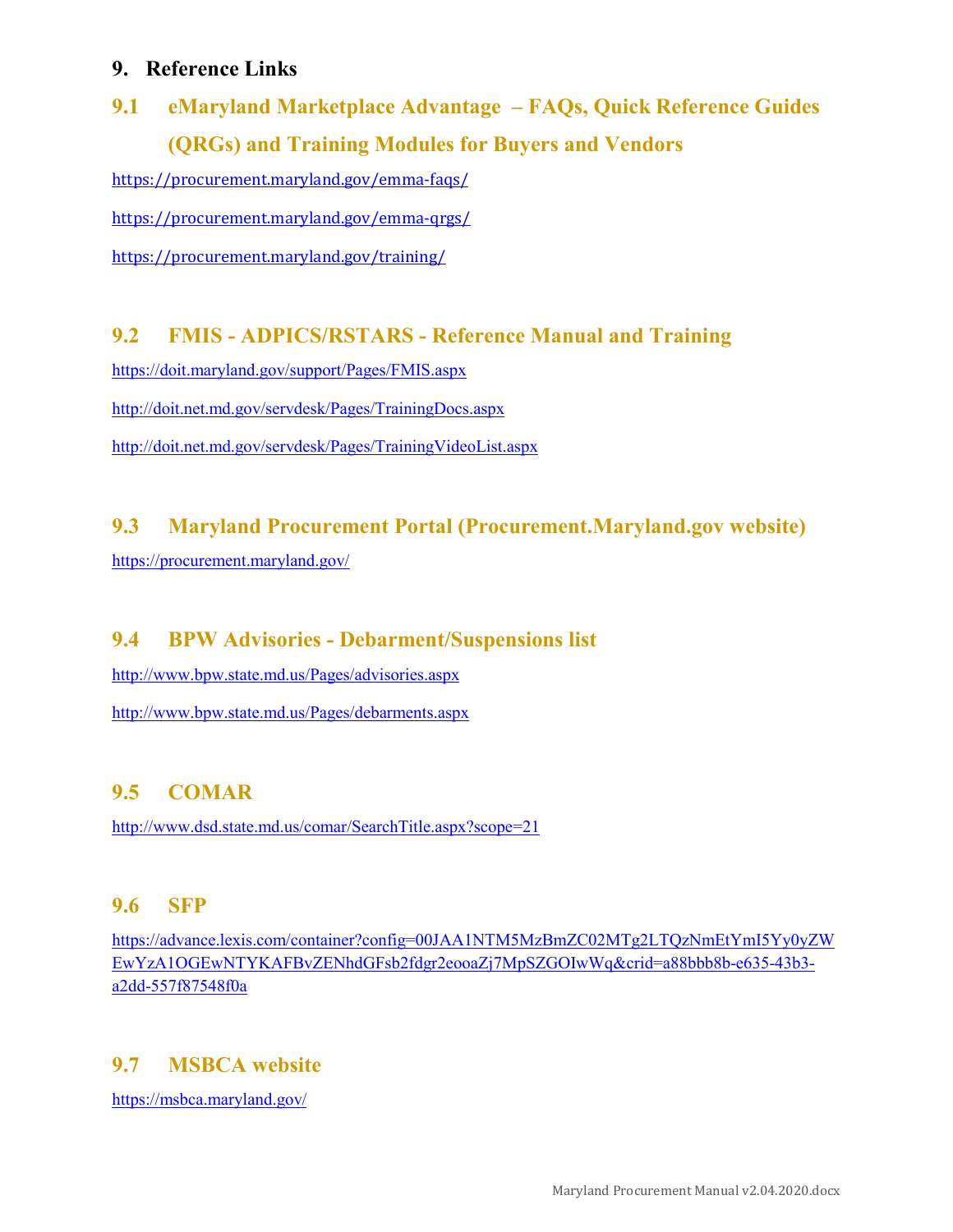## 9. Reference Links

### 9.1 eMaryland Marketplace Advantage – FAQs, Quick Reference Guides (QRGs) and Training Modules for Buyers and Vendors

https://procurement.maryland.gov/emma-faqs/

https://procurement.maryland.gov/emma-qrgs/

https://procurement.maryland.gov/training/

### 9.2 FMIS - ADPICS/RSTARS - Reference Manual and Training

https://doit.maryland.gov/support/Pages/FMIS.aspx

http://doit.net.md.gov/servdesk/Pages/TrainingDocs.aspx

http://doit.net.md.gov/servdesk/Pages/TrainingVideoList.aspx

### 9.3 Maryland Procurement Portal (Procurement.Maryland.gov website)

https://procurement.maryland.gov/

### 9.4 BPW Advisories - Debarment/Suspensions list

http://www.bpw.state.md.us/Pages/advisories.aspx

http://www.bpw.state.md.us/Pages/debarments.aspx

### 9.5 COMAR

http://www.dsd.state.md.us/comar/SearchTitle.aspx?scope=21

### 9.6 SFP

https://advance.lexis.com/container?config=00JAA1NTM5MzBmZC02MTg2LTQzNmEtYmI5Yy0yZWEwYzA1OGEwNTYKAFBvZENhdGFsb2fdgr2eooaZj7MpSZGOIwWq&crid=a88bbb8b-e635-43b3-a2dd-557f87548f0a

### 9.7 MSBCA website

https://msbca.maryland.gov/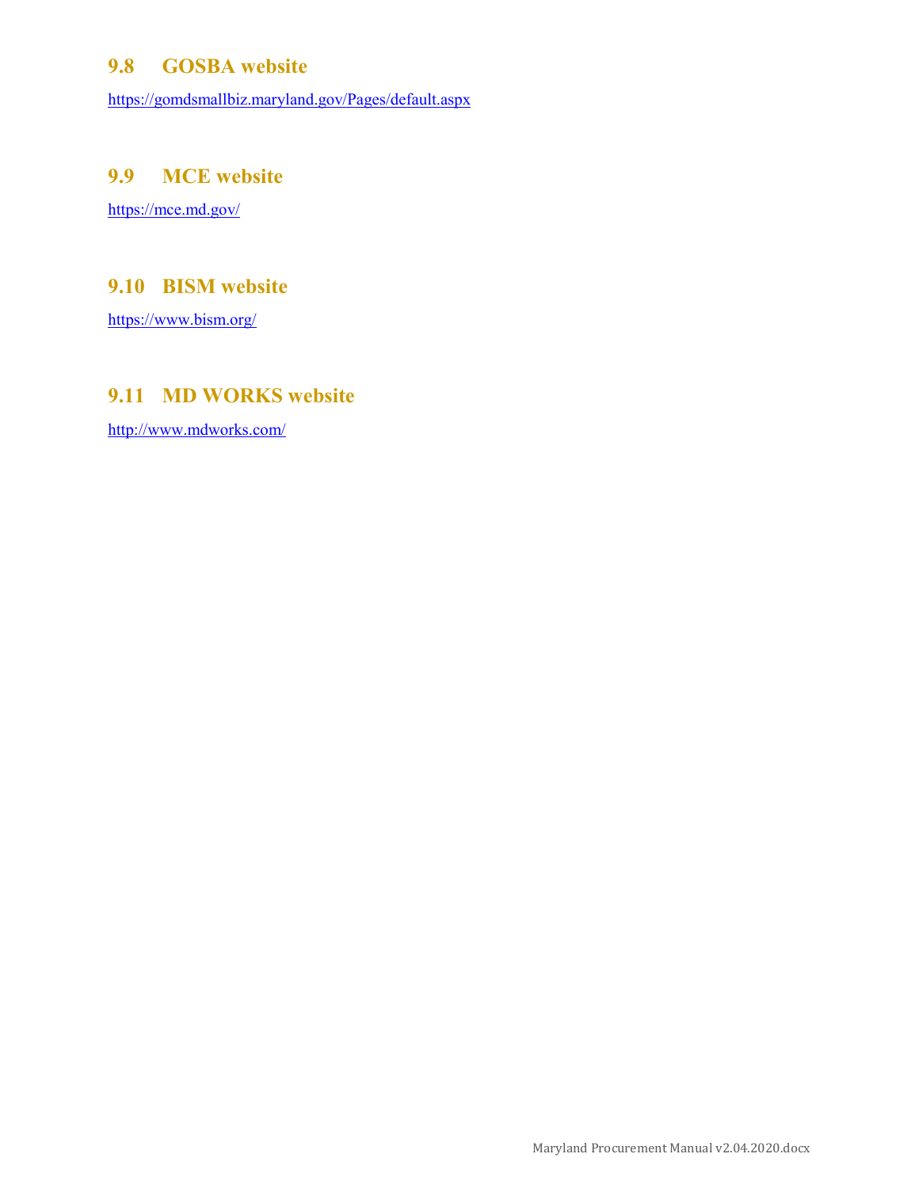## 9.8 GOSBA website

https://gomdsmallbiz.maryland.gov/Pages/default.aspx

## 9.9 MCE website

https://mce.md.gov/

## 9.10 BISM website

https://www.bism.org/

## 9.11 MD WORKS website

http://www.mdworks.com/